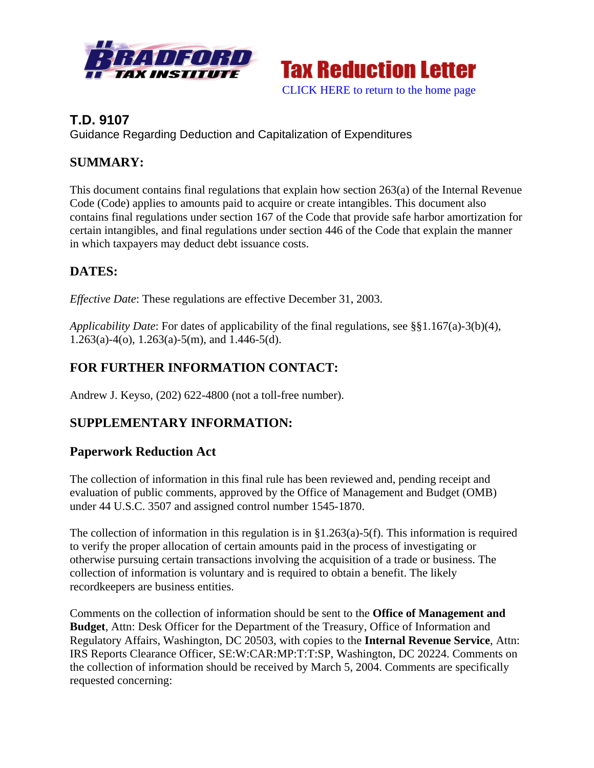# T.D. 9107

Guidance Regarding Deduction and Capitalization of Expenditures

## SUMMARY:

This document contains final regulations that explain how section 263(a) of the Internal Revenue Code (Code) applies to amounts paid to acquire or create intangibles. This document also contains final regulations under section 167 of the Code that provide safe harbor amortization for certain intangibles, and final regulations under section 446 of the Code that explain the manner in which taxpayers may deduct debt issuance costs.

## DATES:

*Effective Date*: These regulations are effective December 31, 2003.

*Applicability Date*: For dates of applicability of the final regulations, see §§1.167(a)-3(b)(4), 1.263(a)-4(o), 1.263(a)-5(m), and 1.446-5(d).

## FOR FURTHER INFORMATION CONTACT:

Andrew J. Keyso, (202) 622-4800 (not a toll-free number).

## SUPPLEMENTARY INFORMATION:

### Paperwork Reduction Act

The collection of information in this final rule has been reviewed and, pending receipt and evaluation of public comments, approved by the Office of Management and Budget (OMB) under 44 U.S.C. 3507 and assigned control number 1545-1870.

The collection of information in this regulation is in §1.263(a)-5(f). This information is required to verify the proper allocation of certain amounts paid in the process of investigating or otherwise pursuing certain transactions involving the acquisition of a trade or business. The collection of information is voluntary and is required to obtain a benefit. The likely recordkeepers are business entities.

Comments on the collection of information should be sent to the **Office of Management and Budget**, Attn: Desk Officer for the Department of the Treasury, Office of Information and Regulatory Affairs, Washington, DC 20503, with copies to the **Internal Revenue Service**, Attn: IRS Reports Clearance Officer, SE:W:CAR:MP:T:T:SP, Washington, DC 20224. Comments on the collection of information should be received by March 5, 2004. Comments are specifically requested concerning: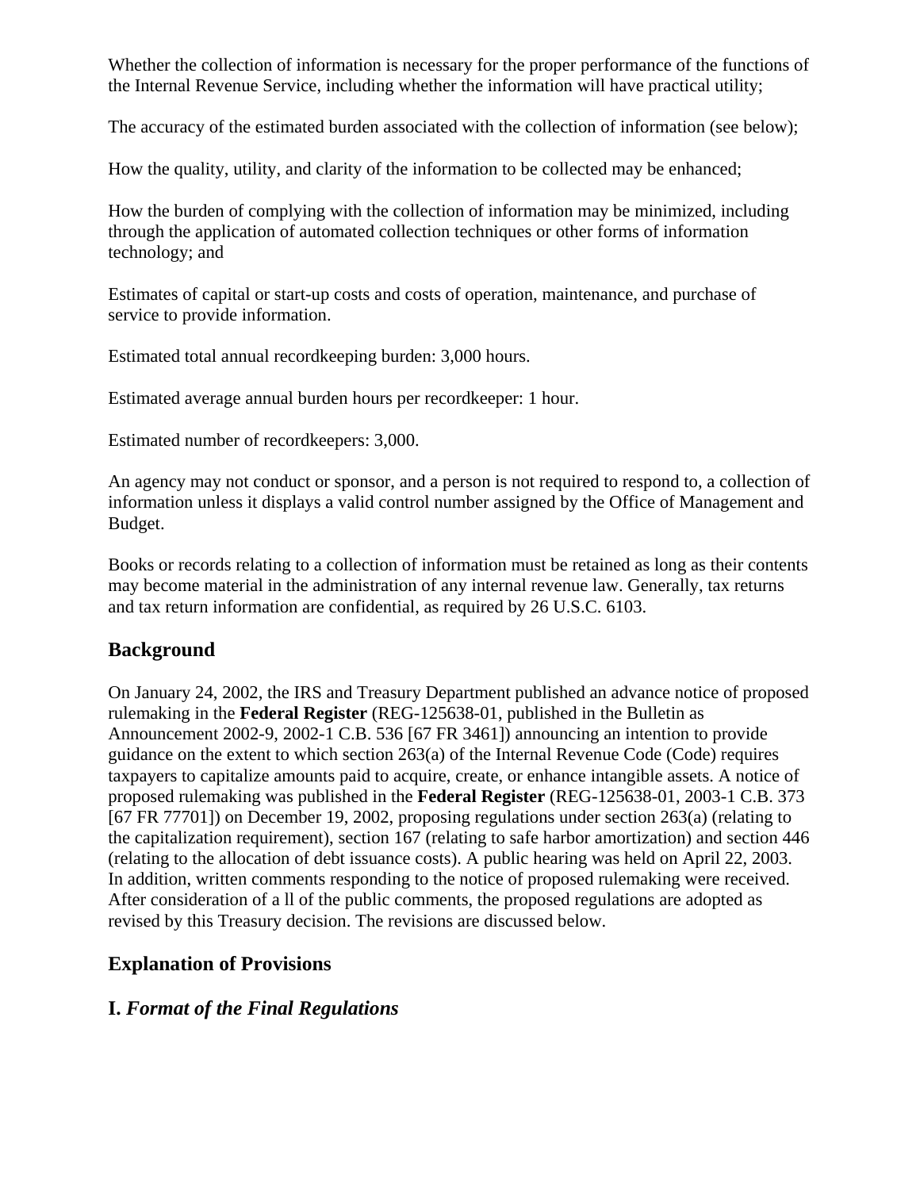Whether the collection of information is necessary for the proper performance of the functions of the Internal Revenue Service, including whether the information will have practical utility;

The accuracy of the estimated burden associated with the collection of information (see below);

How the quality, utility, and clarity of the information to be collected may be enhanced;

How the burden of complying with the collection of information may be minimized, including through the application of automated collection techniques or other forms of information technology; and

Estimates of capital or start-up costs and costs of operation, maintenance, and purchase of service to provide information.

Estimated total annual recordkeeping burden: 3,000 hours.

Estimated average annual burden hours per recordkeeper: 1 hour.

Estimated number of recordkeepers: 3,000.

An agency may not conduct or sponsor, and a person is not required to respond to, a collection of information unless it displays a valid control number assigned by the Office of Management and Budget.

Books or records relating to a collection of information must be retained as long as their contents may become material in the administration of any internal revenue law. Generally, tax returns and tax return information are confidential, as required by 26 U.S.C. 6103.

## Background

On January 24, 2002, the IRS and Treasury Department published an advance notice of proposed rulemaking in the **Federal Register** (REG-125638-01, published in the Bulletin as Announcement 2002-9, 2002-1 C.B. 536 [67 FR 3461]) announcing an intention to provide guidance on the extent to which section 263(a) of the Internal Revenue Code (Code) requires taxpayers to capitalize amounts paid to acquire, create, or enhance intangible assets. A notice of proposed rulemaking was published in the **Federal Register** (REG-125638-01, 2003-1 C.B. 373 [67 FR 77701]) on December 19, 2002, proposing regulations under section 263(a) (relating to the capitalization requirement), section 167 (relating to safe harbor amortization) and section 446 (relating to the allocation of debt issuance costs). A public hearing was held on April 22, 2003. In addition, written comments responding to the notice of proposed rulemaking were received. After consideration of a ll of the public comments, the proposed regulations are adopted as revised by this Treasury decision. The revisions are discussed below.

## Explanation of Provisions

## I. *Format of the Final Regulations*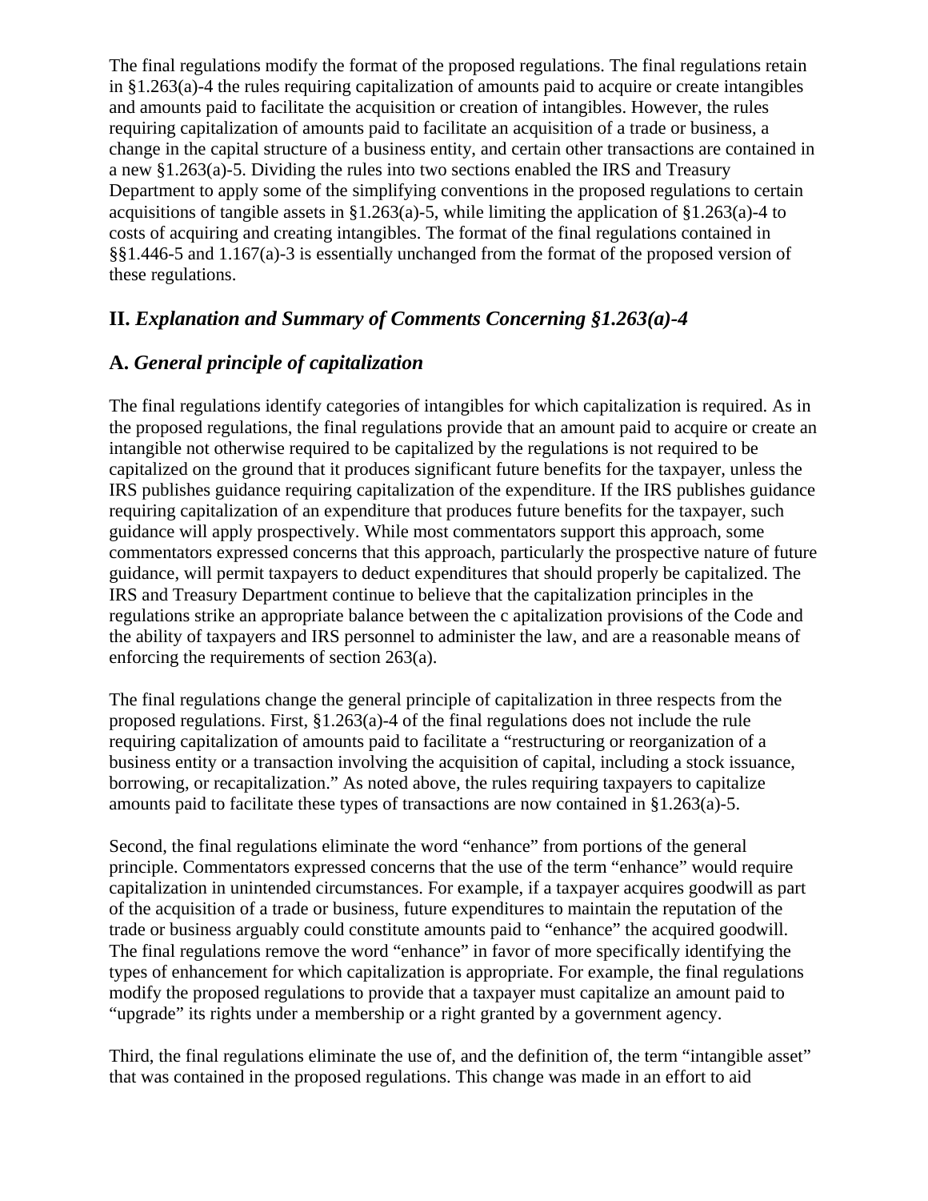The final regulations modify the format of the proposed regulations. The final regulations retain in §1.263(a)-4 the rules requiring capitalization of amounts paid to acquire or create intangibles and amounts paid to facilitate the acquisition or creation of intangibles. However, the rules requiring capitalization of amounts paid to facilitate an acquisition of a trade or business, a change in the capital structure of a business entity, and certain other transactions are contained in a new §1.263(a)-5. Dividing the rules into two sections enabled the IRS and Treasury Department to apply some of the simplifying conventions in the proposed regulations to certain acquisitions of tangible assets in §1.263(a)-5, while limiting the application of §1.263(a)-4 to costs of acquiring and creating intangibles. The format of the final regulations contained in §§1.446-5 and 1.167(a)-3 is essentially unchanged from the format of the proposed version of these regulations.

## II. *Explanation and Summary of Comments Concerning §1.263(a)-4*

## A. *General principle of capitalization*

The final regulations identify categories of intangibles for which capitalization is required. As in the proposed regulations, the final regulations provide that an amount paid to acquire or create an intangible not otherwise required to be capitalized by the regulations is not required to be capitalized on the ground that it produces significant future benefits for the taxpayer, unless the IRS publishes guidance requiring capitalization of the expenditure. If the IRS publishes guidance requiring capitalization of an expenditure that produces future benefits for the taxpayer, such guidance will apply prospectively. While most commentators support this approach, some commentators expressed concerns that this approach, particularly the prospective nature of future guidance, will permit taxpayers to deduct expenditures that should properly be capitalized. The IRS and Treasury Department continue to believe that the capitalization principles in the regulations strike an appropriate balance between the c apitalization provisions of the Code and the ability of taxpayers and IRS personnel to administer the law, and are a reasonable means of enforcing the requirements of section 263(a).

The final regulations change the general principle of capitalization in three respects from the proposed regulations. First, §1.263(a)-4 of the final regulations does not include the rule requiring capitalization of amounts paid to facilitate a "restructuring or reorganization of a business entity or a transaction involving the acquisition of capital, including a stock issuance, borrowing, or recapitalization." As noted above, the rules requiring taxpayers to capitalize amounts paid to facilitate these types of transactions are now contained in §1.263(a)-5.

Second, the final regulations eliminate the word "enhance" from portions of the general principle. Commentators expressed concerns that the use of the term "enhance" would require capitalization in unintended circumstances. For example, if a taxpayer acquires goodwill as part of the acquisition of a trade or business, future expenditures to maintain the reputation of the trade or business arguably could constitute amounts paid to "enhance" the acquired goodwill. The final regulations remove the word "enhance" in favor of more specifically identifying the types of enhancement for which capitalization is appropriate. For example, the final regulations modify the proposed regulations to provide that a taxpayer must capitalize an amount paid to "upgrade" its rights under a membership or a right granted by a government agency.

Third, the final regulations eliminate the use of, and the definition of, the term "intangible asset" that was contained in the proposed regulations. This change was made in an effort to aid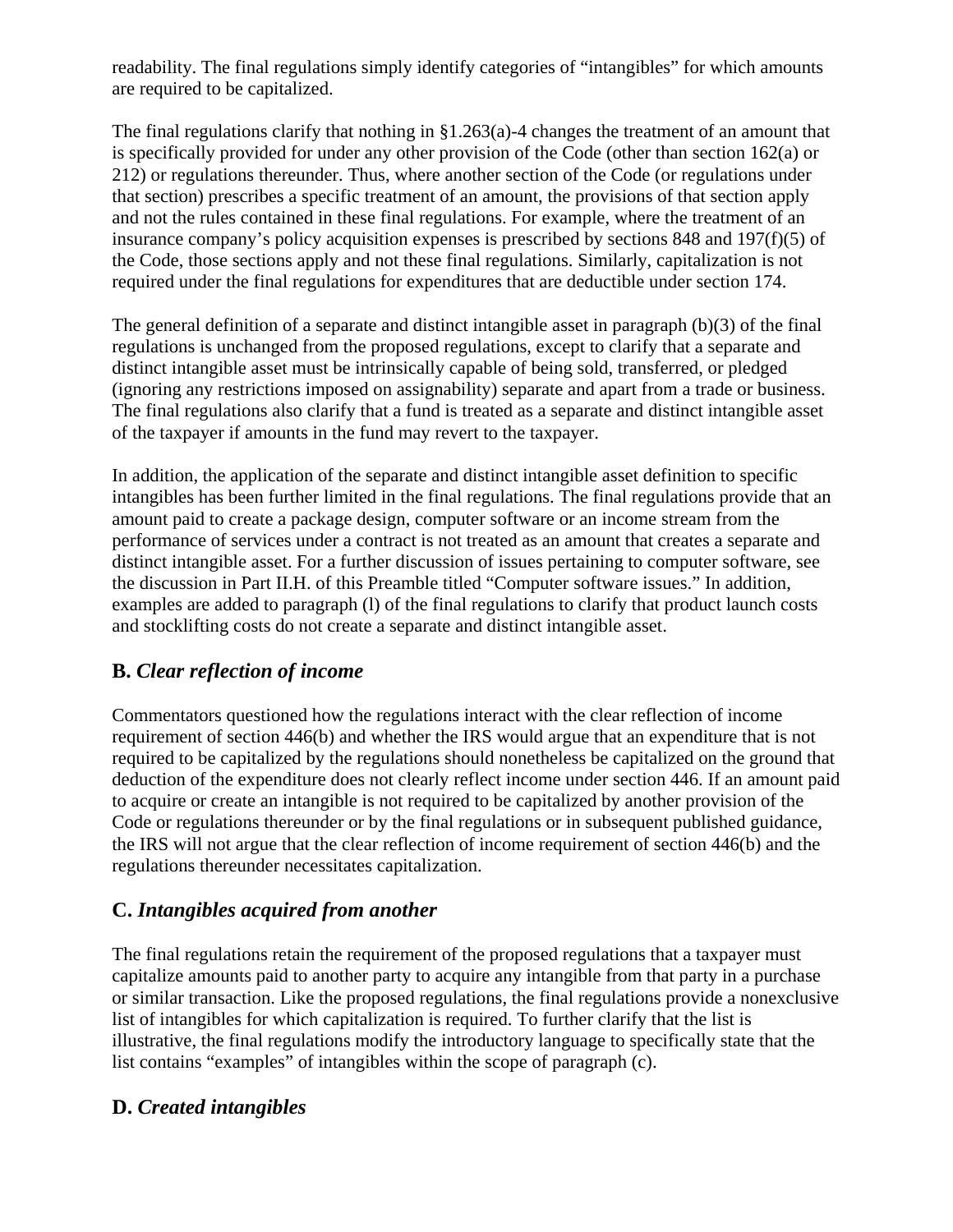readability. The final regulations simply identify categories of "intangibles" for which amounts are required to be capitalized.

The final regulations clarify that nothing in §1.263(a)-4 changes the treatment of an amount that is specifically provided for under any other provision of the Code (other than section 162(a) or 212) or regulations thereunder. Thus, where another section of the Code (or regulations under that section) prescribes a specific treatment of an amount, the provisions of that section apply and not the rules contained in these final regulations. For example, where the treatment of an insurance company's policy acquisition expenses is prescribed by sections 848 and 197(f)(5) of the Code, those sections apply and not these final regulations. Similarly, capitalization is not required under the final regulations for expenditures that are deductible under section 174.

The general definition of a separate and distinct intangible asset in paragraph (b)(3) of the final regulations is unchanged from the proposed regulations, except to clarify that a separate and distinct intangible asset must be intrinsically capable of being sold, transferred, or pledged (ignoring any restrictions imposed on assignability) separate and apart from a trade or business. The final regulations also clarify that a fund is treated as a separate and distinct intangible asset of the taxpayer if amounts in the fund may revert to the taxpayer.

In addition, the application of the separate and distinct intangible asset definition to specific intangibles has been further limited in the final regulations. The final regulations provide that an amount paid to create a package design, computer software or an income stream from the performance of services under a contract is not treated as an amount that creates a separate and distinct intangible asset. For a further discussion of issues pertaining to computer software, see the discussion in Part II.H. of this Preamble titled "Computer software issues." In addition, examples are added to paragraph (l) of the final regulations to clarify that product launch costs and stocklifting costs do not create a separate and distinct intangible asset.

## B. *Clear reflection of income*

Commentators questioned how the regulations interact with the clear reflection of income requirement of section 446(b) and whether the IRS would argue that an expenditure that is not required to be capitalized by the regulations should nonetheless be capitalized on the ground that deduction of the expenditure does not clearly reflect income under section 446. If an amount paid to acquire or create an intangible is not required to be capitalized by another provision of the Code or regulations thereunder or by the final regulations or in subsequent published guidance, the IRS will not argue that the clear reflection of income requirement of section 446(b) and the regulations thereunder necessitates capitalization.

## C. *Intangibles acquired from another*

The final regulations retain the requirement of the proposed regulations that a taxpayer must capitalize amounts paid to another party to acquire any intangible from that party in a purchase or similar transaction. Like the proposed regulations, the final regulations provide a nonexclusive list of intangibles for which capitalization is required. To further clarify that the list is illustrative, the final regulations modify the introductory language to specifically state that the list contains "examples" of intangibles within the scope of paragraph (c).

## D. *Created intangibles*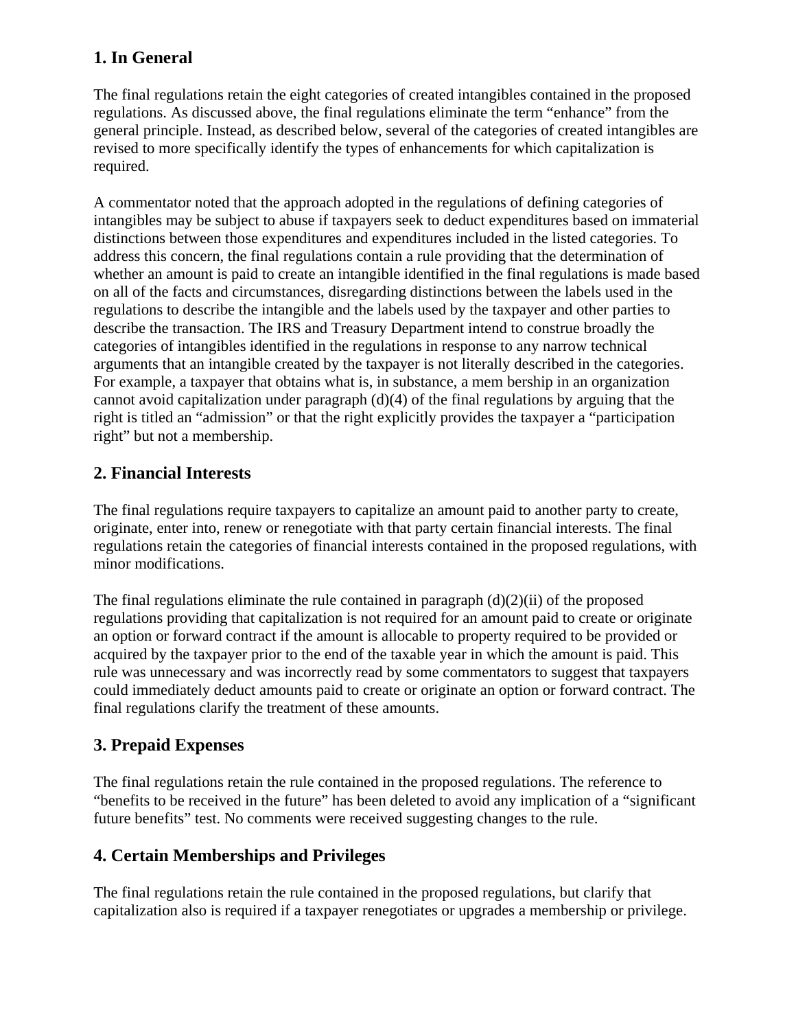## 1. In General

The final regulations retain the eight categories of created intangibles contained in the proposed regulations. As discussed above, the final regulations eliminate the term "enhance" from the general principle. Instead, as described below, several of the categories of created intangibles are revised to more specifically identify the types of enhancements for which capitalization is required.

A commentator noted that the approach adopted in the regulations of defining categories of intangibles may be subject to abuse if taxpayers seek to deduct expenditures based on immaterial distinctions between those expenditures and expenditures included in the listed categories. To address this concern, the final regulations contain a rule providing that the determination of whether an amount is paid to create an intangible identified in the final regulations is made based on all of the facts and circumstances, disregarding distinctions between the labels used in the regulations to describe the intangible and the labels used by the taxpayer and other parties to describe the transaction. The IRS and Treasury Department intend to construe broadly the categories of intangibles identified in the regulations in response to any narrow technical arguments that an intangible created by the taxpayer is not literally described in the categories. For example, a taxpayer that obtains what is, in substance, a mem bership in an organization cannot avoid capitalization under paragraph (d)(4) of the final regulations by arguing that the right is titled an "admission" or that the right explicitly provides the taxpayer a "participation right" but not a membership.

## 2. Financial Interests

The final regulations require taxpayers to capitalize an amount paid to another party to create, originate, enter into, renew or renegotiate with that party certain financial interests. The final regulations retain the categories of financial interests contained in the proposed regulations, with minor modifications.

The final regulations eliminate the rule contained in paragraph (d)(2)(ii) of the proposed regulations providing that capitalization is not required for an amount paid to create or originate an option or forward contract if the amount is allocable to property required to be provided or acquired by the taxpayer prior to the end of the taxable year in which the amount is paid. This rule was unnecessary and was incorrectly read by some commentators to suggest that taxpayers could immediately deduct amounts paid to create or originate an option or forward contract. The final regulations clarify the treatment of these amounts.

## 3. Prepaid Expenses

The final regulations retain the rule contained in the proposed regulations. The reference to "benefits to be received in the future" has been deleted to avoid any implication of a "significant future benefits" test. No comments were received suggesting changes to the rule.

## 4. Certain Memberships and Privileges

The final regulations retain the rule contained in the proposed regulations, but clarify that capitalization also is required if a taxpayer renegotiates or upgrades a membership or privilege.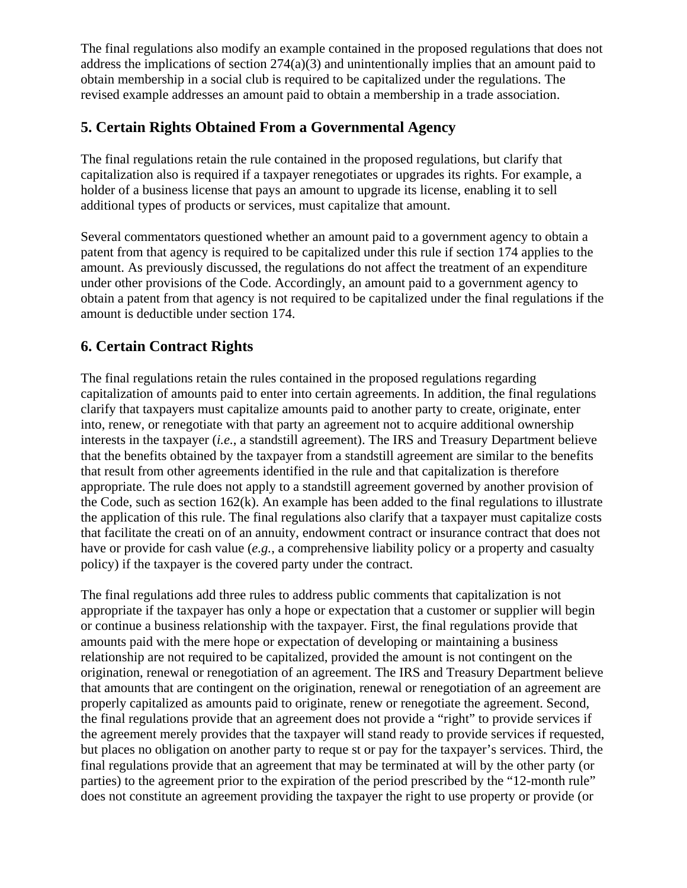The final regulations also modify an example contained in the proposed regulations that does not address the implications of section 274(a)(3) and unintentionally implies that an amount paid to obtain membership in a social club is required to be capitalized under the regulations. The revised example addresses an amount paid to obtain a membership in a trade association.

## 5. Certain Rights Obtained From a Governmental Agency

The final regulations retain the rule contained in the proposed regulations, but clarify that capitalization also is required if a taxpayer renegotiates or upgrades its rights. For example, a holder of a business license that pays an amount to upgrade its license, enabling it to sell additional types of products or services, must capitalize that amount.

Several commentators questioned whether an amount paid to a government agency to obtain a patent from that agency is required to be capitalized under this rule if section 174 applies to the amount. As previously discussed, the regulations do not affect the treatment of an expenditure under other provisions of the Code. Accordingly, an amount paid to a government agency to obtain a patent from that agency is not required to be capitalized under the final regulations if the amount is deductible under section 174.

## 6. Certain Contract Rights

The final regulations retain the rules contained in the proposed regulations regarding capitalization of amounts paid to enter into certain agreements. In addition, the final regulations clarify that taxpayers must capitalize amounts paid to another party to create, originate, enter into, renew, or renegotiate with that party an agreement not to acquire additional ownership interests in the taxpayer (*i.e.*, a standstill agreement). The IRS and Treasury Department believe that the benefits obtained by the taxpayer from a standstill agreement are similar to the benefits that result from other agreements identified in the rule and that capitalization is therefore appropriate. The rule does not apply to a standstill agreement governed by another provision of the Code, such as section 162(k). An example has been added to the final regulations to illustrate the application of this rule. The final regulations also clarify that a taxpayer must capitalize costs that facilitate the creati on of an annuity, endowment contract or insurance contract that does not have or provide for cash value (*e.g.*, a comprehensive liability policy or a property and casualty policy) if the taxpayer is the covered party under the contract.

The final regulations add three rules to address public comments that capitalization is not appropriate if the taxpayer has only a hope or expectation that a customer or supplier will begin or continue a business relationship with the taxpayer. First, the final regulations provide that amounts paid with the mere hope or expectation of developing or maintaining a business relationship are not required to be capitalized, provided the amount is not contingent on the origination, renewal or renegotiation of an agreement. The IRS and Treasury Department believe that amounts that are contingent on the origination, renewal or renegotiation of an agreement are properly capitalized as amounts paid to originate, renew or renegotiate the agreement. Second, the final regulations provide that an agreement does not provide a "right" to provide services if the agreement merely provides that the taxpayer will stand ready to provide services if requested, but places no obligation on another party to reque st or pay for the taxpayer's services. Third, the final regulations provide that an agreement that may be terminated at will by the other party (or parties) to the agreement prior to the expiration of the period prescribed by the "12-month rule" does not constitute an agreement providing the taxpayer the right to use property or provide (or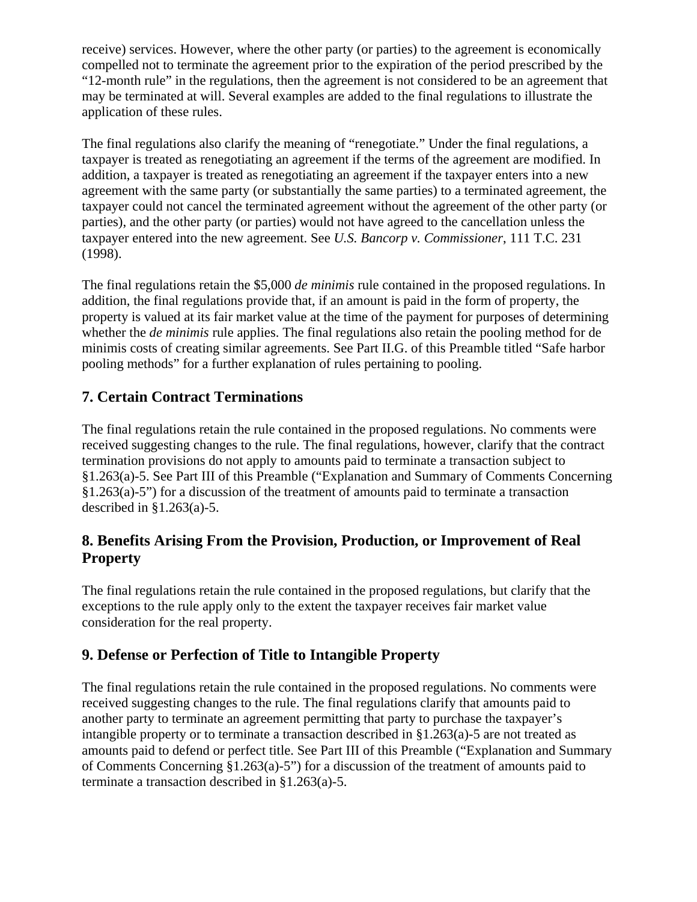receive) services. However, where the other party (or parties) to the agreement is economically compelled not to terminate the agreement prior to the expiration of the period prescribed by the “12-month rule” in the regulations, then the agreement is not considered to be an agreement that may be terminated at will. Several examples are added to the final regulations to illustrate the application of these rules.

The final regulations also clarify the meaning of “renegotiate.” Under the final regulations, a taxpayer is treated as renegotiating an agreement if the terms of the agreement are modified. In addition, a taxpayer is treated as renegotiating an agreement if the taxpayer enters into a new agreement with the same party (or substantially the same parties) to a terminated agreement, the taxpayer could not cancel the terminated agreement without the agreement of the other party (or parties), and the other party (or parties) would not have agreed to the cancellation unless the taxpayer entered into the new agreement. See *U.S. Bancorp v. Commissioner*, 111 T.C. 231 (1998).

The final regulations retain the $5,000 *de minimis* rule contained in the proposed regulations. In addition, the final regulations provide that, if an amount is paid in the form of property, the property is valued at its fair market value at the time of the payment for purposes of determining whether the *de minimis* rule applies. The final regulations also retain the pooling method for de minimis costs of creating similar agreements. See Part II.G. of this Preamble titled “Safe harbor pooling methods” for a further explanation of rules pertaining to pooling.

## 7. Certain Contract Terminations

The final regulations retain the rule contained in the proposed regulations. No comments were received suggesting changes to the rule. The final regulations, however, clarify that the contract termination provisions do not apply to amounts paid to terminate a transaction subject to §1.263(a)-5. See Part III of this Preamble (“Explanation and Summary of Comments Concerning §1.263(a)-5”) for a discussion of the treatment of amounts paid to terminate a transaction described in §1.263(a)-5.

## 8. Benefits Arising From the Provision, Production, or Improvement of Real Property

The final regulations retain the rule contained in the proposed regulations, but clarify that the exceptions to the rule apply only to the extent the taxpayer receives fair market value consideration for the real property.

## 9. Defense or Perfection of Title to Intangible Property

The final regulations retain the rule contained in the proposed regulations. No comments were received suggesting changes to the rule. The final regulations clarify that amounts paid to another party to terminate an agreement permitting that party to purchase the taxpayer’s intangible property or to terminate a transaction described in §1.263(a)-5 are not treated as amounts paid to defend or perfect title. See Part III of this Preamble (“Explanation and Summary of Comments Concerning §1.263(a)-5”) for a discussion of the treatment of amounts paid to terminate a transaction described in §1.263(a)-5.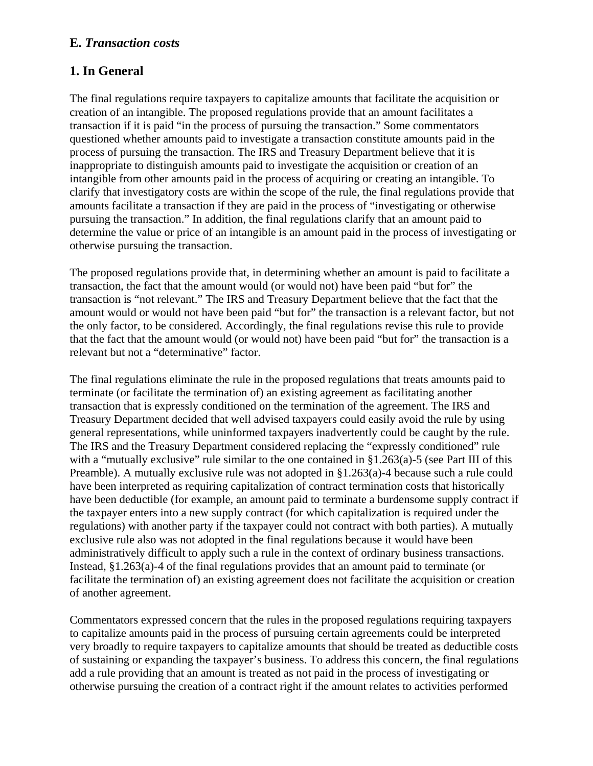### E. *Transaction costs*

### 1. In General

The final regulations require taxpayers to capitalize amounts that facilitate the acquisition or creation of an intangible. The proposed regulations provide that an amount facilitates a transaction if it is paid "in the process of pursuing the transaction." Some commentators questioned whether amounts paid to investigate a transaction constitute amounts paid in the process of pursuing the transaction. The IRS and Treasury Department believe that it is inappropriate to distinguish amounts paid to investigate the acquisition or creation of an intangible from other amounts paid in the process of acquiring or creating an intangible. To clarify that investigatory costs are within the scope of the rule, the final regulations provide that amounts facilitate a transaction if they are paid in the process of "investigating or otherwise pursuing the transaction." In addition, the final regulations clarify that an amount paid to determine the value or price of an intangible is an amount paid in the process of investigating or otherwise pursuing the transaction.

The proposed regulations provide that, in determining whether an amount is paid to facilitate a transaction, the fact that the amount would (or would not) have been paid "but for" the transaction is "not relevant." The IRS and Treasury Department believe that the fact that the amount would or would not have been paid "but for" the transaction is a relevant factor, but not the only factor, to be considered. Accordingly, the final regulations revise this rule to provide that the fact that the amount would (or would not) have been paid "but for" the transaction is a relevant but not a "determinative" factor.

The final regulations eliminate the rule in the proposed regulations that treats amounts paid to terminate (or facilitate the termination of) an existing agreement as facilitating another transaction that is expressly conditioned on the termination of the agreement. The IRS and Treasury Department decided that well advised taxpayers could easily avoid the rule by using general representations, while uninformed taxpayers inadvertently could be caught by the rule. The IRS and the Treasury Department considered replacing the "expressly conditioned" rule with a "mutually exclusive" rule similar to the one contained in §1.263(a)-5 (see Part III of this Preamble). A mutually exclusive rule was not adopted in §1.263(a)-4 because such a rule could have been interpreted as requiring capitalization of contract termination costs that historically have been deductible (for example, an amount paid to terminate a burdensome supply contract if the taxpayer enters into a new supply contract (for which capitalization is required under the regulations) with another party if the taxpayer could not contract with both parties). A mutually exclusive rule also was not adopted in the final regulations because it would have been administratively difficult to apply such a rule in the context of ordinary business transactions. Instead, §1.263(a)-4 of the final regulations provides that an amount paid to terminate (or facilitate the termination of) an existing agreement does not facilitate the acquisition or creation of another agreement.

Commentators expressed concern that the rules in the proposed regulations requiring taxpayers to capitalize amounts paid in the process of pursuing certain agreements could be interpreted very broadly to require taxpayers to capitalize amounts that should be treated as deductible costs of sustaining or expanding the taxpayer's business. To address this concern, the final regulations add a rule providing that an amount is treated as not paid in the process of investigating or otherwise pursuing the creation of a contract right if the amount relates to activities performed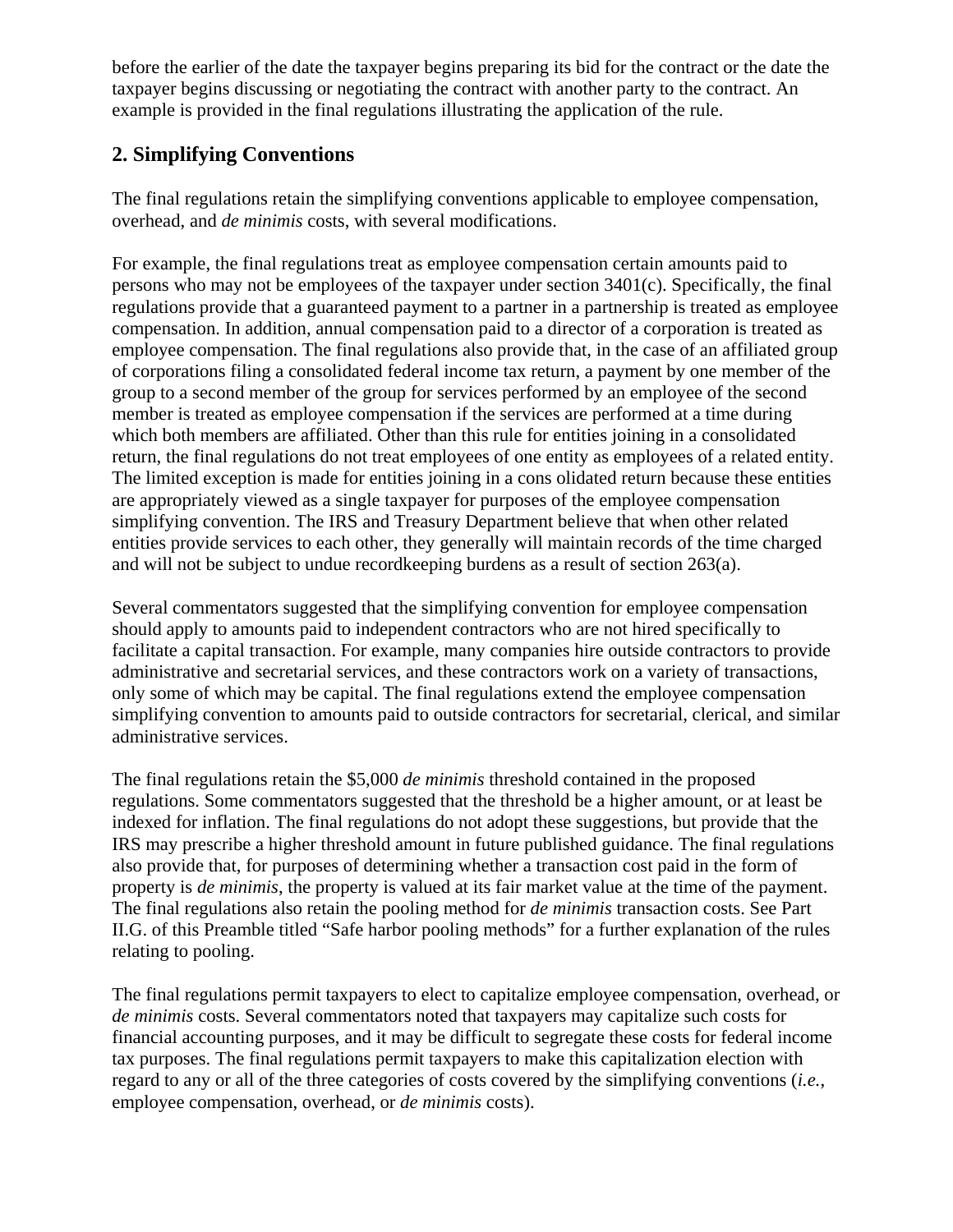before the earlier of the date the taxpayer begins preparing its bid for the contract or the date the taxpayer begins discussing or negotiating the contract with another party to the contract. An example is provided in the final regulations illustrating the application of the rule.

## 2. Simplifying Conventions

The final regulations retain the simplifying conventions applicable to employee compensation, overhead, and *de minimis* costs, with several modifications.

For example, the final regulations treat as employee compensation certain amounts paid to persons who may not be employees of the taxpayer under section 3401(c). Specifically, the final regulations provide that a guaranteed payment to a partner in a partnership is treated as employee compensation. In addition, annual compensation paid to a director of a corporation is treated as employee compensation. The final regulations also provide that, in the case of an affiliated group of corporations filing a consolidated federal income tax return, a payment by one member of the group to a second member of the group for services performed by an employee of the second member is treated as employee compensation if the services are performed at a time during which both members are affiliated. Other than this rule for entities joining in a consolidated return, the final regulations do not treat employees of one entity as employees of a related entity. The limited exception is made for entities joining in a cons olidated return because these entities are appropriately viewed as a single taxpayer for purposes of the employee compensation simplifying convention. The IRS and Treasury Department believe that when other related entities provide services to each other, they generally will maintain records of the time charged and will not be subject to undue recordkeeping burdens as a result of section 263(a).

Several commentators suggested that the simplifying convention for employee compensation should apply to amounts paid to independent contractors who are not hired specifically to facilitate a capital transaction. For example, many companies hire outside contractors to provide administrative and secretarial services, and these contractors work on a variety of transactions, only some of which may be capital. The final regulations extend the employee compensation simplifying convention to amounts paid to outside contractors for secretarial, clerical, and similar administrative services.

The final regulations retain the $5,000 *de minimis* threshold contained in the proposed regulations. Some commentators suggested that the threshold be a higher amount, or at least be indexed for inflation. The final regulations do not adopt these suggestions, but provide that the IRS may prescribe a higher threshold amount in future published guidance. The final regulations also provide that, for purposes of determining whether a transaction cost paid in the form of property is *de minimis*, the property is valued at its fair market value at the time of the payment. The final regulations also retain the pooling method for *de minimis* transaction costs. See Part II.G. of this Preamble titled "Safe harbor pooling methods" for a further explanation of the rules relating to pooling.

The final regulations permit taxpayers to elect to capitalize employee compensation, overhead, or *de minimis* costs. Several commentators noted that taxpayers may capitalize such costs for financial accounting purposes, and it may be difficult to segregate these costs for federal income tax purposes. The final regulations permit taxpayers to make this capitalization election with regard to any or all of the three categories of costs covered by the simplifying conventions (*i.e.*, employee compensation, overhead, or *de minimis* costs).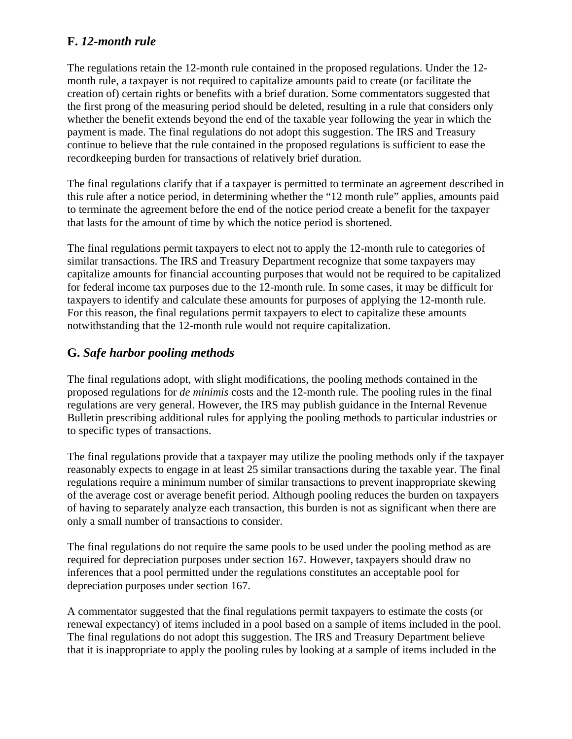## F. *12-month rule*

The regulations retain the 12-month rule contained in the proposed regulations. Under the 12-month rule, a taxpayer is not required to capitalize amounts paid to create (or facilitate the creation of) certain rights or benefits with a brief duration. Some commentators suggested that the first prong of the measuring period should be deleted, resulting in a rule that considers only whether the benefit extends beyond the end of the taxable year following the year in which the payment is made. The final regulations do not adopt this suggestion. The IRS and Treasury continue to believe that the rule contained in the proposed regulations is sufficient to ease the recordkeeping burden for transactions of relatively brief duration.

The final regulations clarify that if a taxpayer is permitted to terminate an agreement described in this rule after a notice period, in determining whether the "12 month rule" applies, amounts paid to terminate the agreement before the end of the notice period create a benefit for the taxpayer that lasts for the amount of time by which the notice period is shortened.

The final regulations permit taxpayers to elect not to apply the 12-month rule to categories of similar transactions. The IRS and Treasury Department recognize that some taxpayers may capitalize amounts for financial accounting purposes that would not be required to be capitalized for federal income tax purposes due to the 12-month rule. In some cases, it may be difficult for taxpayers to identify and calculate these amounts for purposes of applying the 12-month rule. For this reason, the final regulations permit taxpayers to elect to capitalize these amounts notwithstanding that the 12-month rule would not require capitalization.

## G. *Safe harbor pooling methods*

The final regulations adopt, with slight modifications, the pooling methods contained in the proposed regulations for *de minimis* costs and the 12-month rule. The pooling rules in the final regulations are very general. However, the IRS may publish guidance in the Internal Revenue Bulletin prescribing additional rules for applying the pooling methods to particular industries or to specific types of transactions.

The final regulations provide that a taxpayer may utilize the pooling methods only if the taxpayer reasonably expects to engage in at least 25 similar transactions during the taxable year. The final regulations require a minimum number of similar transactions to prevent inappropriate skewing of the average cost or average benefit period. Although pooling reduces the burden on taxpayers of having to separately analyze each transaction, this burden is not as significant when there are only a small number of transactions to consider.

The final regulations do not require the same pools to be used under the pooling method as are required for depreciation purposes under section 167. However, taxpayers should draw no inferences that a pool permitted under the regulations constitutes an acceptable pool for depreciation purposes under section 167.

A commentator suggested that the final regulations permit taxpayers to estimate the costs (or renewal expectancy) of items included in a pool based on a sample of items included in the pool. The final regulations do not adopt this suggestion. The IRS and Treasury Department believe that it is inappropriate to apply the pooling rules by looking at a sample of items included in the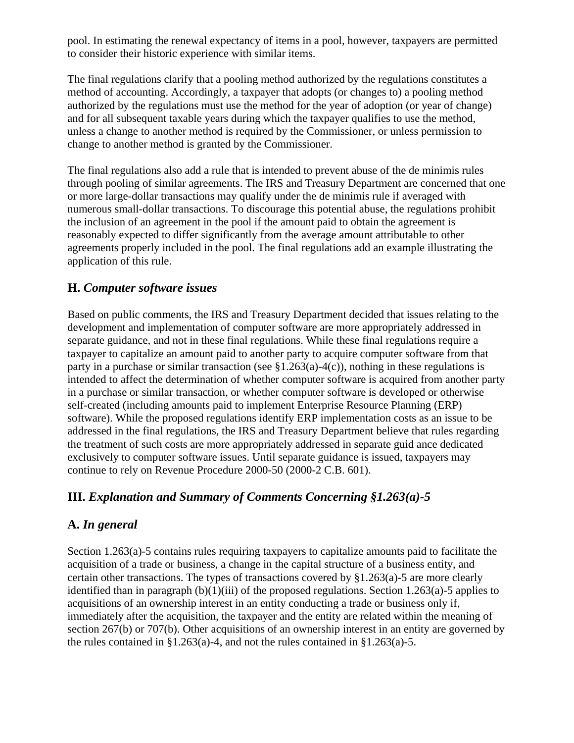pool. In estimating the renewal expectancy of items in a pool, however, taxpayers are permitted to consider their historic experience with similar items.

The final regulations clarify that a pooling method authorized by the regulations constitutes a method of accounting. Accordingly, a taxpayer that adopts (or changes to) a pooling method authorized by the regulations must use the method for the year of adoption (or year of change) and for all subsequent taxable years during which the taxpayer qualifies to use the method, unless a change to another method is required by the Commissioner, or unless permission to change to another method is granted by the Commissioner.

The final regulations also add a rule that is intended to prevent abuse of the de minimis rules through pooling of similar agreements. The IRS and Treasury Department are concerned that one or more large-dollar transactions may qualify under the de minimis rule if averaged with numerous small-dollar transactions. To discourage this potential abuse, the regulations prohibit the inclusion of an agreement in the pool if the amount paid to obtain the agreement is reasonably expected to differ significantly from the average amount attributable to other agreements properly included in the pool. The final regulations add an example illustrating the application of this rule.

## H. *Computer software issues*

Based on public comments, the IRS and Treasury Department decided that issues relating to the development and implementation of computer software are more appropriately addressed in separate guidance, and not in these final regulations. While these final regulations require a taxpayer to capitalize an amount paid to another party to acquire computer software from that party in a purchase or similar transaction (see §1.263(a)-4(c)), nothing in these regulations is intended to affect the determination of whether computer software is acquired from another party in a purchase or similar transaction, or whether computer software is developed or otherwise self-created (including amounts paid to implement Enterprise Resource Planning (ERP) software). While the proposed regulations identify ERP implementation costs as an issue to be addressed in the final regulations, the IRS and Treasury Department believe that rules regarding the treatment of such costs are more appropriately addressed in separate guid ance dedicated exclusively to computer software issues. Until separate guidance is issued, taxpayers may continue to rely on Revenue Procedure 2000-50 (2000-2 C.B. 601).

## III. *Explanation and Summary of Comments Concerning §1.263(a)-5*

## A. *In general*

Section 1.263(a)-5 contains rules requiring taxpayers to capitalize amounts paid to facilitate the acquisition of a trade or business, a change in the capital structure of a business entity, and certain other transactions. The types of transactions covered by §1.263(a)-5 are more clearly identified than in paragraph (b)(1)(iii) of the proposed regulations. Section 1.263(a)-5 applies to acquisitions of an ownership interest in an entity conducting a trade or business only if, immediately after the acquisition, the taxpayer and the entity are related within the meaning of section 267(b) or 707(b). Other acquisitions of an ownership interest in an entity are governed by the rules contained in §1.263(a)-4, and not the rules contained in §1.263(a)-5.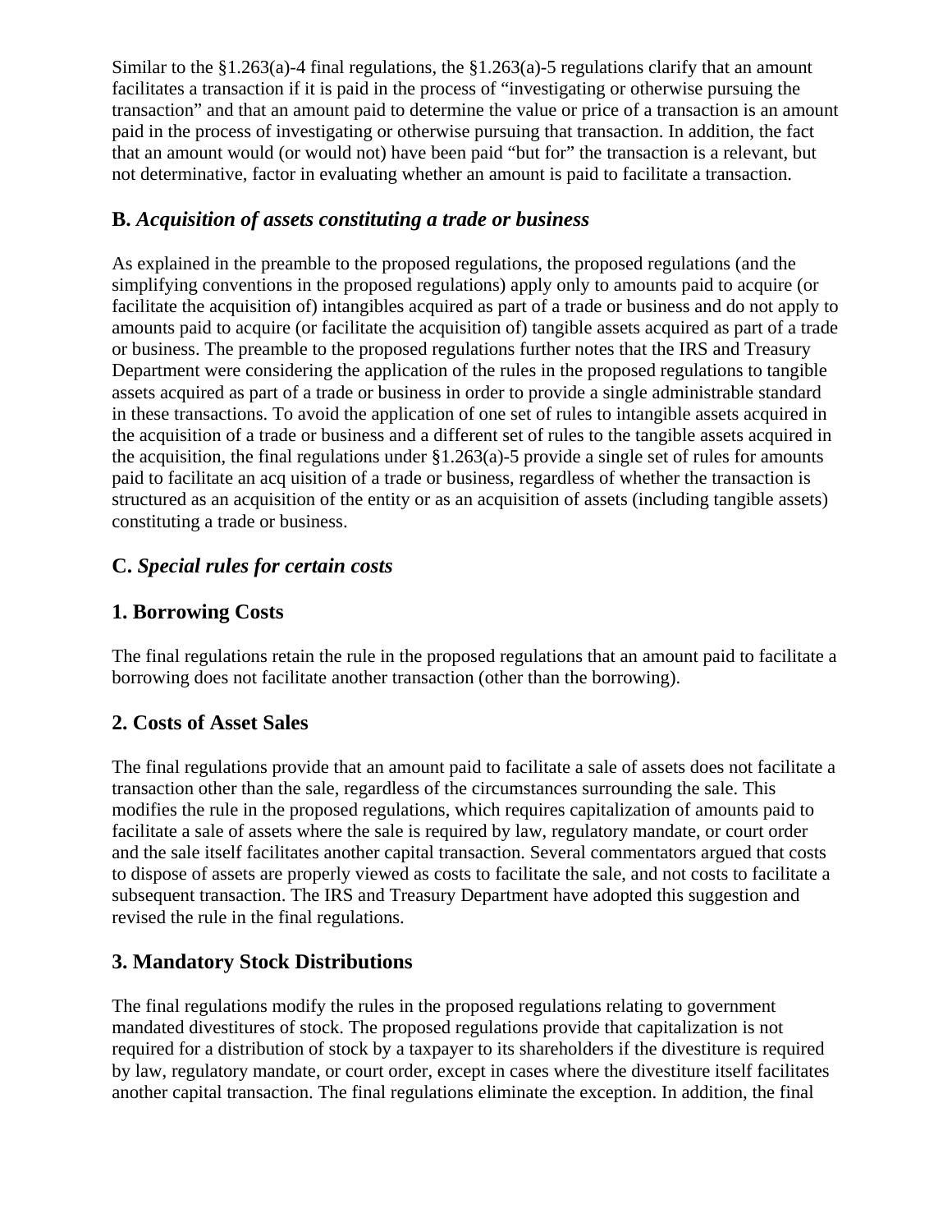Similar to the §1.263(a)-4 final regulations, the §1.263(a)-5 regulations clarify that an amount facilitates a transaction if it is paid in the process of "investigating or otherwise pursuing the transaction" and that an amount paid to determine the value or price of a transaction is an amount paid in the process of investigating or otherwise pursuing that transaction. In addition, the fact that an amount would (or would not) have been paid "but for" the transaction is a relevant, but not determinative, factor in evaluating whether an amount is paid to facilitate a transaction.

## B. *Acquisition of assets constituting a trade or business*

As explained in the preamble to the proposed regulations, the proposed regulations (and the simplifying conventions in the proposed regulations) apply only to amounts paid to acquire (or facilitate the acquisition of) intangibles acquired as part of a trade or business and do not apply to amounts paid to acquire (or facilitate the acquisition of) tangible assets acquired as part of a trade or business. The preamble to the proposed regulations further notes that the IRS and Treasury Department were considering the application of the rules in the proposed regulations to tangible assets acquired as part of a trade or business in order to provide a single administrable standard in these transactions. To avoid the application of one set of rules to intangible assets acquired in the acquisition of a trade or business and a different set of rules to the tangible assets acquired in the acquisition, the final regulations under §1.263(a)-5 provide a single set of rules for amounts paid to facilitate an acq uisition of a trade or business, regardless of whether the transaction is structured as an acquisition of the entity or as an acquisition of assets (including tangible assets) constituting a trade or business.

## C. *Special rules for certain costs*

### 1. Borrowing Costs

The final regulations retain the rule in the proposed regulations that an amount paid to facilitate a borrowing does not facilitate another transaction (other than the borrowing).

### 2. Costs of Asset Sales

The final regulations provide that an amount paid to facilitate a sale of assets does not facilitate a transaction other than the sale, regardless of the circumstances surrounding the sale. This modifies the rule in the proposed regulations, which requires capitalization of amounts paid to facilitate a sale of assets where the sale is required by law, regulatory mandate, or court order and the sale itself facilitates another capital transaction. Several commentators argued that costs to dispose of assets are properly viewed as costs to facilitate the sale, and not costs to facilitate a subsequent transaction. The IRS and Treasury Department have adopted this suggestion and revised the rule in the final regulations.

### 3. Mandatory Stock Distributions

The final regulations modify the rules in the proposed regulations relating to government mandated divestitures of stock. The proposed regulations provide that capitalization is not required for a distribution of stock by a taxpayer to its shareholders if the divestiture is required by law, regulatory mandate, or court order, except in cases where the divestiture itself facilitates another capital transaction. The final regulations eliminate the exception. In addition, the final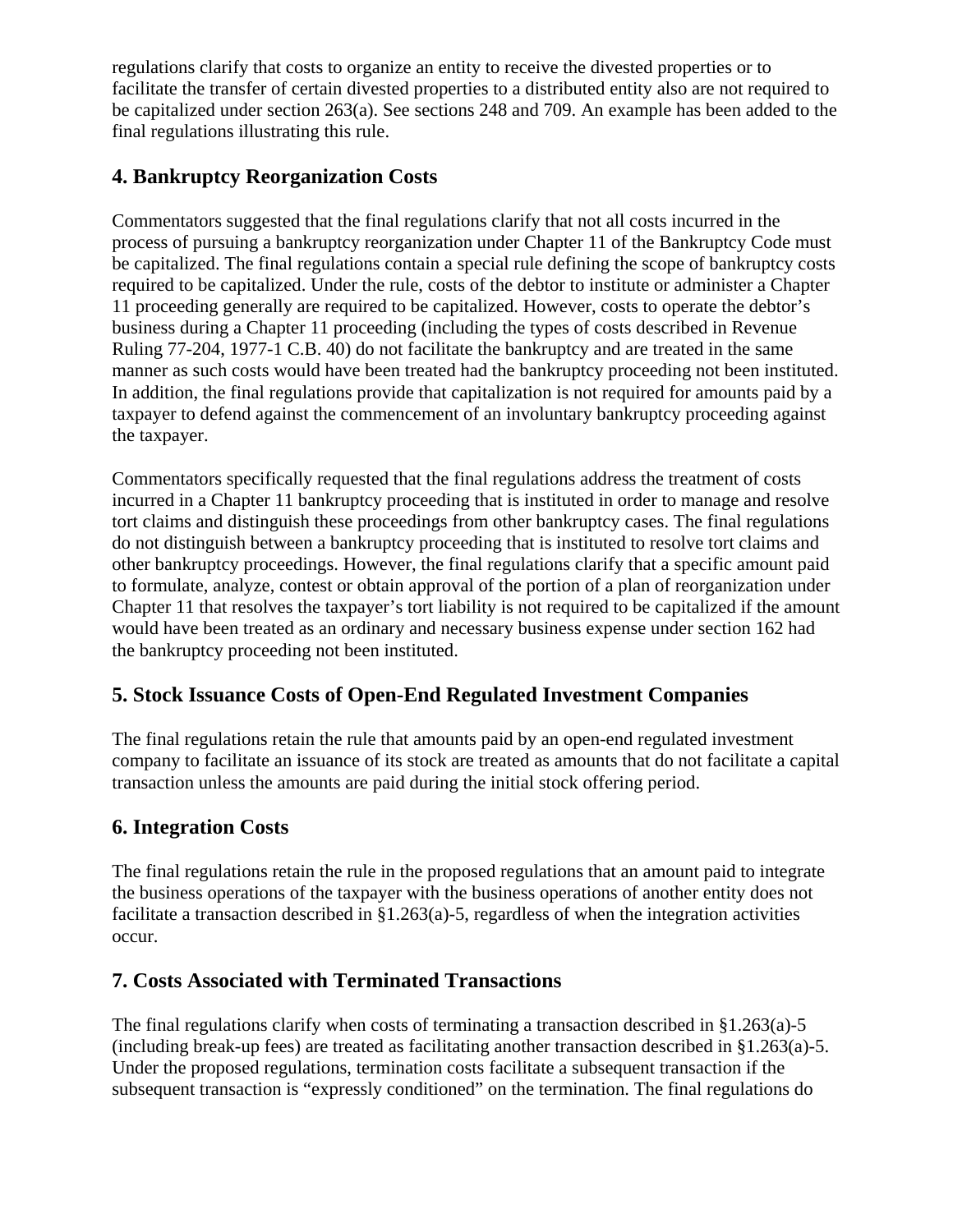regulations clarify that costs to organize an entity to receive the divested properties or to facilitate the transfer of certain divested properties to a distributed entity also are not required to be capitalized under section 263(a). See sections 248 and 709. An example has been added to the final regulations illustrating this rule.

## 4. Bankruptcy Reorganization Costs

Commentators suggested that the final regulations clarify that not all costs incurred in the process of pursuing a bankruptcy reorganization under Chapter 11 of the Bankruptcy Code must be capitalized. The final regulations contain a special rule defining the scope of bankruptcy costs required to be capitalized. Under the rule, costs of the debtor to institute or administer a Chapter 11 proceeding generally are required to be capitalized. However, costs to operate the debtor's business during a Chapter 11 proceeding (including the types of costs described in Revenue Ruling 77-204, 1977-1 C.B. 40) do not facilitate the bankruptcy and are treated in the same manner as such costs would have been treated had the bankruptcy proceeding not been instituted. In addition, the final regulations provide that capitalization is not required for amounts paid by a taxpayer to defend against the commencement of an involuntary bankruptcy proceeding against the taxpayer.

Commentators specifically requested that the final regulations address the treatment of costs incurred in a Chapter 11 bankruptcy proceeding that is instituted in order to manage and resolve tort claims and distinguish these proceedings from other bankruptcy cases. The final regulations do not distinguish between a bankruptcy proceeding that is instituted to resolve tort claims and other bankruptcy proceedings. However, the final regulations clarify that a specific amount paid to formulate, analyze, contest or obtain approval of the portion of a plan of reorganization under Chapter 11 that resolves the taxpayer's tort liability is not required to be capitalized if the amount would have been treated as an ordinary and necessary business expense under section 162 had the bankruptcy proceeding not been instituted.

## 5. Stock Issuance Costs of Open-End Regulated Investment Companies

The final regulations retain the rule that amounts paid by an open-end regulated investment company to facilitate an issuance of its stock are treated as amounts that do not facilitate a capital transaction unless the amounts are paid during the initial stock offering period.

## 6. Integration Costs

The final regulations retain the rule in the proposed regulations that an amount paid to integrate the business operations of the taxpayer with the business operations of another entity does not facilitate a transaction described in §1.263(a)-5, regardless of when the integration activities occur.

## 7. Costs Associated with Terminated Transactions

The final regulations clarify when costs of terminating a transaction described in §1.263(a)-5 (including break-up fees) are treated as facilitating another transaction described in §1.263(a)-5. Under the proposed regulations, termination costs facilitate a subsequent transaction if the subsequent transaction is "expressly conditioned" on the termination. The final regulations do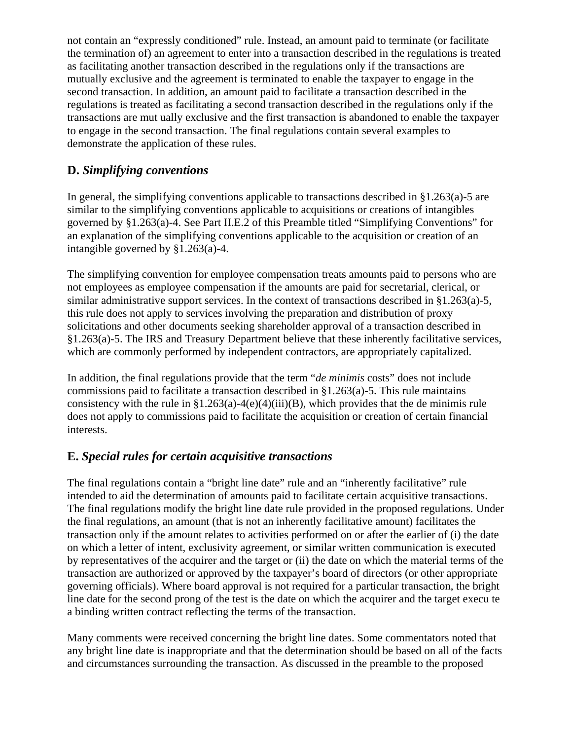not contain an “expressly conditioned” rule. Instead, an amount paid to terminate (or facilitate the termination of) an agreement to enter into a transaction described in the regulations is treated as facilitating another transaction described in the regulations only if the transactions are mutually exclusive and the agreement is terminated to enable the taxpayer to engage in the second transaction. In addition, an amount paid to facilitate a transaction described in the regulations is treated as facilitating a second transaction described in the regulations only if the transactions are mut ually exclusive and the first transaction is abandoned to enable the taxpayer to engage in the second transaction. The final regulations contain several examples to demonstrate the application of these rules.

## D. *Simplifying conventions*

In general, the simplifying conventions applicable to transactions described in §1.263(a)-5 are similar to the simplifying conventions applicable to acquisitions or creations of intangibles governed by §1.263(a)-4. See Part II.E.2 of this Preamble titled “Simplifying Conventions” for an explanation of the simplifying conventions applicable to the acquisition or creation of an intangible governed by §1.263(a)-4.

The simplifying convention for employee compensation treats amounts paid to persons who are not employees as employee compensation if the amounts are paid for secretarial, clerical, or similar administrative support services. In the context of transactions described in §1.263(a)-5, this rule does not apply to services involving the preparation and distribution of proxy solicitations and other documents seeking shareholder approval of a transaction described in §1.263(a)-5. The IRS and Treasury Department believe that these inherently facilitative services, which are commonly performed by independent contractors, are appropriately capitalized.

In addition, the final regulations provide that the term “*de minimis* costs” does not include commissions paid to facilitate a transaction described in §1.263(a)-5. This rule maintains consistency with the rule in §1.263(a)-4(e)(4)(iii)(B), which provides that the de minimis rule does not apply to commissions paid to facilitate the acquisition or creation of certain financial interests.

## E. *Special rules for certain acquisitive transactions*

The final regulations contain a “bright line date” rule and an “inherently facilitative” rule intended to aid the determination of amounts paid to facilitate certain acquisitive transactions. The final regulations modify the bright line date rule provided in the proposed regulations. Under the final regulations, an amount (that is not an inherently facilitative amount) facilitates the transaction only if the amount relates to activities performed on or after the earlier of (i) the date on which a letter of intent, exclusivity agreement, or similar written communication is executed by representatives of the acquirer and the target or (ii) the date on which the material terms of the transaction are authorized or approved by the taxpayer’s board of directors (or other appropriate governing officials). Where board approval is not required for a particular transaction, the bright line date for the second prong of the test is the date on which the acquirer and the target execu te a binding written contract reflecting the terms of the transaction.

Many comments were received concerning the bright line dates. Some commentators noted that any bright line date is inappropriate and that the determination should be based on all of the facts and circumstances surrounding the transaction. As discussed in the preamble to the proposed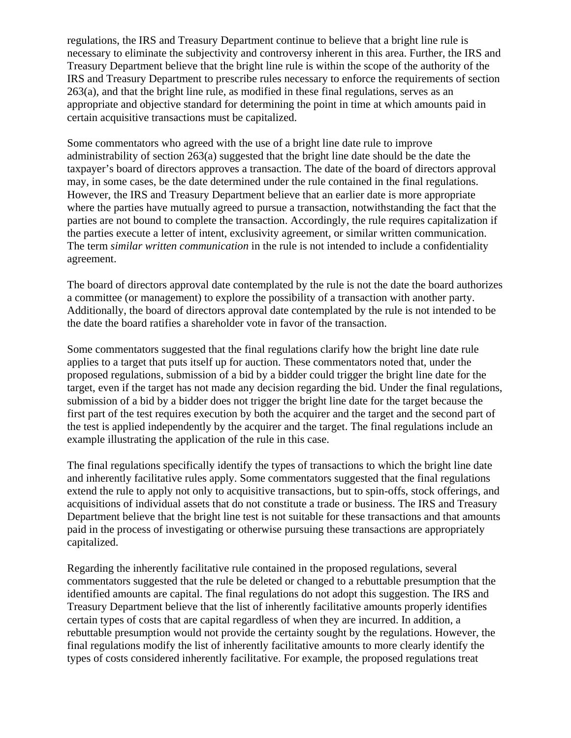regulations, the IRS and Treasury Department continue to believe that a bright line rule is necessary to eliminate the subjectivity and controversy inherent in this area. Further, the IRS and Treasury Department believe that the bright line rule is within the scope of the authority of the IRS and Treasury Department to prescribe rules necessary to enforce the requirements of section 263(a), and that the bright line rule, as modified in these final regulations, serves as an appropriate and objective standard for determining the point in time at which amounts paid in certain acquisitive transactions must be capitalized.

Some commentators who agreed with the use of a bright line date rule to improve administrability of section 263(a) suggested that the bright line date should be the date the taxpayer's board of directors approves a transaction. The date of the board of directors approval may, in some cases, be the date determined under the rule contained in the final regulations. However, the IRS and Treasury Department believe that an earlier date is more appropriate where the parties have mutually agreed to pursue a transaction, notwithstanding the fact that the parties are not bound to complete the transaction. Accordingly, the rule requires capitalization if the parties execute a letter of intent, exclusivity agreement, or similar written communication. The term *similar written communication* in the rule is not intended to include a confidentiality agreement.

The board of directors approval date contemplated by the rule is not the date the board authorizes a committee (or management) to explore the possibility of a transaction with another party. Additionally, the board of directors approval date contemplated by the rule is not intended to be the date the board ratifies a shareholder vote in favor of the transaction.

Some commentators suggested that the final regulations clarify how the bright line date rule applies to a target that puts itself up for auction. These commentators noted that, under the proposed regulations, submission of a bid by a bidder could trigger the bright line date for the target, even if the target has not made any decision regarding the bid. Under the final regulations, submission of a bid by a bidder does not trigger the bright line date for the target because the first part of the test requires execution by both the acquirer and the target and the second part of the test is applied independently by the acquirer and the target. The final regulations include an example illustrating the application of the rule in this case.

The final regulations specifically identify the types of transactions to which the bright line date and inherently facilitative rules apply. Some commentators suggested that the final regulations extend the rule to apply not only to acquisitive transactions, but to spin-offs, stock offerings, and acquisitions of individual assets that do not constitute a trade or business. The IRS and Treasury Department believe that the bright line test is not suitable for these transactions and that amounts paid in the process of investigating or otherwise pursuing these transactions are appropriately capitalized.

Regarding the inherently facilitative rule contained in the proposed regulations, several commentators suggested that the rule be deleted or changed to a rebuttable presumption that the identified amounts are capital. The final regulations do not adopt this suggestion. The IRS and Treasury Department believe that the list of inherently facilitative amounts properly identifies certain types of costs that are capital regardless of when they are incurred. In addition, a rebuttable presumption would not provide the certainty sought by the regulations. However, the final regulations modify the list of inherently facilitative amounts to more clearly identify the types of costs considered inherently facilitative. For example, the proposed regulations treat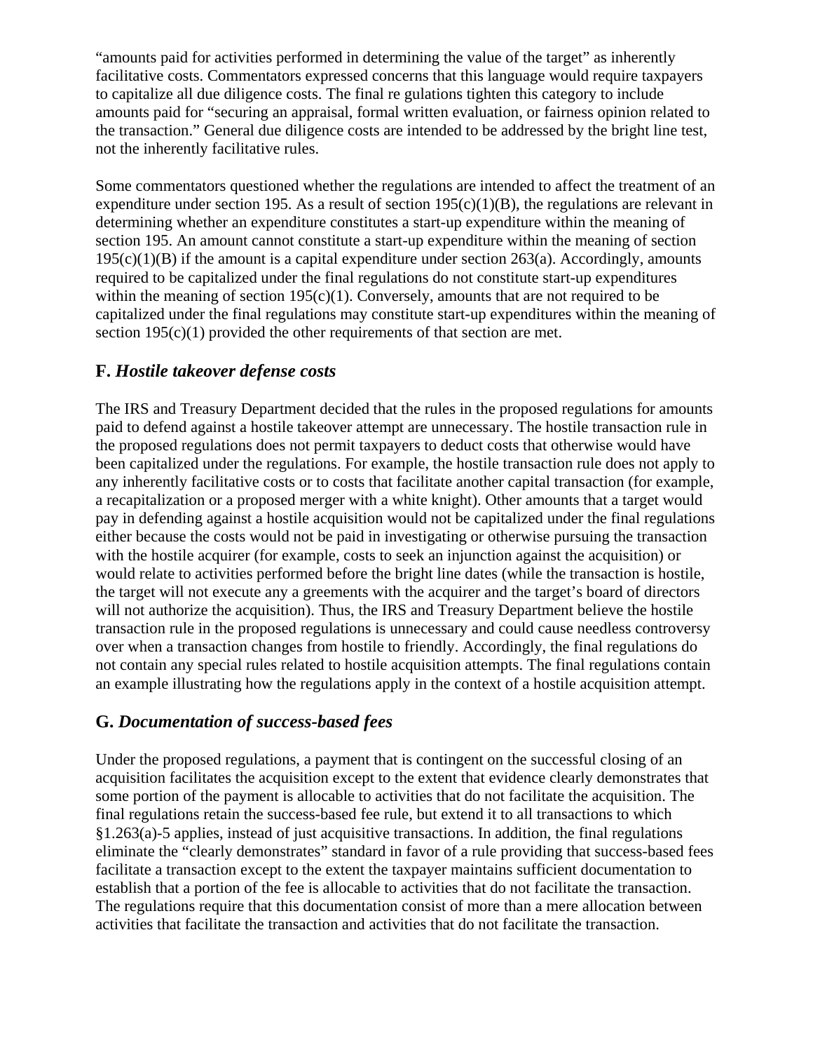"amounts paid for activities performed in determining the value of the target" as inherently facilitative costs. Commentators expressed concerns that this language would require taxpayers to capitalize all due diligence costs. The final re gulations tighten this category to include amounts paid for "securing an appraisal, formal written evaluation, or fairness opinion related to the transaction." General due diligence costs are intended to be addressed by the bright line test, not the inherently facilitative rules.

Some commentators questioned whether the regulations are intended to affect the treatment of an expenditure under section 195. As a result of section 195(c)(1)(B), the regulations are relevant in determining whether an expenditure constitutes a start-up expenditure within the meaning of section 195. An amount cannot constitute a start-up expenditure within the meaning of section 195(c)(1)(B) if the amount is a capital expenditure under section 263(a). Accordingly, amounts required to be capitalized under the final regulations do not constitute start-up expenditures within the meaning of section 195(c)(1). Conversely, amounts that are not required to be capitalized under the final regulations may constitute start-up expenditures within the meaning of section 195(c)(1) provided the other requirements of that section are met.

## F. *Hostile takeover defense costs*

The IRS and Treasury Department decided that the rules in the proposed regulations for amounts paid to defend against a hostile takeover attempt are unnecessary. The hostile transaction rule in the proposed regulations does not permit taxpayers to deduct costs that otherwise would have been capitalized under the regulations. For example, the hostile transaction rule does not apply to any inherently facilitative costs or to costs that facilitate another capital transaction (for example, a recapitalization or a proposed merger with a white knight). Other amounts that a target would pay in defending against a hostile acquisition would not be capitalized under the final regulations either because the costs would not be paid in investigating or otherwise pursuing the transaction with the hostile acquirer (for example, costs to seek an injunction against the acquisition) or would relate to activities performed before the bright line dates (while the transaction is hostile, the target will not execute any a greements with the acquirer and the target's board of directors will not authorize the acquisition). Thus, the IRS and Treasury Department believe the hostile transaction rule in the proposed regulations is unnecessary and could cause needless controversy over when a transaction changes from hostile to friendly. Accordingly, the final regulations do not contain any special rules related to hostile acquisition attempts. The final regulations contain an example illustrating how the regulations apply in the context of a hostile acquisition attempt.

## G. *Documentation of success-based fees*

Under the proposed regulations, a payment that is contingent on the successful closing of an acquisition facilitates the acquisition except to the extent that evidence clearly demonstrates that some portion of the payment is allocable to activities that do not facilitate the acquisition. The final regulations retain the success-based fee rule, but extend it to all transactions to which §1.263(a)-5 applies, instead of just acquisitive transactions. In addition, the final regulations eliminate the "clearly demonstrates" standard in favor of a rule providing that success-based fees facilitate a transaction except to the extent the taxpayer maintains sufficient documentation to establish that a portion of the fee is allocable to activities that do not facilitate the transaction. The regulations require that this documentation consist of more than a mere allocation between activities that facilitate the transaction and activities that do not facilitate the transaction.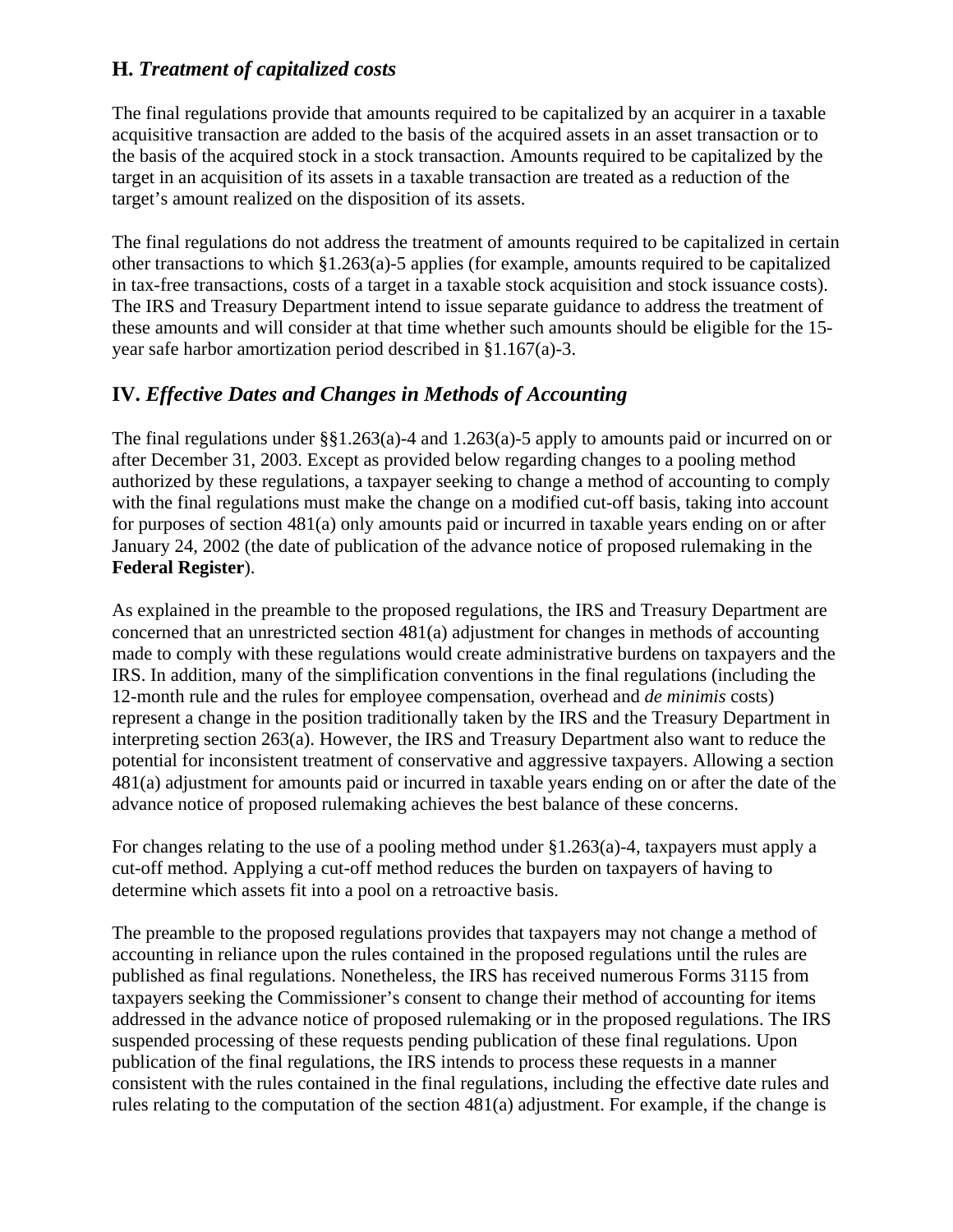### H. *Treatment of capitalized costs*

The final regulations provide that amounts required to be capitalized by an acquirer in a taxable acquisitive transaction are added to the basis of the acquired assets in an asset transaction or to the basis of the acquired stock in a stock transaction. Amounts required to be capitalized by the target in an acquisition of its assets in a taxable transaction are treated as a reduction of the target's amount realized on the disposition of its assets.

The final regulations do not address the treatment of amounts required to be capitalized in certain other transactions to which §1.263(a)-5 applies (for example, amounts required to be capitalized in tax-free transactions, costs of a target in a taxable stock acquisition and stock issuance costs). The IRS and Treasury Department intend to issue separate guidance to address the treatment of these amounts and will consider at that time whether such amounts should be eligible for the 15-year safe harbor amortization period described in §1.167(a)-3.

## IV. *Effective Dates and Changes in Methods of Accounting*

The final regulations under §§1.263(a)-4 and 1.263(a)-5 apply to amounts paid or incurred on or after December 31, 2003. Except as provided below regarding changes to a pooling method authorized by these regulations, a taxpayer seeking to change a method of accounting to comply with the final regulations must make the change on a modified cut-off basis, taking into account for purposes of section 481(a) only amounts paid or incurred in taxable years ending on or after January 24, 2002 (the date of publication of the advance notice of proposed rulemaking in the **Federal Register**).

As explained in the preamble to the proposed regulations, the IRS and Treasury Department are concerned that an unrestricted section 481(a) adjustment for changes in methods of accounting made to comply with these regulations would create administrative burdens on taxpayers and the IRS. In addition, many of the simplification conventions in the final regulations (including the 12-month rule and the rules for employee compensation, overhead and *de minimis* costs) represent a change in the position traditionally taken by the IRS and the Treasury Department in interpreting section 263(a). However, the IRS and Treasury Department also want to reduce the potential for inconsistent treatment of conservative and aggressive taxpayers. Allowing a section 481(a) adjustment for amounts paid or incurred in taxable years ending on or after the date of the advance notice of proposed rulemaking achieves the best balance of these concerns.

For changes relating to the use of a pooling method under §1.263(a)-4, taxpayers must apply a cut-off method. Applying a cut-off method reduces the burden on taxpayers of having to determine which assets fit into a pool on a retroactive basis.

The preamble to the proposed regulations provides that taxpayers may not change a method of accounting in reliance upon the rules contained in the proposed regulations until the rules are published as final regulations. Nonetheless, the IRS has received numerous Forms 3115 from taxpayers seeking the Commissioner's consent to change their method of accounting for items addressed in the advance notice of proposed rulemaking or in the proposed regulations. The IRS suspended processing of these requests pending publication of these final regulations. Upon publication of the final regulations, the IRS intends to process these requests in a manner consistent with the rules contained in the final regulations, including the effective date rules and rules relating to the computation of the section 481(a) adjustment. For example, if the change is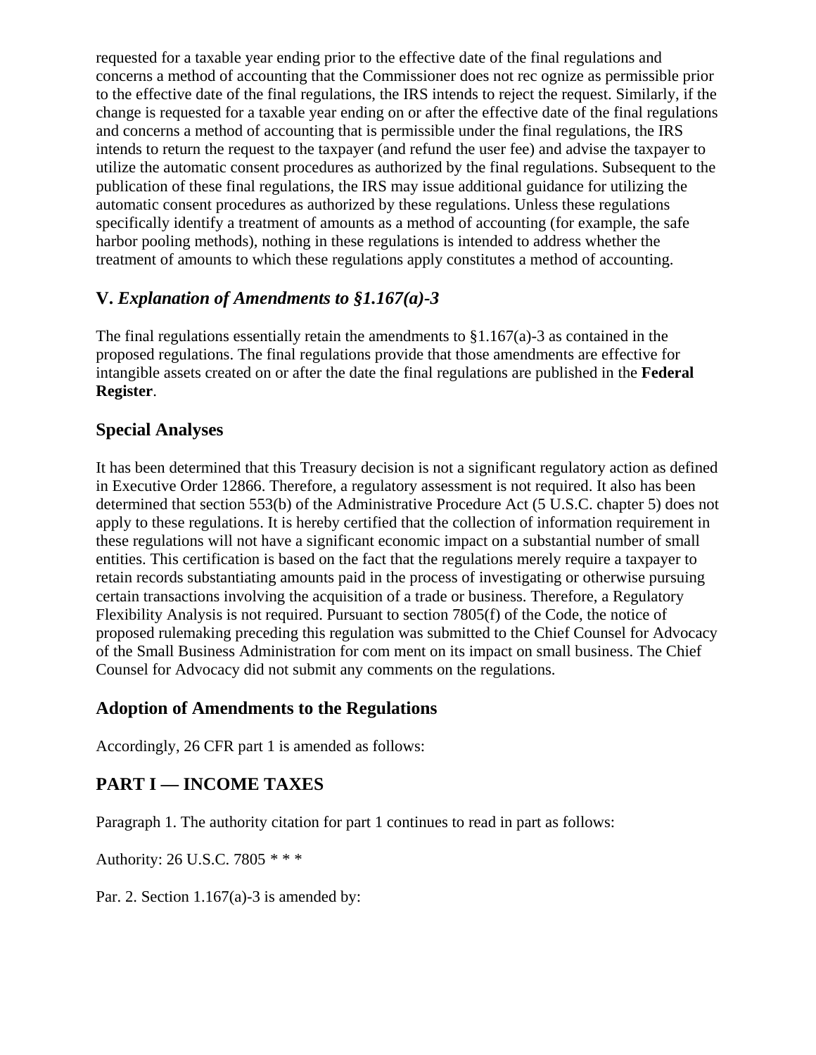requested for a taxable year ending prior to the effective date of the final regulations and concerns a method of accounting that the Commissioner does not rec ognize as permissible prior to the effective date of the final regulations, the IRS intends to reject the request. Similarly, if the change is requested for a taxable year ending on or after the effective date of the final regulations and concerns a method of accounting that is permissible under the final regulations, the IRS intends to return the request to the taxpayer (and refund the user fee) and advise the taxpayer to utilize the automatic consent procedures as authorized by the final regulations. Subsequent to the publication of these final regulations, the IRS may issue additional guidance for utilizing the automatic consent procedures as authorized by these regulations. Unless these regulations specifically identify a treatment of amounts as a method of accounting (for example, the safe harbor pooling methods), nothing in these regulations is intended to address whether the treatment of amounts to which these regulations apply constitutes a method of accounting.

## V. *Explanation of Amendments to §1.167(a)-3*

The final regulations essentially retain the amendments to §1.167(a)-3 as contained in the proposed regulations. The final regulations provide that those amendments are effective for intangible assets created on or after the date the final regulations are published in the **Federal Register**.

## Special Analyses

It has been determined that this Treasury decision is not a significant regulatory action as defined in Executive Order 12866. Therefore, a regulatory assessment is not required. It also has been determined that section 553(b) of the Administrative Procedure Act (5 U.S.C. chapter 5) does not apply to these regulations. It is hereby certified that the collection of information requirement in these regulations will not have a significant economic impact on a substantial number of small entities. This certification is based on the fact that the regulations merely require a taxpayer to retain records substantiating amounts paid in the process of investigating or otherwise pursuing certain transactions involving the acquisition of a trade or business. Therefore, a Regulatory Flexibility Analysis is not required. Pursuant to section 7805(f) of the Code, the notice of proposed rulemaking preceding this regulation was submitted to the Chief Counsel for Advocacy of the Small Business Administration for com ment on its impact on small business. The Chief Counsel for Advocacy did not submit any comments on the regulations.

## Adoption of Amendments to the Regulations

Accordingly, 26 CFR part 1 is amended as follows:

## PART I — INCOME TAXES

Paragraph 1. The authority citation for part 1 continues to read in part as follows:

Authority: 26 U.S.C. 7805 * * *

Par. 2. Section 1.167(a)-3 is amended by: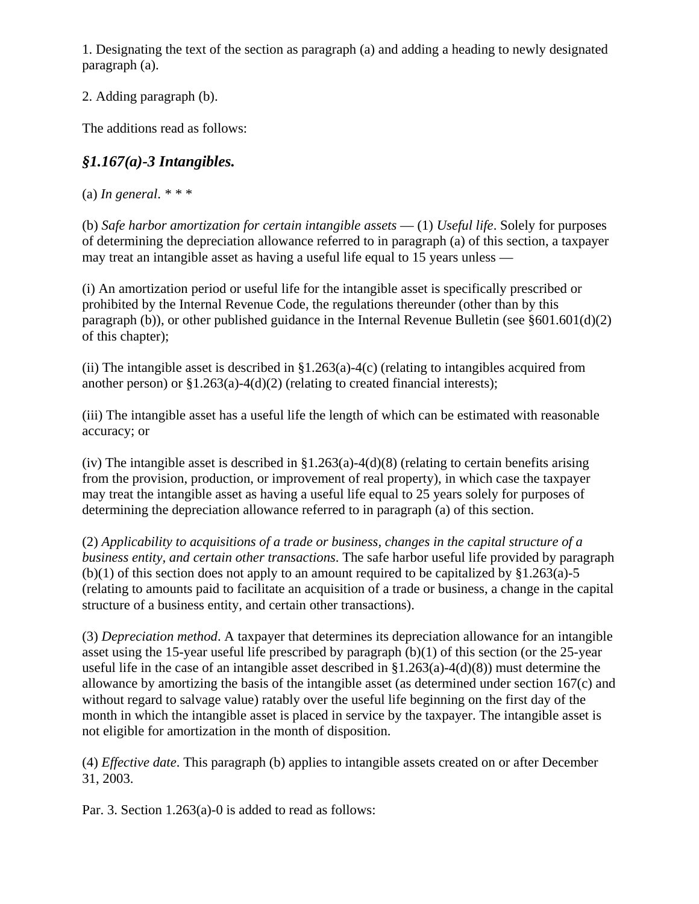1. Designating the text of the section as paragraph (a) and adding a heading to newly designated paragraph (a).

2. Adding paragraph (b).

The additions read as follows:

### *§1.167(a)-3 Intangibles.*

(a) *In general*. * * *

(b) *Safe harbor amortization for certain intangible assets* — (1) *Useful life*. Solely for purposes of determining the depreciation allowance referred to in paragraph (a) of this section, a taxpayer may treat an intangible asset as having a useful life equal to 15 years unless —

(i) An amortization period or useful life for the intangible asset is specifically prescribed or prohibited by the Internal Revenue Code, the regulations thereunder (other than by this paragraph (b)), or other published guidance in the Internal Revenue Bulletin (see §601.601(d)(2) of this chapter);

(ii) The intangible asset is described in §1.263(a)-4(c) (relating to intangibles acquired from another person) or §1.263(a)-4(d)(2) (relating to created financial interests);

(iii) The intangible asset has a useful life the length of which can be estimated with reasonable accuracy; or

(iv) The intangible asset is described in §1.263(a)-4(d)(8) (relating to certain benefits arising from the provision, production, or improvement of real property), in which case the taxpayer may treat the intangible asset as having a useful life equal to 25 years solely for purposes of determining the depreciation allowance referred to in paragraph (a) of this section.

(2) *Applicability to acquisitions of a trade or business, changes in the capital structure of a business entity, and certain other transactions*. The safe harbor useful life provided by paragraph (b)(1) of this section does not apply to an amount required to be capitalized by §1.263(a)-5 (relating to amounts paid to facilitate an acquisition of a trade or business, a change in the capital structure of a business entity, and certain other transactions).

(3) *Depreciation method*. A taxpayer that determines its depreciation allowance for an intangible asset using the 15-year useful life prescribed by paragraph (b)(1) of this section (or the 25-year useful life in the case of an intangible asset described in §1.263(a)-4(d)(8)) must determine the allowance by amortizing the basis of the intangible asset (as determined under section 167(c) and without regard to salvage value) ratably over the useful life beginning on the first day of the month in which the intangible asset is placed in service by the taxpayer. The intangible asset is not eligible for amortization in the month of disposition.

(4) *Effective date*. This paragraph (b) applies to intangible assets created on or after December 31, 2003.

Par. 3. Section 1.263(a)-0 is added to read as follows: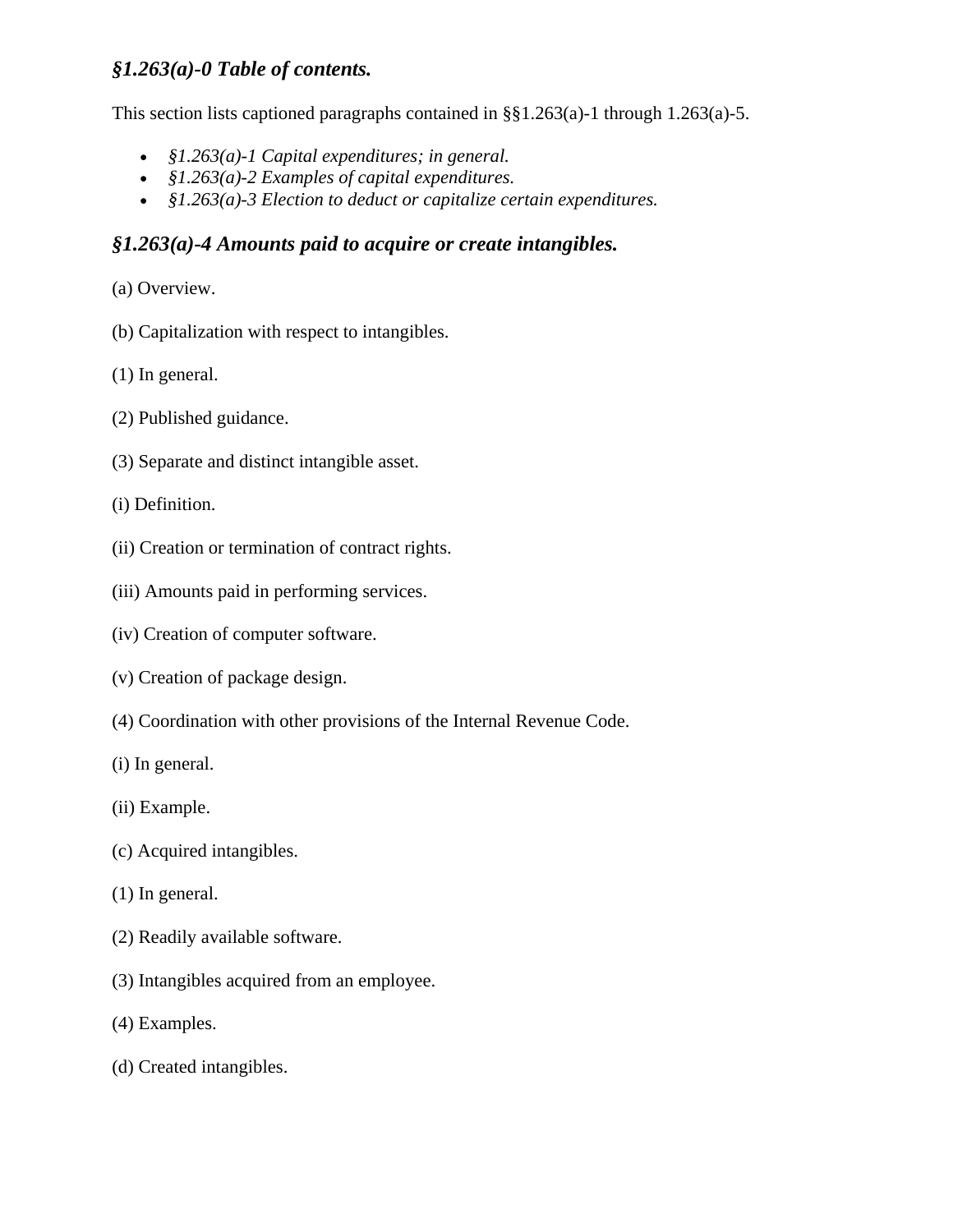### *§1.263(a)-0 Table of contents.*

This section lists captioned paragraphs contained in §§1.263(a)-1 through 1.263(a)-5.

- *§1.263(a)-1 Capital expenditures; in general.*
- *§1.263(a)-2 Examples of capital expenditures.*
- *§1.263(a)-3 Election to deduct or capitalize certain expenditures.*

### *§1.263(a)-4 Amounts paid to acquire or create intangibles.*

(a) Overview.

(b) Capitalization with respect to intangibles.

(1) In general.

(2) Published guidance.

(3) Separate and distinct intangible asset.

(i) Definition.

(ii) Creation or termination of contract rights.

(iii) Amounts paid in performing services.

(iv) Creation of computer software.

(v) Creation of package design.

(4) Coordination with other provisions of the Internal Revenue Code.

(i) In general.

(ii) Example.

(c) Acquired intangibles.

(1) In general.

(2) Readily available software.

(3) Intangibles acquired from an employee.

(4) Examples.

(d) Created intangibles.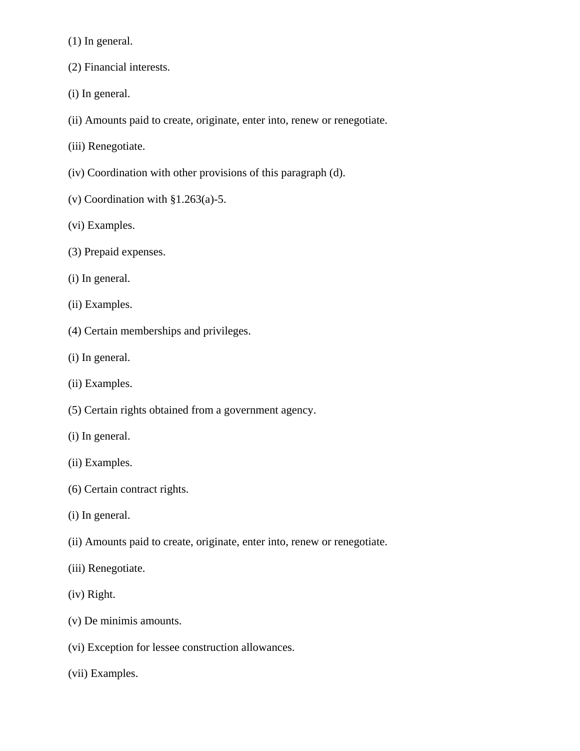(1) In general.

(2) Financial interests.

(i) In general.

(ii) Amounts paid to create, originate, enter into, renew or renegotiate.

(iii) Renegotiate.

(iv) Coordination with other provisions of this paragraph (d).

(v) Coordination with §1.263(a)-5.

(vi) Examples.

(3) Prepaid expenses.

(i) In general.

(ii) Examples.

(4) Certain memberships and privileges.

(i) In general.

(ii) Examples.

(5) Certain rights obtained from a government agency.

(i) In general.

(ii) Examples.

(6) Certain contract rights.

(i) In general.

(ii) Amounts paid to create, originate, enter into, renew or renegotiate.

(iii) Renegotiate.

(iv) Right.

(v) De minimis amounts.

(vi) Exception for lessee construction allowances.

(vii) Examples.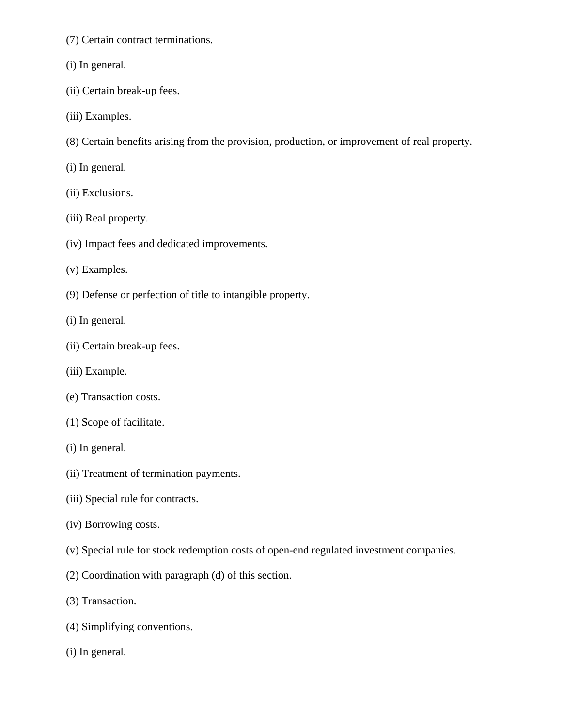(7) Certain contract terminations.

(i) In general.

(ii) Certain break-up fees.

(iii) Examples.

(8) Certain benefits arising from the provision, production, or improvement of real property.

(i) In general.

(ii) Exclusions.

(iii) Real property.

(iv) Impact fees and dedicated improvements.

(v) Examples.

(9) Defense or perfection of title to intangible property.

(i) In general.

(ii) Certain break-up fees.

(iii) Example.

(e) Transaction costs.

(1) Scope of facilitate.

(i) In general.

(ii) Treatment of termination payments.

(iii) Special rule for contracts.

(iv) Borrowing costs.

(v) Special rule for stock redemption costs of open-end regulated investment companies.

(2) Coordination with paragraph (d) of this section.

(3) Transaction.

(4) Simplifying conventions.

(i) In general.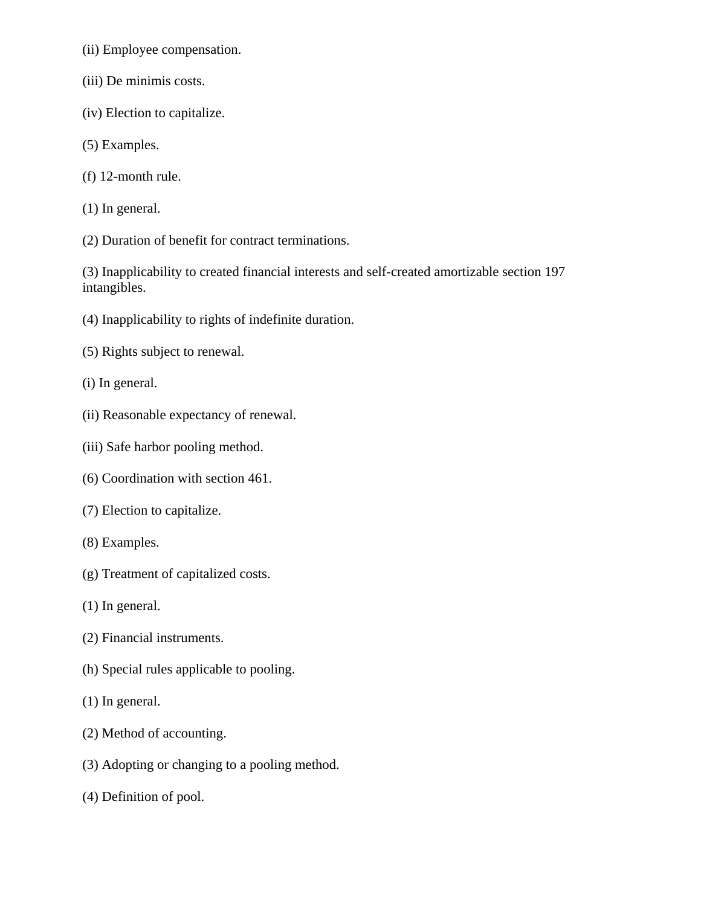(ii) Employee compensation.

(iii) De minimis costs.

(iv) Election to capitalize.

(5) Examples.

(f) 12-month rule.

(1) In general.

(2) Duration of benefit for contract terminations.

(3) Inapplicability to created financial interests and self-created amortizable section 197 intangibles.

(4) Inapplicability to rights of indefinite duration.

(5) Rights subject to renewal.

(i) In general.

(ii) Reasonable expectancy of renewal.

(iii) Safe harbor pooling method.

(6) Coordination with section 461.

(7) Election to capitalize.

(8) Examples.

(g) Treatment of capitalized costs.

(1) In general.

(2) Financial instruments.

(h) Special rules applicable to pooling.

(1) In general.

(2) Method of accounting.

(3) Adopting or changing to a pooling method.

(4) Definition of pool.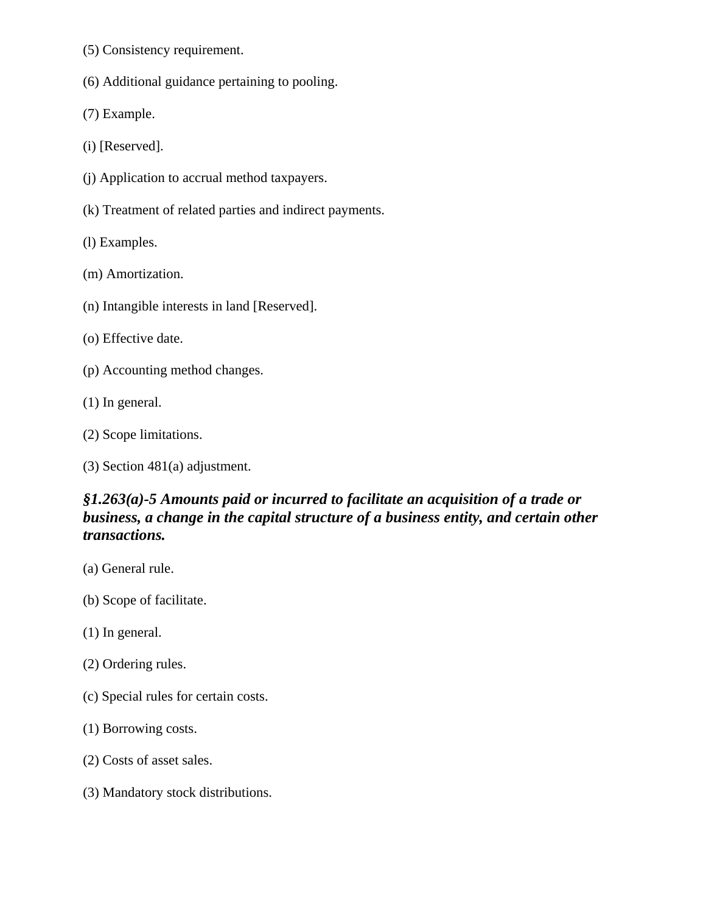(5) Consistency requirement.

(6) Additional guidance pertaining to pooling.

(7) Example.

(i) [Reserved].

(j) Application to accrual method taxpayers.

(k) Treatment of related parties and indirect payments.

(l) Examples.

(m) Amortization.

(n) Intangible interests in land [Reserved].

(o) Effective date.

(p) Accounting method changes.

(1) In general.

(2) Scope limitations.

(3) Section 481(a) adjustment.

### *§1.263(a)-5 Amounts paid or incurred to facilitate an acquisition of a trade or business, a change in the capital structure of a business entity, and certain other transactions.*

(a) General rule.

(b) Scope of facilitate.

(1) In general.

(2) Ordering rules.

(c) Special rules for certain costs.

(1) Borrowing costs.

(2) Costs of asset sales.

(3) Mandatory stock distributions.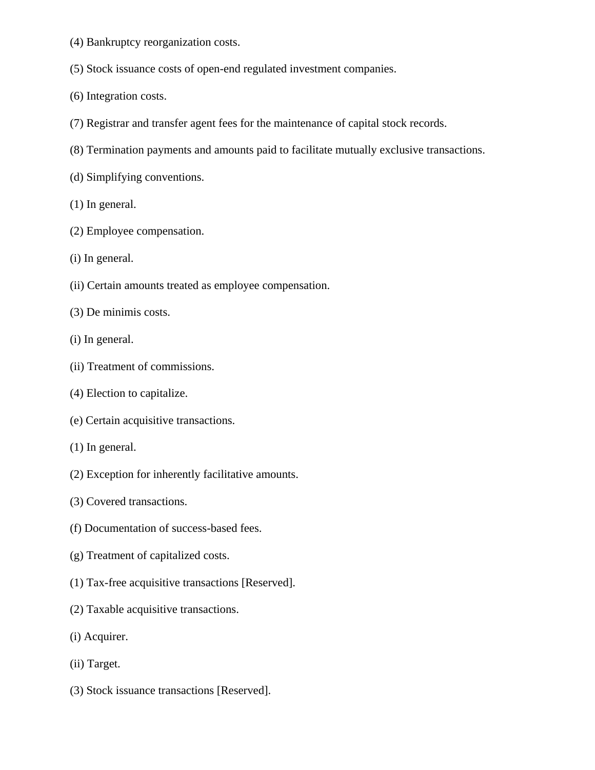(4) Bankruptcy reorganization costs.

(5) Stock issuance costs of open-end regulated investment companies.

(6) Integration costs.

(7) Registrar and transfer agent fees for the maintenance of capital stock records.

(8) Termination payments and amounts paid to facilitate mutually exclusive transactions.

(d) Simplifying conventions.

(1) In general.

(2) Employee compensation.

(i) In general.

(ii) Certain amounts treated as employee compensation.

(3) De minimis costs.

(i) In general.

(ii) Treatment of commissions.

(4) Election to capitalize.

(e) Certain acquisitive transactions.

(1) In general.

(2) Exception for inherently facilitative amounts.

(3) Covered transactions.

(f) Documentation of success-based fees.

(g) Treatment of capitalized costs.

(1) Tax-free acquisitive transactions [Reserved].

(2) Taxable acquisitive transactions.

(i) Acquirer.

(ii) Target.

(3) Stock issuance transactions [Reserved].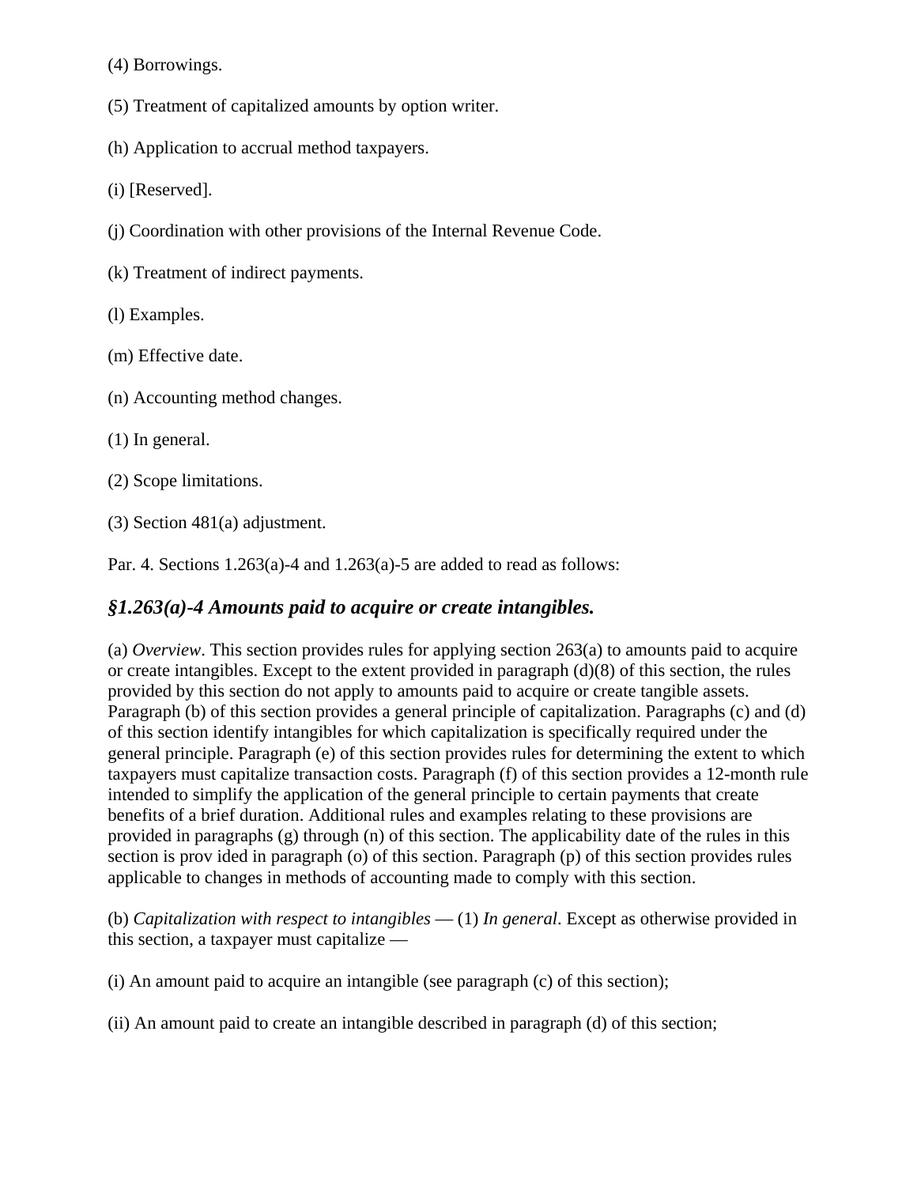(4) Borrowings.

(5) Treatment of capitalized amounts by option writer.

(h) Application to accrual method taxpayers.

(i) [Reserved].

(j) Coordination with other provisions of the Internal Revenue Code.

(k) Treatment of indirect payments.

(l) Examples.

(m) Effective date.

(n) Accounting method changes.

(1) In general.

(2) Scope limitations.

(3) Section 481(a) adjustment.

Par. 4. Sections 1.263(a)-4 and 1.263(a)-5 are added to read as follows:

### *§1.263(a)-4 Amounts paid to acquire or create intangibles.*

(a) *Overview*. This section provides rules for applying section 263(a) to amounts paid to acquire or create intangibles. Except to the extent provided in paragraph (d)(8) of this section, the rules provided by this section do not apply to amounts paid to acquire or create tangible assets. Paragraph (b) of this section provides a general principle of capitalization. Paragraphs (c) and (d) of this section identify intangibles for which capitalization is specifically required under the general principle. Paragraph (e) of this section provides rules for determining the extent to which taxpayers must capitalize transaction costs. Paragraph (f) of this section provides a 12-month rule intended to simplify the application of the general principle to certain payments that create benefits of a brief duration. Additional rules and examples relating to these provisions are provided in paragraphs (g) through (n) of this section. The applicability date of the rules in this section is prov ided in paragraph (o) of this section. Paragraph (p) of this section provides rules applicable to changes in methods of accounting made to comply with this section.

(b) *Capitalization with respect to intangibles* — (1) *In general*. Except as otherwise provided in this section, a taxpayer must capitalize —

(i) An amount paid to acquire an intangible (see paragraph (c) of this section);

(ii) An amount paid to create an intangible described in paragraph (d) of this section;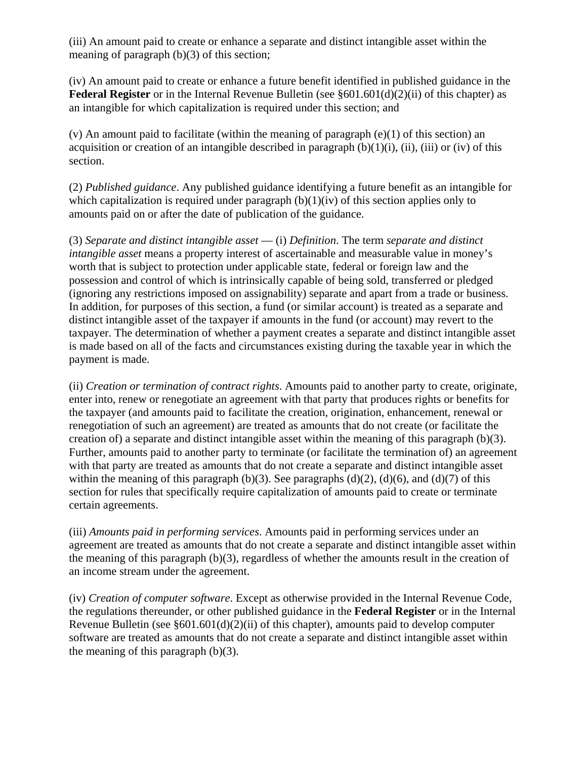(iii) An amount paid to create or enhance a separate and distinct intangible asset within the meaning of paragraph (b)(3) of this section;

(iv) An amount paid to create or enhance a future benefit identified in published guidance in the **Federal Register** or in the Internal Revenue Bulletin (see §601.601(d)(2)(ii) of this chapter) as an intangible for which capitalization is required under this section; and

(v) An amount paid to facilitate (within the meaning of paragraph (e)(1) of this section) an acquisition or creation of an intangible described in paragraph (b)(1)(i), (ii), (iii) or (iv) of this section.

(2) *Published guidance*. Any published guidance identifying a future benefit as an intangible for which capitalization is required under paragraph (b)(1)(iv) of this section applies only to amounts paid on or after the date of publication of the guidance.

(3) *Separate and distinct intangible asset* — (i) *Definition*. The term *separate and distinct intangible asset* means a property interest of ascertainable and measurable value in money's worth that is subject to protection under applicable state, federal or foreign law and the possession and control of which is intrinsically capable of being sold, transferred or pledged (ignoring any restrictions imposed on assignability) separate and apart from a trade or business. In addition, for purposes of this section, a fund (or similar account) is treated as a separate and distinct intangible asset of the taxpayer if amounts in the fund (or account) may revert to the taxpayer. The determination of whether a payment creates a separate and distinct intangible asset is made based on all of the facts and circumstances existing during the taxable year in which the payment is made.

(ii) *Creation or termination of contract rights*. Amounts paid to another party to create, originate, enter into, renew or renegotiate an agreement with that party that produces rights or benefits for the taxpayer (and amounts paid to facilitate the creation, origination, enhancement, renewal or renegotiation of such an agreement) are treated as amounts that do not create (or facilitate the creation of) a separate and distinct intangible asset within the meaning of this paragraph (b)(3). Further, amounts paid to another party to terminate (or facilitate the termination of) an agreement with that party are treated as amounts that do not create a separate and distinct intangible asset within the meaning of this paragraph (b)(3). See paragraphs (d)(2), (d)(6), and (d)(7) of this section for rules that specifically require capitalization of amounts paid to create or terminate certain agreements.

(iii) *Amounts paid in performing services*. Amounts paid in performing services under an agreement are treated as amounts that do not create a separate and distinct intangible asset within the meaning of this paragraph (b)(3), regardless of whether the amounts result in the creation of an income stream under the agreement.

(iv) *Creation of computer software*. Except as otherwise provided in the Internal Revenue Code, the regulations thereunder, or other published guidance in the **Federal Register** or in the Internal Revenue Bulletin (see §601.601(d)(2)(ii) of this chapter), amounts paid to develop computer software are treated as amounts that do not create a separate and distinct intangible asset within the meaning of this paragraph (b)(3).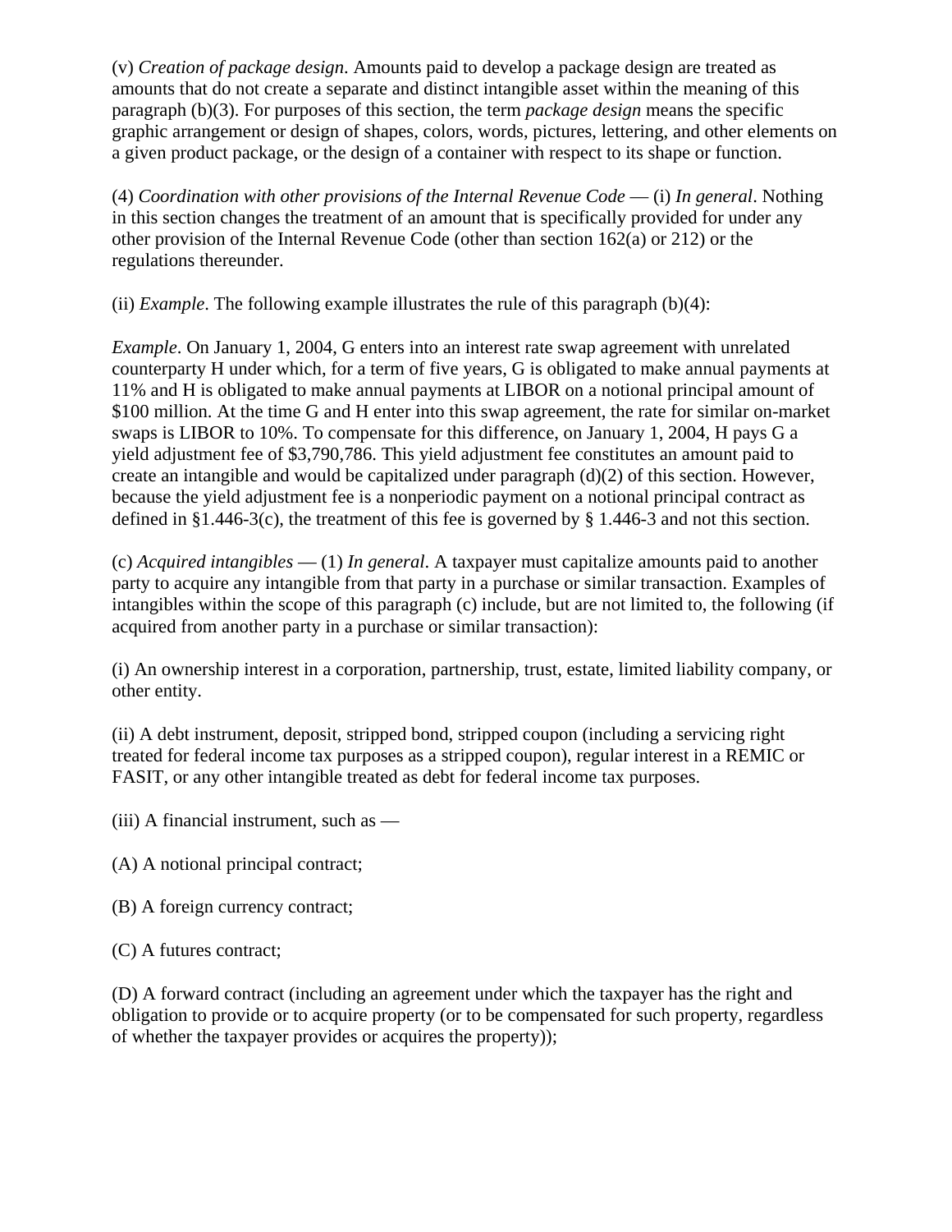(v) *Creation of package design*. Amounts paid to develop a package design are treated as amounts that do not create a separate and distinct intangible asset within the meaning of this paragraph (b)(3). For purposes of this section, the term *package design* means the specific graphic arrangement or design of shapes, colors, words, pictures, lettering, and other elements on a given product package, or the design of a container with respect to its shape or function.

(4) *Coordination with other provisions of the Internal Revenue Code* — (i) *In general*. Nothing in this section changes the treatment of an amount that is specifically provided for under any other provision of the Internal Revenue Code (other than section 162(a) or 212) or the regulations thereunder.

(ii) *Example*. The following example illustrates the rule of this paragraph (b)(4):

*Example*. On January 1, 2004, G enters into an interest rate swap agreement with unrelated counterparty H under which, for a term of five years, G is obligated to make annual payments at 11% and H is obligated to make annual payments at LIBOR on a notional principal amount of $100 million. At the time G and H enter into this swap agreement, the rate for similar on-market swaps is LIBOR to 10%. To compensate for this difference, on January 1, 2004, H pays G a yield adjustment fee of $3,790,786. This yield adjustment fee constitutes an amount paid to create an intangible and would be capitalized under paragraph (d)(2) of this section. However, because the yield adjustment fee is a nonperiodic payment on a notional principal contract as defined in §1.446-3(c), the treatment of this fee is governed by § 1.446-3 and not this section.

(c) *Acquired intangibles* — (1) *In general*. A taxpayer must capitalize amounts paid to another party to acquire any intangible from that party in a purchase or similar transaction. Examples of intangibles within the scope of this paragraph (c) include, but are not limited to, the following (if acquired from another party in a purchase or similar transaction):

(i) An ownership interest in a corporation, partnership, trust, estate, limited liability company, or other entity.

(ii) A debt instrument, deposit, stripped bond, stripped coupon (including a servicing right treated for federal income tax purposes as a stripped coupon), regular interest in a REMIC or FASIT, or any other intangible treated as debt for federal income tax purposes.

(iii) A financial instrument, such as —

(A) A notional principal contract;

(B) A foreign currency contract;

(C) A futures contract;

(D) A forward contract (including an agreement under which the taxpayer has the right and obligation to provide or to acquire property (or to be compensated for such property, regardless of whether the taxpayer provides or acquires the property));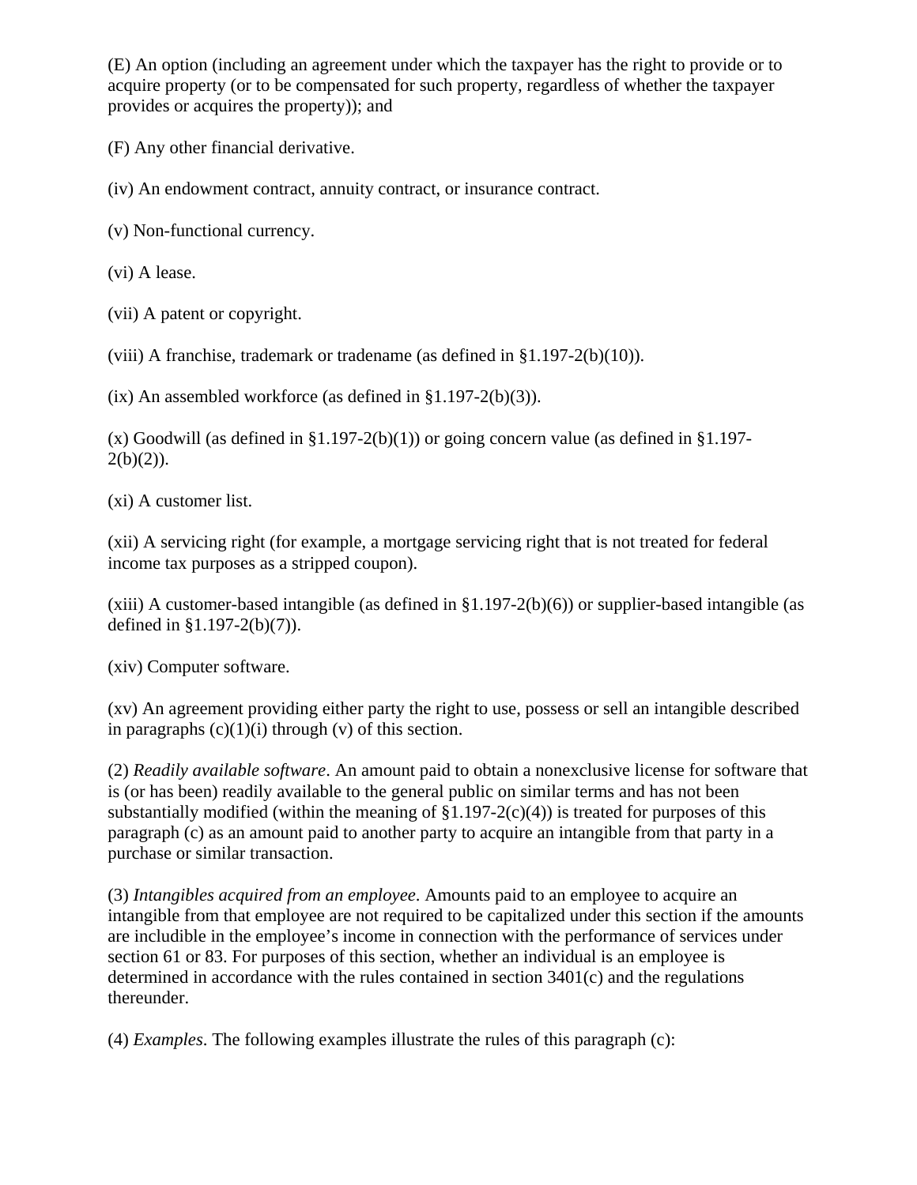(E) An option (including an agreement under which the taxpayer has the right to provide or to acquire property (or to be compensated for such property, regardless of whether the taxpayer provides or acquires the property)); and

(F) Any other financial derivative.

(iv) An endowment contract, annuity contract, or insurance contract.

(v) Non-functional currency.

(vi) A lease.

(vii) A patent or copyright.

(viii) A franchise, trademark or tradename (as defined in §1.197-2(b)(10)).

(ix) An assembled workforce (as defined in §1.197-2(b)(3)).

(x) Goodwill (as defined in §1.197-2(b)(1)) or going concern value (as defined in §1.197-2(b)(2)).

(xi) A customer list.

(xii) A servicing right (for example, a mortgage servicing right that is not treated for federal income tax purposes as a stripped coupon).

(xiii) A customer-based intangible (as defined in §1.197-2(b)(6)) or supplier-based intangible (as defined in §1.197-2(b)(7)).

(xiv) Computer software.

(xv) An agreement providing either party the right to use, possess or sell an intangible described in paragraphs (c)(1)(i) through (v) of this section.

(2) *Readily available software*. An amount paid to obtain a nonexclusive license for software that is (or has been) readily available to the general public on similar terms and has not been substantially modified (within the meaning of §1.197-2(c)(4)) is treated for purposes of this paragraph (c) as an amount paid to another party to acquire an intangible from that party in a purchase or similar transaction.

(3) *Intangibles acquired from an employee*. Amounts paid to an employee to acquire an intangible from that employee are not required to be capitalized under this section if the amounts are includible in the employee's income in connection with the performance of services under section 61 or 83. For purposes of this section, whether an individual is an employee is determined in accordance with the rules contained in section 3401(c) and the regulations thereunder.

(4) *Examples*. The following examples illustrate the rules of this paragraph (c):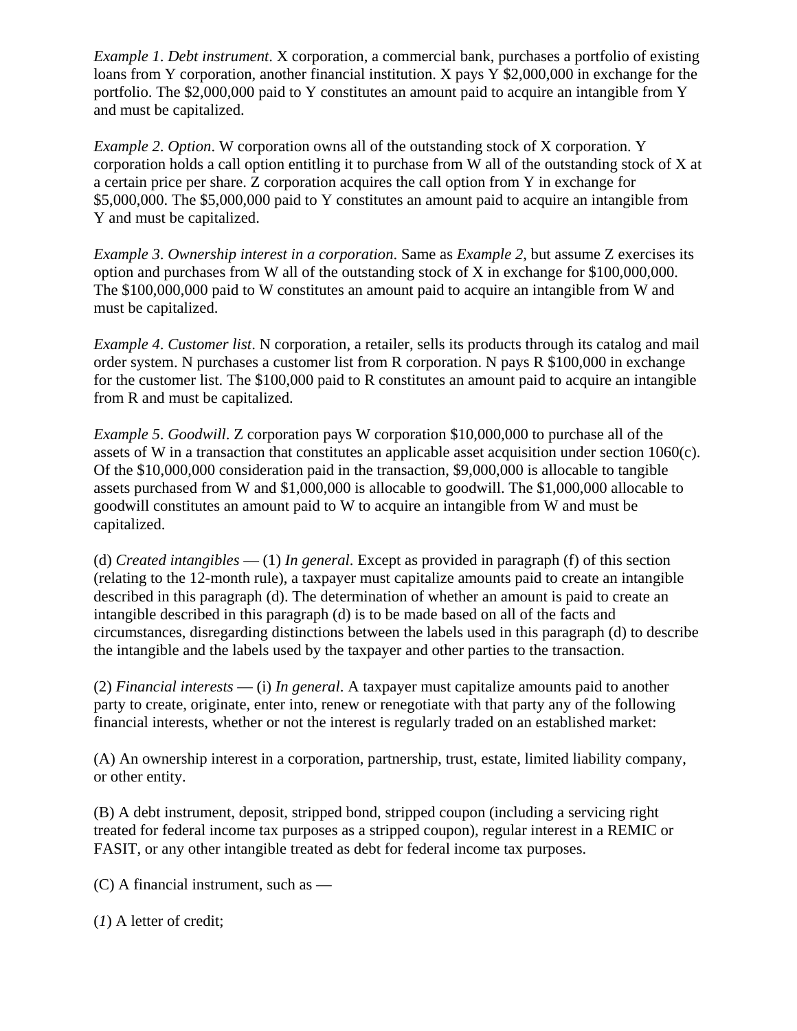*Example 1*. *Debt instrument*. X corporation, a commercial bank, purchases a portfolio of existing loans from Y corporation, another financial institution. X pays Y $2,000,000 in exchange for the portfolio. The $2,000,000 paid to Y constitutes an amount paid to acquire an intangible from Y and must be capitalized.

*Example 2*. *Option*. W corporation owns all of the outstanding stock of X corporation. Y corporation holds a call option entitling it to purchase from W all of the outstanding stock of X at a certain price per share. Z corporation acquires the call option from Y in exchange for $5,000,000. The $5,000,000 paid to Y constitutes an amount paid to acquire an intangible from Y and must be capitalized.

*Example 3*. *Ownership interest in a corporation*. Same as *Example 2*, but assume Z exercises its option and purchases from W all of the outstanding stock of X in exchange for $100,000,000. The $100,000,000 paid to W constitutes an amount paid to acquire an intangible from W and must be capitalized.

*Example 4*. *Customer list*. N corporation, a retailer, sells its products through its catalog and mail order system. N purchases a customer list from R corporation. N pays R $100,000 in exchange for the customer list. The $100,000 paid to R constitutes an amount paid to acquire an intangible from R and must be capitalized.

*Example 5*. *Goodwill*. Z corporation pays W corporation $10,000,000 to purchase all of the assets of W in a transaction that constitutes an applicable asset acquisition under section 1060(c). Of the $10,000,000 consideration paid in the transaction, $9,000,000 is allocable to tangible assets purchased from W and $1,000,000 is allocable to goodwill. The $1,000,000 allocable to goodwill constitutes an amount paid to W to acquire an intangible from W and must be capitalized.

(d) *Created intangibles* — (1) *In general*. Except as provided in paragraph (f) of this section (relating to the 12-month rule), a taxpayer must capitalize amounts paid to create an intangible described in this paragraph (d). The determination of whether an amount is paid to create an intangible described in this paragraph (d) is to be made based on all of the facts and circumstances, disregarding distinctions between the labels used in this paragraph (d) to describe the intangible and the labels used by the taxpayer and other parties to the transaction.

(2) *Financial interests* — (i) *In general*. A taxpayer must capitalize amounts paid to another party to create, originate, enter into, renew or renegotiate with that party any of the following financial interests, whether or not the interest is regularly traded on an established market:

(A) An ownership interest in a corporation, partnership, trust, estate, limited liability company, or other entity.

(B) A debt instrument, deposit, stripped bond, stripped coupon (including a servicing right treated for federal income tax purposes as a stripped coupon), regular interest in a REMIC or FASIT, or any other intangible treated as debt for federal income tax purposes.

(C) A financial instrument, such as —

(*1*) A letter of credit;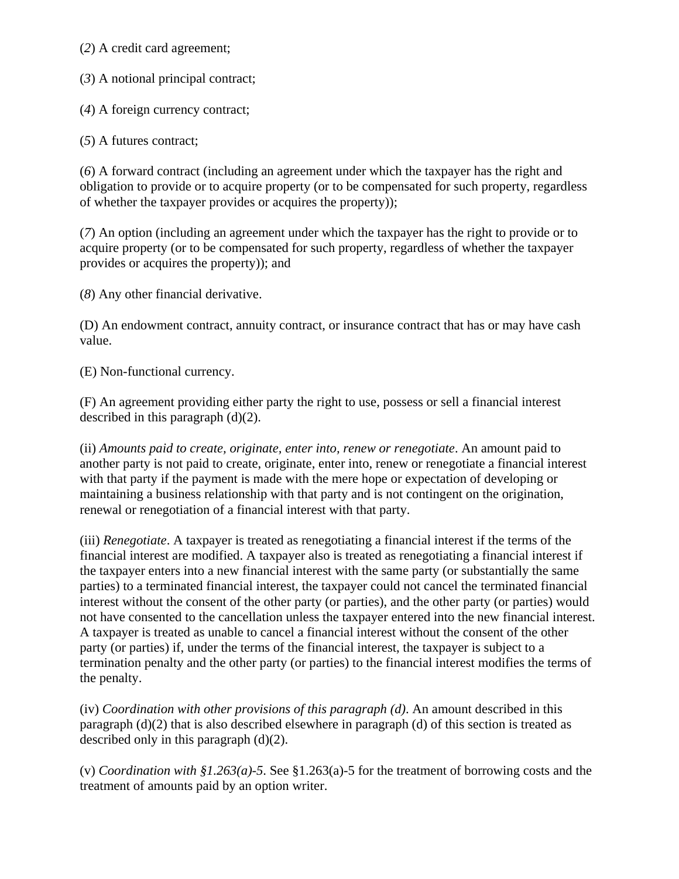(*2*) A credit card agreement;

(*3*) A notional principal contract;

(*4*) A foreign currency contract;

(*5*) A futures contract;

(*6*) A forward contract (including an agreement under which the taxpayer has the right and obligation to provide or to acquire property (or to be compensated for such property, regardless of whether the taxpayer provides or acquires the property));

(*7*) An option (including an agreement under which the taxpayer has the right to provide or to acquire property (or to be compensated for such property, regardless of whether the taxpayer provides or acquires the property)); and

(*8*) Any other financial derivative.

(D) An endowment contract, annuity contract, or insurance contract that has or may have cash value.

(E) Non-functional currency.

(F) An agreement providing either party the right to use, possess or sell a financial interest described in this paragraph (d)(2).

(ii) *Amounts paid to create, originate, enter into, renew or renegotiate*. An amount paid to another party is not paid to create, originate, enter into, renew or renegotiate a financial interest with that party if the payment is made with the mere hope or expectation of developing or maintaining a business relationship with that party and is not contingent on the origination, renewal or renegotiation of a financial interest with that party.

(iii) *Renegotiate*. A taxpayer is treated as renegotiating a financial interest if the terms of the financial interest are modified. A taxpayer also is treated as renegotiating a financial interest if the taxpayer enters into a new financial interest with the same party (or substantially the same parties) to a terminated financial interest, the taxpayer could not cancel the terminated financial interest without the consent of the other party (or parties), and the other party (or parties) would not have consented to the cancellation unless the taxpayer entered into the new financial interest. A taxpayer is treated as unable to cancel a financial interest without the consent of the other party (or parties) if, under the terms of the financial interest, the taxpayer is subject to a termination penalty and the other party (or parties) to the financial interest modifies the terms of the penalty.

(iv) *Coordination with other provisions of this paragraph (d)*. An amount described in this paragraph (d)(2) that is also described elsewhere in paragraph (d) of this section is treated as described only in this paragraph (d)(2).

(v) *Coordination with §1.263(a)-5*. See §1.263(a)-5 for the treatment of borrowing costs and the treatment of amounts paid by an option writer.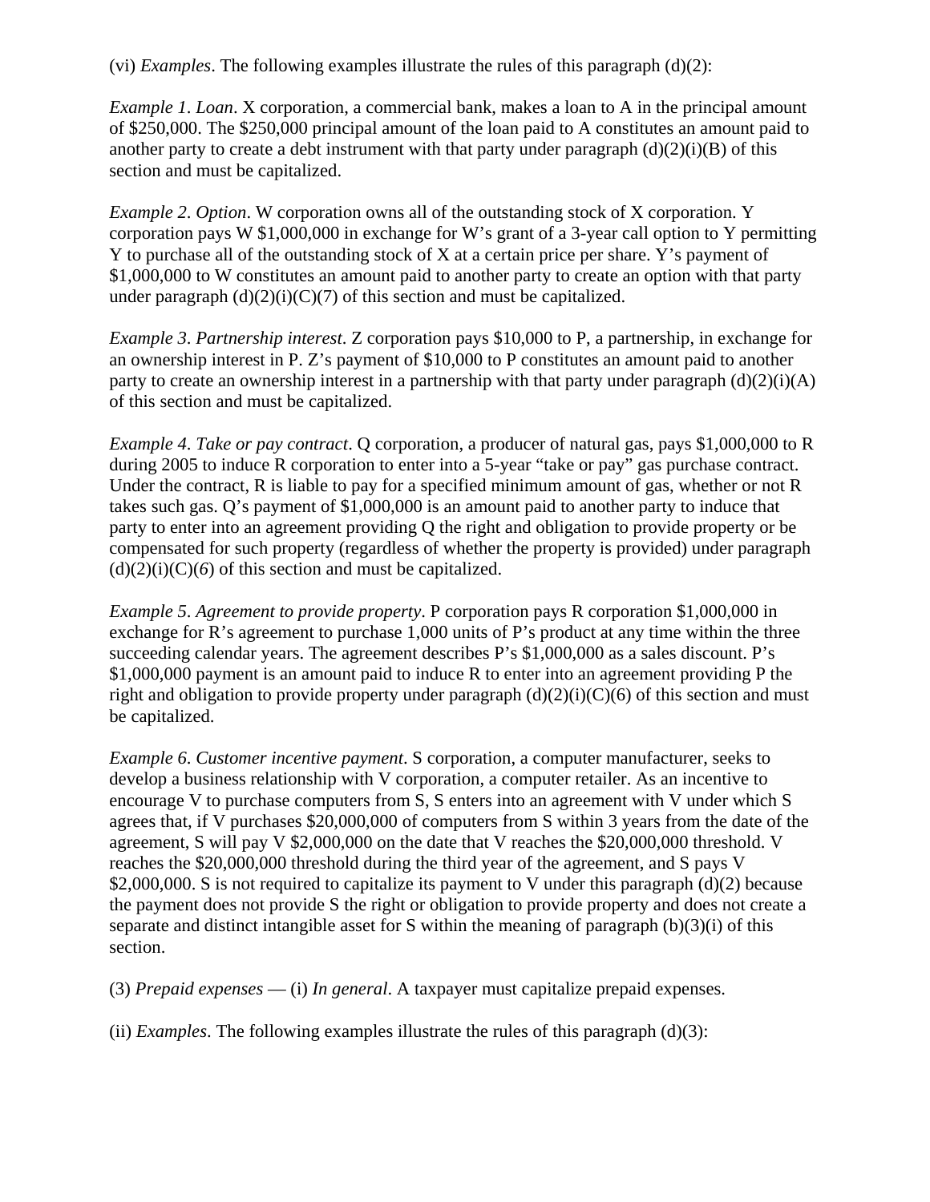(vi) *Examples*. The following examples illustrate the rules of this paragraph (d)(2):

*Example 1*. *Loan*. X corporation, a commercial bank, makes a loan to A in the principal amount of $250,000. The $250,000 principal amount of the loan paid to A constitutes an amount paid to another party to create a debt instrument with that party under paragraph (d)(2)(i)(B) of this section and must be capitalized.

*Example 2*. *Option*. W corporation owns all of the outstanding stock of X corporation. Y corporation pays W $1,000,000 in exchange for W's grant of a 3-year call option to Y permitting Y to purchase all of the outstanding stock of X at a certain price per share. Y's payment of $1,000,000 to W constitutes an amount paid to another party to create an option with that party under paragraph (d)(2)(i)(C)(*7*) of this section and must be capitalized.

*Example 3*. *Partnership interest*. Z corporation pays $10,000 to P, a partnership, in exchange for an ownership interest in P. Z's payment of $10,000 to P constitutes an amount paid to another party to create an ownership interest in a partnership with that party under paragraph (d)(2)(i)(A) of this section and must be capitalized.

*Example 4*. *Take or pay contract*. Q corporation, a producer of natural gas, pays $1,000,000 to R during 2005 to induce R corporation to enter into a 5-year "take or pay" gas purchase contract. Under the contract, R is liable to pay for a specified minimum amount of gas, whether or not R takes such gas. Q's payment of $1,000,000 is an amount paid to another party to induce that party to enter into an agreement providing Q the right and obligation to provide property or be compensated for such property (regardless of whether the property is provided) under paragraph (d)(2)(i)(C)(*6*) of this section and must be capitalized.

*Example 5*. *Agreement to provide property*. P corporation pays R corporation $1,000,000 in exchange for R's agreement to purchase 1,000 units of P's product at any time within the three succeeding calendar years. The agreement describes P's $1,000,000 as a sales discount. P's $1,000,000 payment is an amount paid to induce R to enter into an agreement providing P the right and obligation to provide property under paragraph (d)(2)(i)(C)(6) of this section and must be capitalized.

*Example 6*. *Customer incentive payment*. S corporation, a computer manufacturer, seeks to develop a business relationship with V corporation, a computer retailer. As an incentive to encourage V to purchase computers from S, S enters into an agreement with V under which S agrees that, if V purchases $20,000,000 of computers from S within 3 years from the date of the agreement, S will pay V $2,000,000 on the date that V reaches the $20,000,000 threshold. V reaches the $20,000,000 threshold during the third year of the agreement, and S pays V $2,000,000. S is not required to capitalize its payment to V under this paragraph (d)(2) because the payment does not provide S the right or obligation to provide property and does not create a separate and distinct intangible asset for S within the meaning of paragraph (b)(3)(i) of this section.

(3) *Prepaid expenses* — (i) *In general*. A taxpayer must capitalize prepaid expenses.

(ii) *Examples*. The following examples illustrate the rules of this paragraph (d)(3):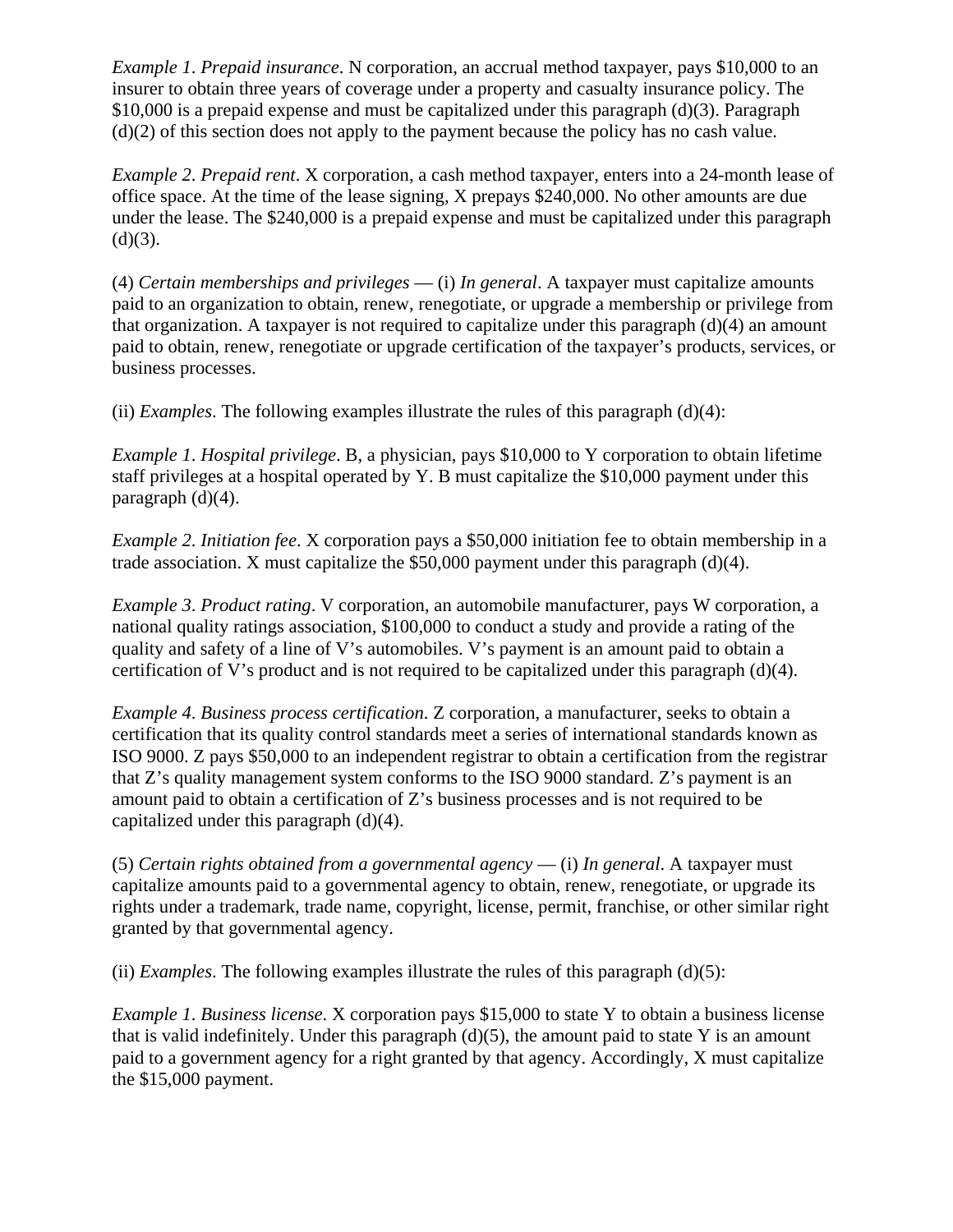*Example 1*. *Prepaid insurance*. N corporation, an accrual method taxpayer, pays $10,000 to an insurer to obtain three years of coverage under a property and casualty insurance policy. The $10,000 is a prepaid expense and must be capitalized under this paragraph (d)(3). Paragraph (d)(2) of this section does not apply to the payment because the policy has no cash value.

*Example 2*. *Prepaid rent*. X corporation, a cash method taxpayer, enters into a 24-month lease of office space. At the time of the lease signing, X prepays $240,000. No other amounts are due under the lease. The $240,000 is a prepaid expense and must be capitalized under this paragraph (d)(3).

(4) *Certain memberships and privileges* — (i) *In general*. A taxpayer must capitalize amounts paid to an organization to obtain, renew, renegotiate, or upgrade a membership or privilege from that organization. A taxpayer is not required to capitalize under this paragraph (d)(4) an amount paid to obtain, renew, renegotiate or upgrade certification of the taxpayer's products, services, or business processes.

(ii) *Examples*. The following examples illustrate the rules of this paragraph (d)(4):

*Example 1*. *Hospital privilege*. B, a physician, pays $10,000 to Y corporation to obtain lifetime staff privileges at a hospital operated by Y. B must capitalize the $10,000 payment under this paragraph (d)(4).

*Example 2*. *Initiation fee*. X corporation pays a $50,000 initiation fee to obtain membership in a trade association. X must capitalize the $50,000 payment under this paragraph (d)(4).

*Example 3*. *Product rating*. V corporation, an automobile manufacturer, pays W corporation, a national quality ratings association, $100,000 to conduct a study and provide a rating of the quality and safety of a line of V's automobiles. V's payment is an amount paid to obtain a certification of V's product and is not required to be capitalized under this paragraph (d)(4).

*Example 4*. *Business process certification*. Z corporation, a manufacturer, seeks to obtain a certification that its quality control standards meet a series of international standards known as ISO 9000. Z pays $50,000 to an independent registrar to obtain a certification from the registrar that Z's quality management system conforms to the ISO 9000 standard. Z's payment is an amount paid to obtain a certification of Z's business processes and is not required to be capitalized under this paragraph (d)(4).

(5) *Certain rights obtained from a governmental agency* — (i) *In general*. A taxpayer must capitalize amounts paid to a governmental agency to obtain, renew, renegotiate, or upgrade its rights under a trademark, trade name, copyright, license, permit, franchise, or other similar right granted by that governmental agency.

(ii) *Examples*. The following examples illustrate the rules of this paragraph (d)(5):

*Example 1*. *Business license*. X corporation pays $15,000 to state Y to obtain a business license that is valid indefinitely. Under this paragraph (d)(5), the amount paid to state Y is an amount paid to a government agency for a right granted by that agency. Accordingly, X must capitalize the $15,000 payment.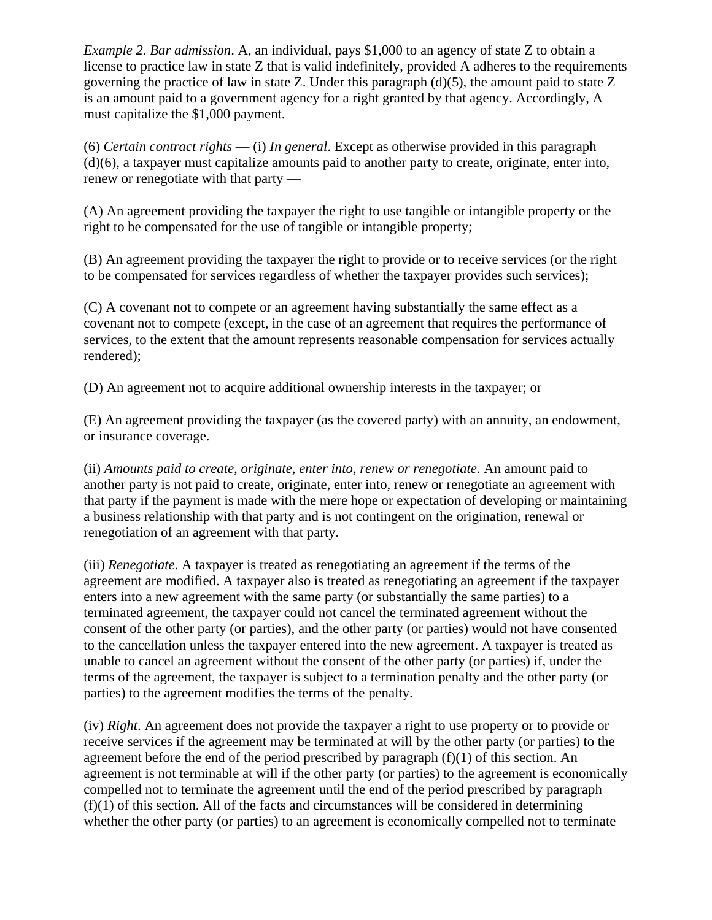*Example 2*. *Bar admission*. A, an individual, pays $1,000 to an agency of state Z to obtain a license to practice law in state Z that is valid indefinitely, provided A adheres to the requirements governing the practice of law in state Z. Under this paragraph (d)(5), the amount paid to state Z is an amount paid to a government agency for a right granted by that agency. Accordingly, A must capitalize the $1,000 payment.

(6) *Certain contract rights* — (i) *In general*. Except as otherwise provided in this paragraph (d)(6), a taxpayer must capitalize amounts paid to another party to create, originate, enter into, renew or renegotiate with that party —

(A) An agreement providing the taxpayer the right to use tangible or intangible property or the right to be compensated for the use of tangible or intangible property;

(B) An agreement providing the taxpayer the right to provide or to receive services (or the right to be compensated for services regardless of whether the taxpayer provides such services);

(C) A covenant not to compete or an agreement having substantially the same effect as a covenant not to compete (except, in the case of an agreement that requires the performance of services, to the extent that the amount represents reasonable compensation for services actually rendered);

(D) An agreement not to acquire additional ownership interests in the taxpayer; or

(E) An agreement providing the taxpayer (as the covered party) with an annuity, an endowment, or insurance coverage.

(ii) *Amounts paid to create, originate, enter into, renew or renegotiate*. An amount paid to another party is not paid to create, originate, enter into, renew or renegotiate an agreement with that party if the payment is made with the mere hope or expectation of developing or maintaining a business relationship with that party and is not contingent on the origination, renewal or renegotiation of an agreement with that party.

(iii) *Renegotiate*. A taxpayer is treated as renegotiating an agreement if the terms of the agreement are modified. A taxpayer also is treated as renegotiating an agreement if the taxpayer enters into a new agreement with the same party (or substantially the same parties) to a terminated agreement, the taxpayer could not cancel the terminated agreement without the consent of the other party (or parties), and the other party (or parties) would not have consented to the cancellation unless the taxpayer entered into the new agreement. A taxpayer is treated as unable to cancel an agreement without the consent of the other party (or parties) if, under the terms of the agreement, the taxpayer is subject to a termination penalty and the other party (or parties) to the agreement modifies the terms of the penalty.

(iv) *Right*. An agreement does not provide the taxpayer a right to use property or to provide or receive services if the agreement may be terminated at will by the other party (or parties) to the agreement before the end of the period prescribed by paragraph (f)(1) of this section. An agreement is not terminable at will if the other party (or parties) to the agreement is economically compelled not to terminate the agreement until the end of the period prescribed by paragraph (f)(1) of this section. All of the facts and circumstances will be considered in determining whether the other party (or parties) to an agreement is economically compelled not to terminate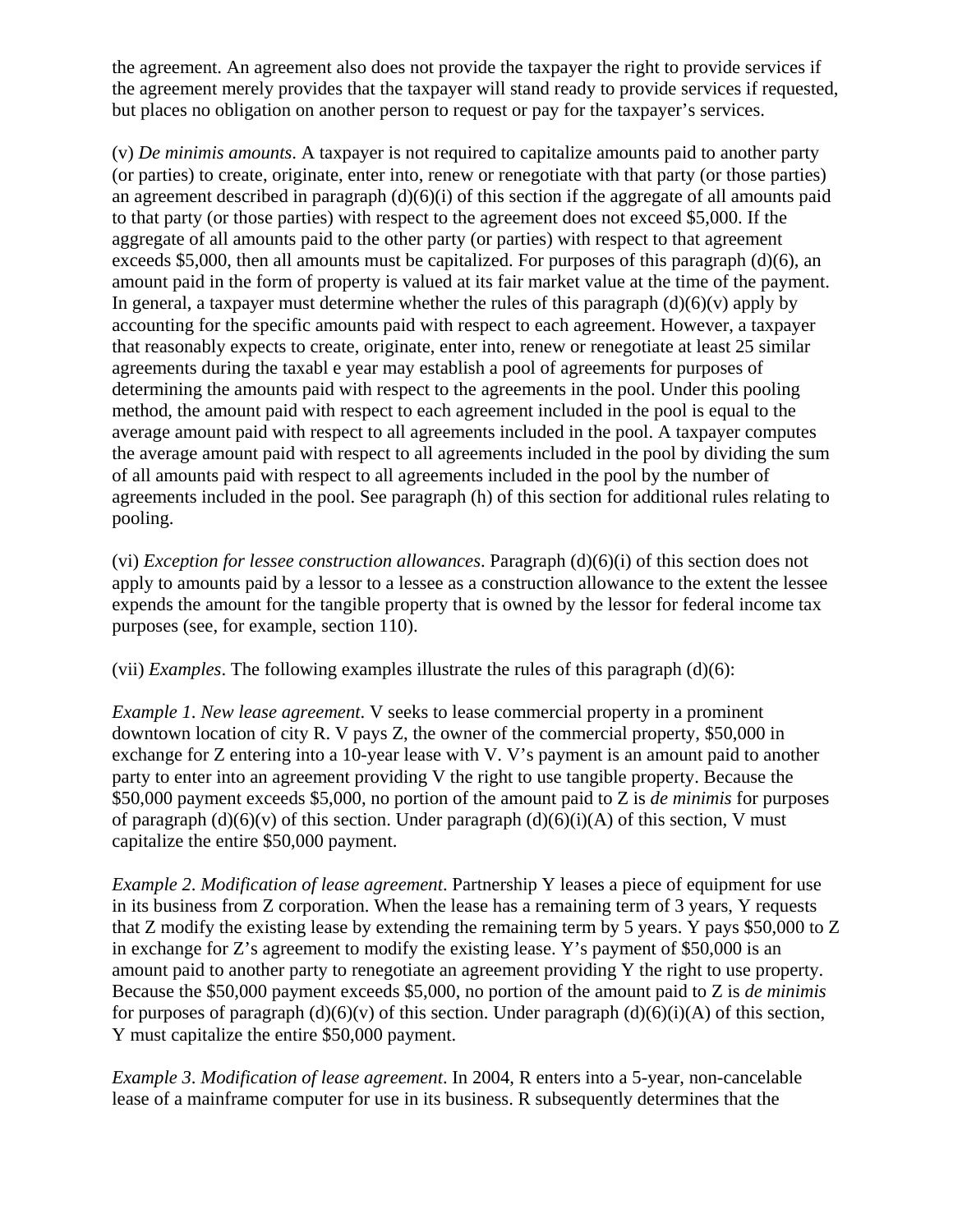the agreement. An agreement also does not provide the taxpayer the right to provide services if the agreement merely provides that the taxpayer will stand ready to provide services if requested, but places no obligation on another person to request or pay for the taxpayer's services.

(v) *De minimis amounts*. A taxpayer is not required to capitalize amounts paid to another party (or parties) to create, originate, enter into, renew or renegotiate with that party (or those parties) an agreement described in paragraph (d)(6)(i) of this section if the aggregate of all amounts paid to that party (or those parties) with respect to the agreement does not exceed $5,000. If the aggregate of all amounts paid to the other party (or parties) with respect to that agreement exceeds $5,000, then all amounts must be capitalized. For purposes of this paragraph (d)(6), an amount paid in the form of property is valued at its fair market value at the time of the payment. In general, a taxpayer must determine whether the rules of this paragraph (d)(6)(v) apply by accounting for the specific amounts paid with respect to each agreement. However, a taxpayer that reasonably expects to create, originate, enter into, renew or renegotiate at least 25 similar agreements during the taxabl e year may establish a pool of agreements for purposes of determining the amounts paid with respect to the agreements in the pool. Under this pooling method, the amount paid with respect to each agreement included in the pool is equal to the average amount paid with respect to all agreements included in the pool. A taxpayer computes the average amount paid with respect to all agreements included in the pool by dividing the sum of all amounts paid with respect to all agreements included in the pool by the number of agreements included in the pool. See paragraph (h) of this section for additional rules relating to pooling.

(vi) *Exception for lessee construction allowances*. Paragraph (d)(6)(i) of this section does not apply to amounts paid by a lessor to a lessee as a construction allowance to the extent the lessee expends the amount for the tangible property that is owned by the lessor for federal income tax purposes (see, for example, section 110).

(vii) *Examples*. The following examples illustrate the rules of this paragraph (d)(6):

*Example 1*. *New lease agreement*. V seeks to lease commercial property in a prominent downtown location of city R. V pays Z, the owner of the commercial property, $50,000 in exchange for Z entering into a 10-year lease with V. V's payment is an amount paid to another party to enter into an agreement providing V the right to use tangible property. Because the $50,000 payment exceeds $5,000, no portion of the amount paid to Z is *de minimis* for purposes of paragraph (d)(6)(v) of this section. Under paragraph (d)(6)(i)(A) of this section, V must capitalize the entire $50,000 payment.

*Example 2*. *Modification of lease agreement*. Partnership Y leases a piece of equipment for use in its business from Z corporation. When the lease has a remaining term of 3 years, Y requests that Z modify the existing lease by extending the remaining term by 5 years. Y pays $50,000 to Z in exchange for Z's agreement to modify the existing lease. Y's payment of $50,000 is an amount paid to another party to renegotiate an agreement providing Y the right to use property. Because the $50,000 payment exceeds $5,000, no portion of the amount paid to Z is *de minimis* for purposes of paragraph (d)(6)(v) of this section. Under paragraph (d)(6)(i)(A) of this section, Y must capitalize the entire $50,000 payment.

*Example 3*. *Modification of lease agreement*. In 2004, R enters into a 5-year, non-cancelable lease of a mainframe computer for use in its business. R subsequently determines that the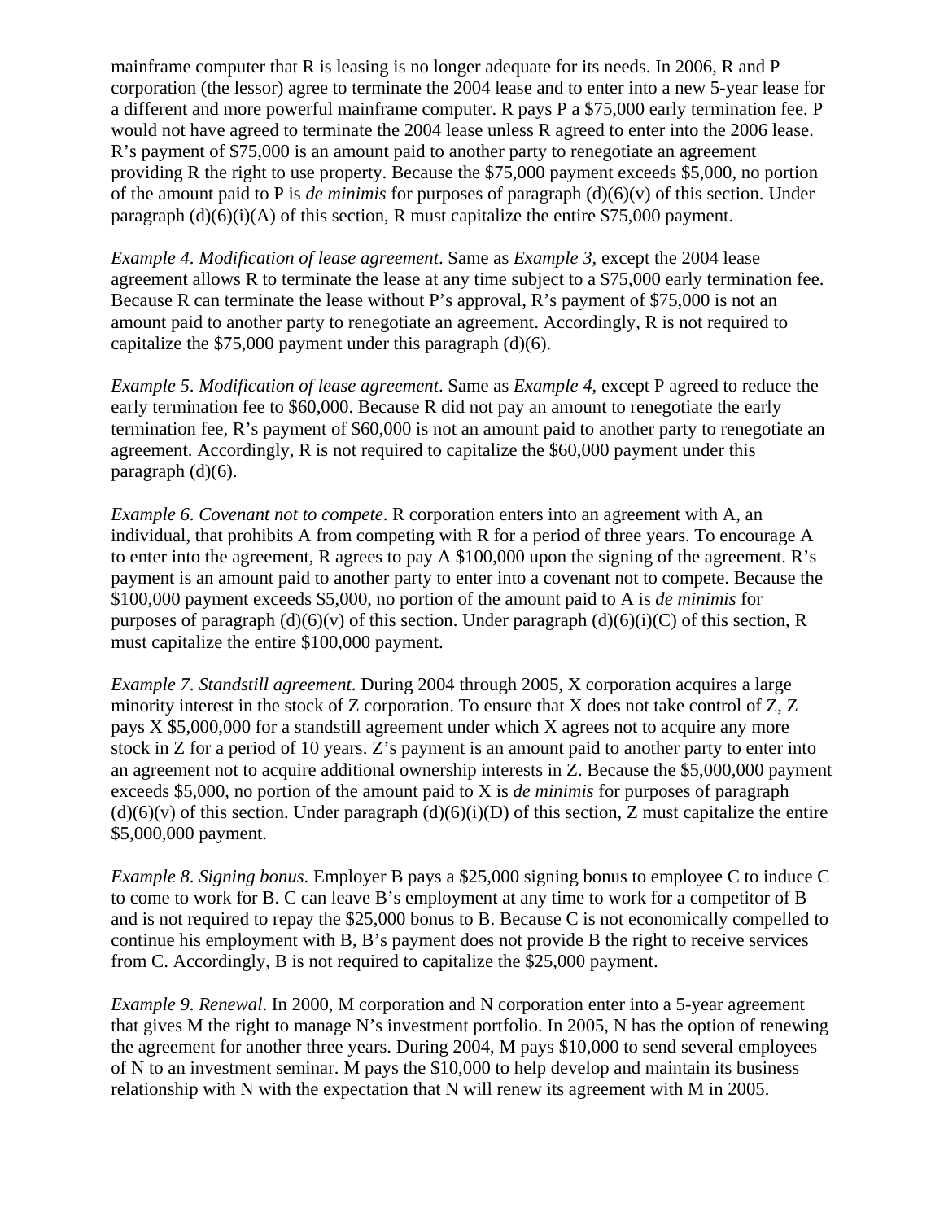mainframe computer that R is leasing is no longer adequate for its needs. In 2006, R and P corporation (the lessor) agree to terminate the 2004 lease and to enter into a new 5-year lease for a different and more powerful mainframe computer. R pays P a $75,000 early termination fee. P would not have agreed to terminate the 2004 lease unless R agreed to enter into the 2006 lease. R's payment of $75,000 is an amount paid to another party to renegotiate an agreement providing R the right to use property. Because the $75,000 payment exceeds $5,000, no portion of the amount paid to P is *de minimis* for purposes of paragraph (d)(6)(v) of this section. Under paragraph (d)(6)(i)(A) of this section, R must capitalize the entire $75,000 payment.

*Example 4*. *Modification of lease agreement*. Same as *Example 3*, except the 2004 lease agreement allows R to terminate the lease at any time subject to a $75,000 early termination fee. Because R can terminate the lease without P's approval, R's payment of $75,000 is not an amount paid to another party to renegotiate an agreement. Accordingly, R is not required to capitalize the $75,000 payment under this paragraph (d)(6).

*Example 5*. *Modification of lease agreement*. Same as *Example 4*, except P agreed to reduce the early termination fee to $60,000. Because R did not pay an amount to renegotiate the early termination fee, R's payment of $60,000 is not an amount paid to another party to renegotiate an agreement. Accordingly, R is not required to capitalize the $60,000 payment under this paragraph (d)(6).

*Example 6*. *Covenant not to compete*. R corporation enters into an agreement with A, an individual, that prohibits A from competing with R for a period of three years. To encourage A to enter into the agreement, R agrees to pay A $100,000 upon the signing of the agreement. R's payment is an amount paid to another party to enter into a covenant not to compete. Because the $100,000 payment exceeds $5,000, no portion of the amount paid to A is *de minimis* for purposes of paragraph (d)(6)(v) of this section. Under paragraph (d)(6)(i)(C) of this section, R must capitalize the entire $100,000 payment.

*Example 7*. *Standstill agreement*. During 2004 through 2005, X corporation acquires a large minority interest in the stock of Z corporation. To ensure that X does not take control of Z, Z pays X $5,000,000 for a standstill agreement under which X agrees not to acquire any more stock in Z for a period of 10 years. Z's payment is an amount paid to another party to enter into an agreement not to acquire additional ownership interests in Z. Because the $5,000,000 payment exceeds $5,000, no portion of the amount paid to X is *de minimis* for purposes of paragraph (d)(6)(v) of this section. Under paragraph (d)(6)(i)(D) of this section, Z must capitalize the entire $5,000,000 payment.

*Example 8*. *Signing bonus*. Employer B pays a $25,000 signing bonus to employee C to induce C to come to work for B. C can leave B's employment at any time to work for a competitor of B and is not required to repay the $25,000 bonus to B. Because C is not economically compelled to continue his employment with B, B's payment does not provide B the right to receive services from C. Accordingly, B is not required to capitalize the $25,000 payment.

*Example 9*. *Renewal*. In 2000, M corporation and N corporation enter into a 5-year agreement that gives M the right to manage N's investment portfolio. In 2005, N has the option of renewing the agreement for another three years. During 2004, M pays $10,000 to send several employees of N to an investment seminar. M pays the $10,000 to help develop and maintain its business relationship with N with the expectation that N will renew its agreement with M in 2005.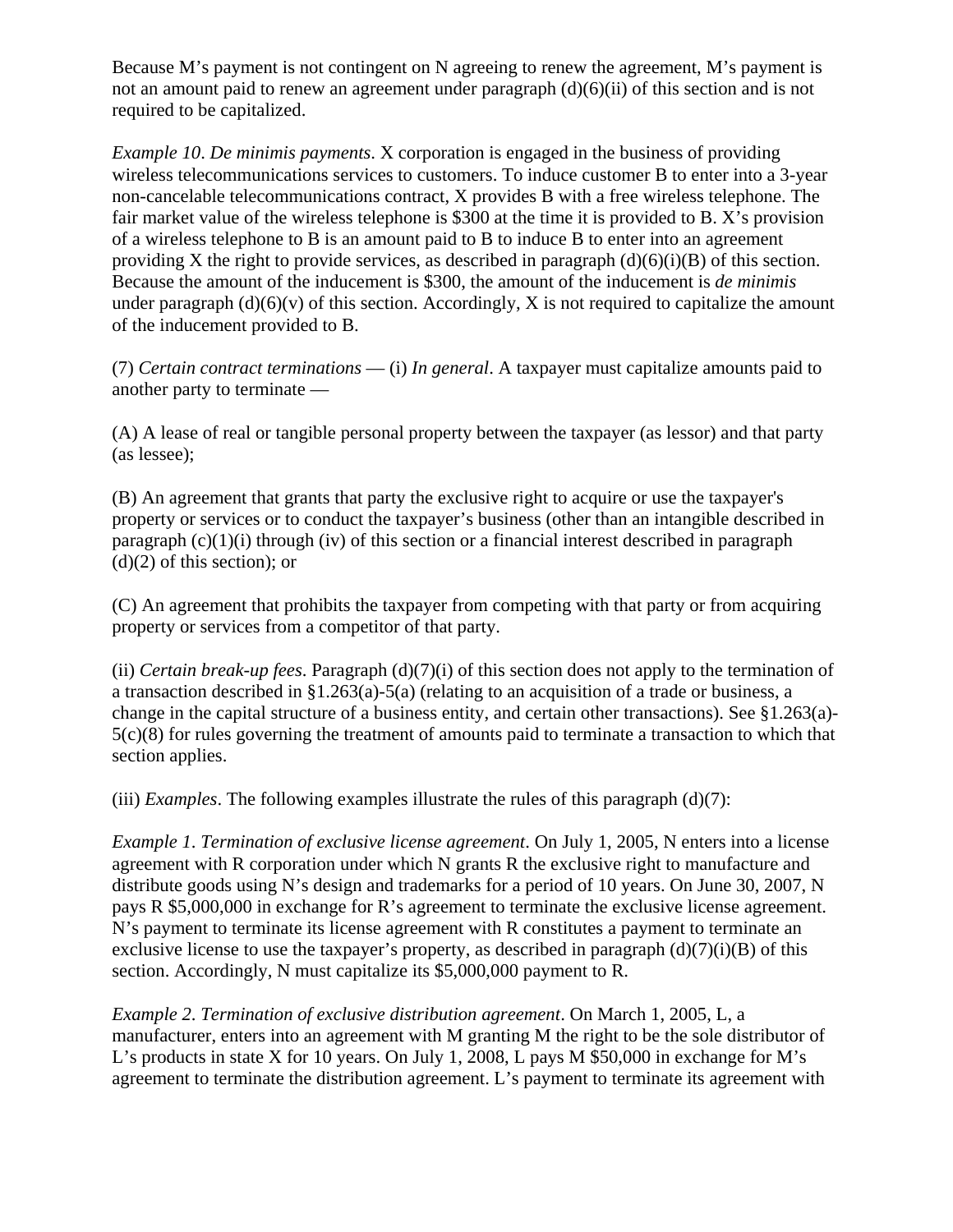Because M’s payment is not contingent on N agreeing to renew the agreement, M’s payment is not an amount paid to renew an agreement under paragraph (d)(6)(ii) of this section and is not required to be capitalized.

*Example 10*. *De minimis payments*. X corporation is engaged in the business of providing wireless telecommunications services to customers. To induce customer B to enter into a 3-year non-cancelable telecommunications contract, X provides B with a free wireless telephone. The fair market value of the wireless telephone is $300 at the time it is provided to B. X’s provision of a wireless telephone to B is an amount paid to B to induce B to enter into an agreement providing X the right to provide services, as described in paragraph (d)(6)(i)(B) of this section. Because the amount of the inducement is $300, the amount of the inducement is *de minimis* under paragraph (d)(6)(v) of this section. Accordingly, X is not required to capitalize the amount of the inducement provided to B.

(7) *Certain contract terminations* — (i) *In general*. A taxpayer must capitalize amounts paid to another party to terminate —

(A) A lease of real or tangible personal property between the taxpayer (as lessor) and that party (as lessee);

(B) An agreement that grants that party the exclusive right to acquire or use the taxpayer's property or services or to conduct the taxpayer’s business (other than an intangible described in paragraph (c)(1)(i) through (iv) of this section or a financial interest described in paragraph (d)(2) of this section); or

(C) An agreement that prohibits the taxpayer from competing with that party or from acquiring property or services from a competitor of that party.

(ii) *Certain break-up fees*. Paragraph (d)(7)(i) of this section does not apply to the termination of a transaction described in §1.263(a)-5(a) (relating to an acquisition of a trade or business, a change in the capital structure of a business entity, and certain other transactions). See §1.263(a)-5(c)(8) for rules governing the treatment of amounts paid to terminate a transaction to which that section applies.

(iii) *Examples*. The following examples illustrate the rules of this paragraph (d)(7):

*Example 1*. *Termination of exclusive license agreement*. On July 1, 2005, N enters into a license agreement with R corporation under which N grants R the exclusive right to manufacture and distribute goods using N’s design and trademarks for a period of 10 years. On June 30, 2007, N pays R $5,000,000 in exchange for R’s agreement to terminate the exclusive license agreement. N’s payment to terminate its license agreement with R constitutes a payment to terminate an exclusive license to use the taxpayer’s property, as described in paragraph (d)(7)(i)(B) of this section. Accordingly, N must capitalize its $5,000,000 payment to R.

*Example 2*. *Termination of exclusive distribution agreement*. On March 1, 2005, L, a manufacturer, enters into an agreement with M granting M the right to be the sole distributor of L’s products in state X for 10 years. On July 1, 2008, L pays M $50,000 in exchange for M’s agreement to terminate the distribution agreement. L’s payment to terminate its agreement with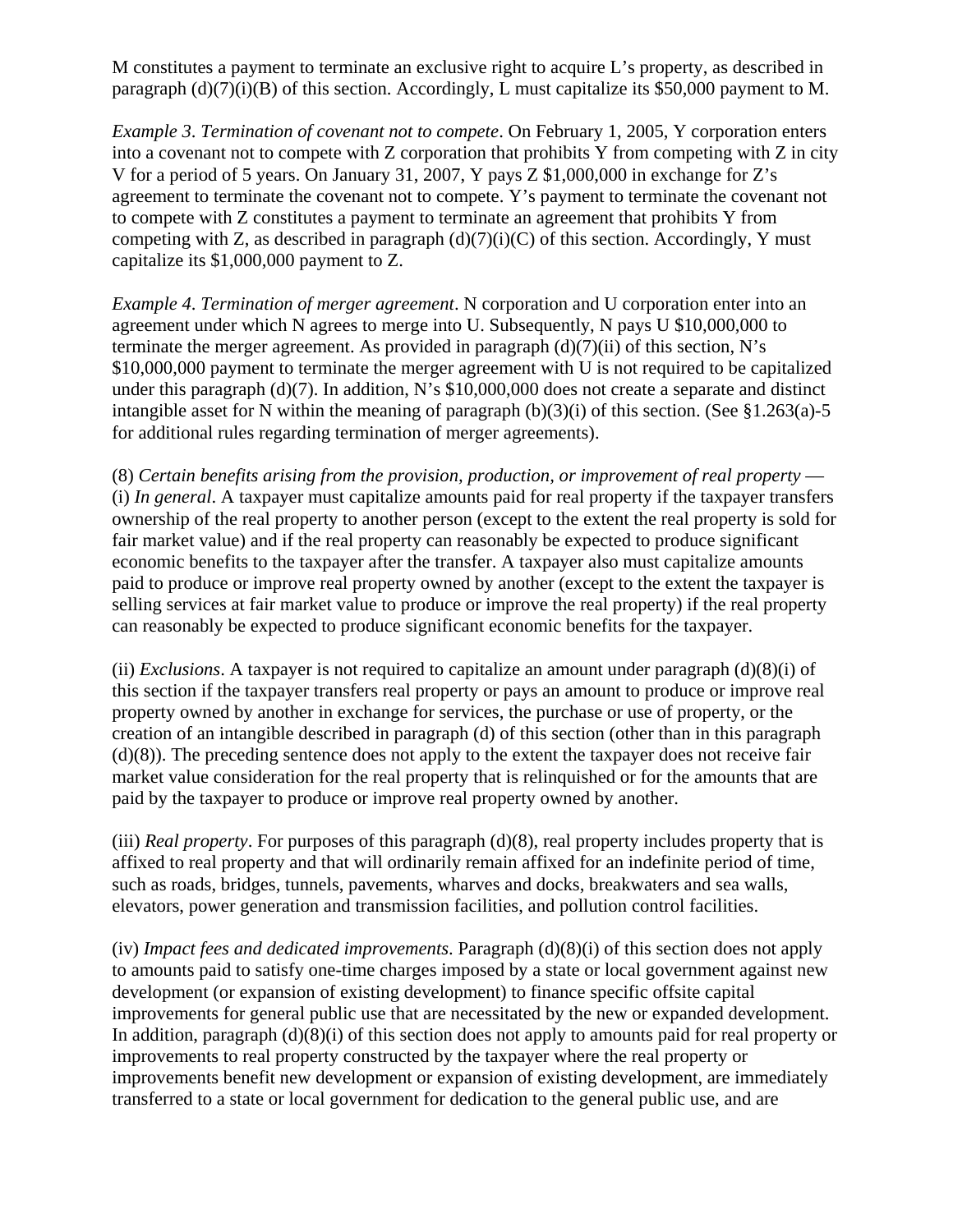M constitutes a payment to terminate an exclusive right to acquire L's property, as described in paragraph (d)(7)(i)(B) of this section. Accordingly, L must capitalize its $50,000 payment to M.

*Example 3*. *Termination of covenant not to compete*. On February 1, 2005, Y corporation enters into a covenant not to compete with Z corporation that prohibits Y from competing with Z in city V for a period of 5 years. On January 31, 2007, Y pays Z $1,000,000 in exchange for Z's agreement to terminate the covenant not to compete. Y's payment to terminate the covenant not to compete with Z constitutes a payment to terminate an agreement that prohibits Y from competing with Z, as described in paragraph (d)(7)(i)(C) of this section. Accordingly, Y must capitalize its $1,000,000 payment to Z.

*Example 4*. *Termination of merger agreement*. N corporation and U corporation enter into an agreement under which N agrees to merge into U. Subsequently, N pays U $10,000,000 to terminate the merger agreement. As provided in paragraph (d)(7)(ii) of this section, N's $10,000,000 payment to terminate the merger agreement with U is not required to be capitalized under this paragraph (d)(7). In addition, N's $10,000,000 does not create a separate and distinct intangible asset for N within the meaning of paragraph (b)(3)(i) of this section. (See §1.263(a)-5 for additional rules regarding termination of merger agreements).

(8) *Certain benefits arising from the provision, production, or improvement of real property* — (i) *In general*. A taxpayer must capitalize amounts paid for real property if the taxpayer transfers ownership of the real property to another person (except to the extent the real property is sold for fair market value) and if the real property can reasonably be expected to produce significant economic benefits to the taxpayer after the transfer. A taxpayer also must capitalize amounts paid to produce or improve real property owned by another (except to the extent the taxpayer is selling services at fair market value to produce or improve the real property) if the real property can reasonably be expected to produce significant economic benefits for the taxpayer.

(ii) *Exclusions*. A taxpayer is not required to capitalize an amount under paragraph (d)(8)(i) of this section if the taxpayer transfers real property or pays an amount to produce or improve real property owned by another in exchange for services, the purchase or use of property, or the creation of an intangible described in paragraph (d) of this section (other than in this paragraph (d)(8)). The preceding sentence does not apply to the extent the taxpayer does not receive fair market value consideration for the real property that is relinquished or for the amounts that are paid by the taxpayer to produce or improve real property owned by another.

(iii) *Real property*. For purposes of this paragraph (d)(8), real property includes property that is affixed to real property and that will ordinarily remain affixed for an indefinite period of time, such as roads, bridges, tunnels, pavements, wharves and docks, breakwaters and sea walls, elevators, power generation and transmission facilities, and pollution control facilities.

(iv) *Impact fees and dedicated improvements*. Paragraph (d)(8)(i) of this section does not apply to amounts paid to satisfy one-time charges imposed by a state or local government against new development (or expansion of existing development) to finance specific offsite capital improvements for general public use that are necessitated by the new or expanded development. In addition, paragraph (d)(8)(i) of this section does not apply to amounts paid for real property or improvements to real property constructed by the taxpayer where the real property or improvements benefit new development or expansion of existing development, are immediately transferred to a state or local government for dedication to the general public use, and are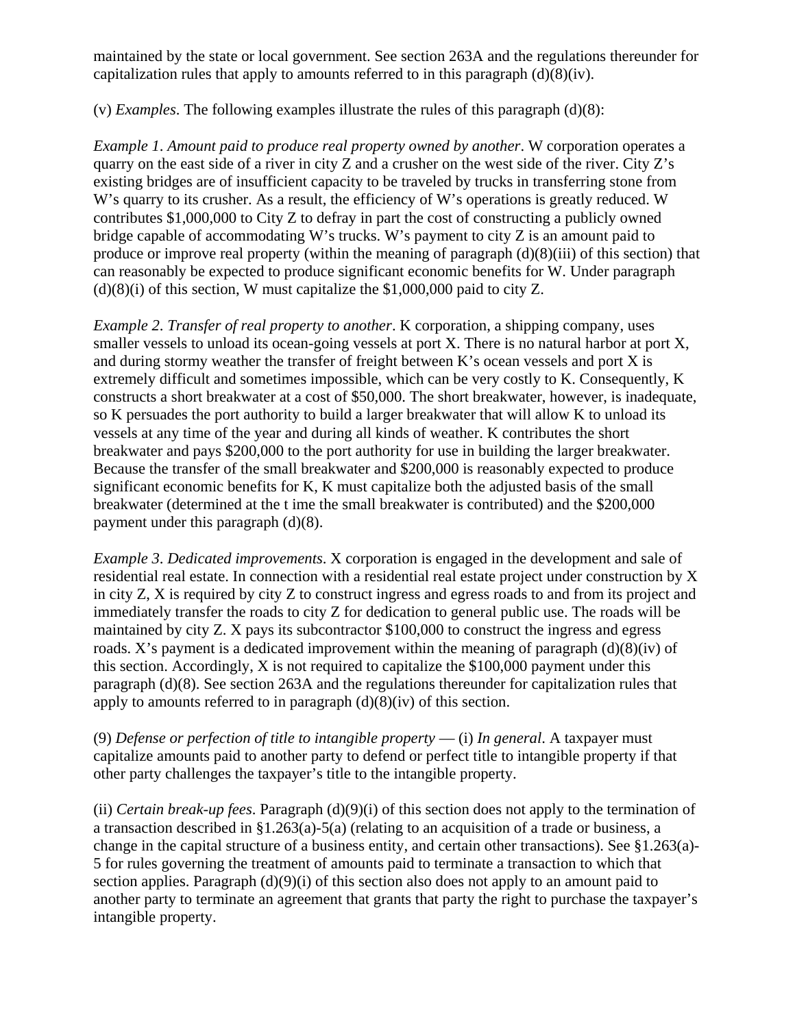maintained by the state or local government. See section 263A and the regulations thereunder for capitalization rules that apply to amounts referred to in this paragraph (d)(8)(iv).

(v) *Examples*. The following examples illustrate the rules of this paragraph (d)(8):

*Example 1*. *Amount paid to produce real property owned by another*. W corporation operates a quarry on the east side of a river in city Z and a crusher on the west side of the river. City Z's existing bridges are of insufficient capacity to be traveled by trucks in transferring stone from W's quarry to its crusher. As a result, the efficiency of W's operations is greatly reduced. W contributes $1,000,000 to City Z to defray in part the cost of constructing a publicly owned bridge capable of accommodating W's trucks. W's payment to city Z is an amount paid to produce or improve real property (within the meaning of paragraph (d)(8)(iii) of this section) that can reasonably be expected to produce significant economic benefits for W. Under paragraph (d)(8)(i) of this section, W must capitalize the $1,000,000 paid to city Z.

*Example 2*. *Transfer of real property to another*. K corporation, a shipping company, uses smaller vessels to unload its ocean-going vessels at port X. There is no natural harbor at port X, and during stormy weather the transfer of freight between K's ocean vessels and port X is extremely difficult and sometimes impossible, which can be very costly to K. Consequently, K constructs a short breakwater at a cost of $50,000. The short breakwater, however, is inadequate, so K persuades the port authority to build a larger breakwater that will allow K to unload its vessels at any time of the year and during all kinds of weather. K contributes the short breakwater and pays $200,000 to the port authority for use in building the larger breakwater. Because the transfer of the small breakwater and $200,000 is reasonably expected to produce significant economic benefits for K, K must capitalize both the adjusted basis of the small breakwater (determined at the t ime the small breakwater is contributed) and the $200,000 payment under this paragraph (d)(8).

*Example 3*. *Dedicated improvements*. X corporation is engaged in the development and sale of residential real estate. In connection with a residential real estate project under construction by X in city Z, X is required by city Z to construct ingress and egress roads to and from its project and immediately transfer the roads to city Z for dedication to general public use. The roads will be maintained by city Z. X pays its subcontractor $100,000 to construct the ingress and egress roads. X's payment is a dedicated improvement within the meaning of paragraph (d)(8)(iv) of this section. Accordingly, X is not required to capitalize the $100,000 payment under this paragraph (d)(8). See section 263A and the regulations thereunder for capitalization rules that apply to amounts referred to in paragraph (d)(8)(iv) of this section.

(9) *Defense or perfection of title to intangible property* — (i) *In general*. A taxpayer must capitalize amounts paid to another party to defend or perfect title to intangible property if that other party challenges the taxpayer's title to the intangible property.

(ii) *Certain break-up fees*. Paragraph (d)(9)(i) of this section does not apply to the termination of a transaction described in §1.263(a)-5(a) (relating to an acquisition of a trade or business, a change in the capital structure of a business entity, and certain other transactions). See §1.263(a)-5 for rules governing the treatment of amounts paid to terminate a transaction to which that section applies. Paragraph (d)(9)(i) of this section also does not apply to an amount paid to another party to terminate an agreement that grants that party the right to purchase the taxpayer's intangible property.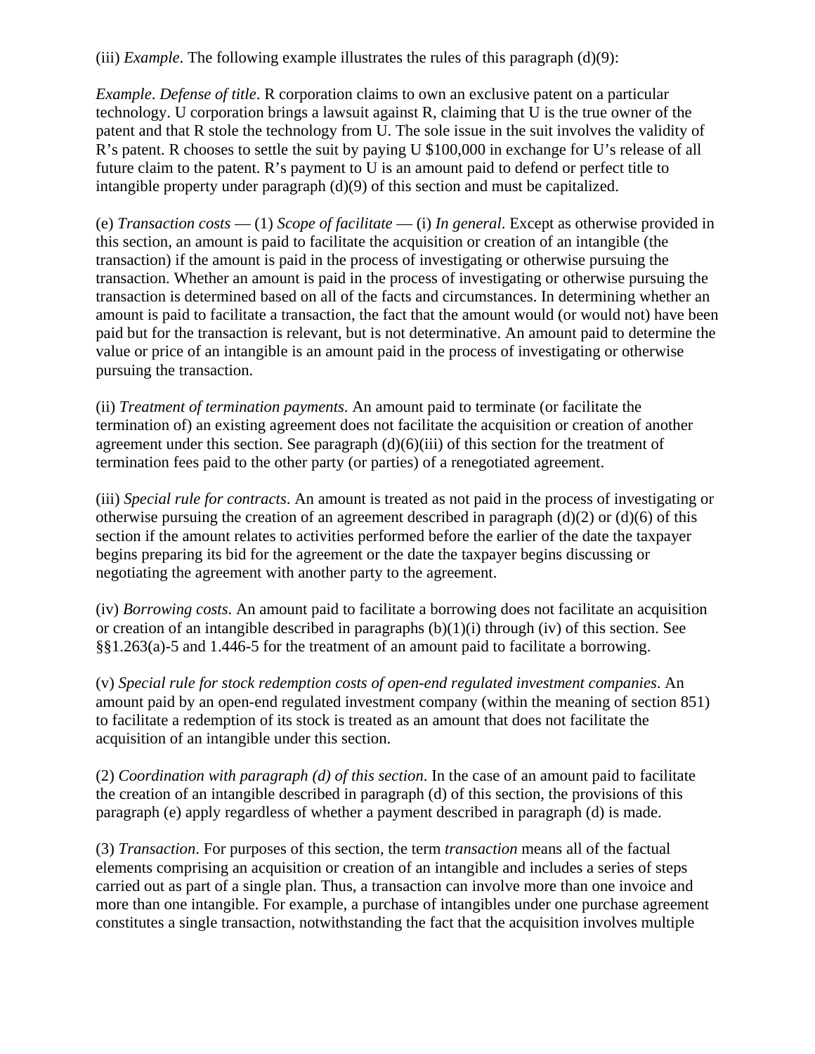(iii) *Example*. The following example illustrates the rules of this paragraph (d)(9):

*Example*. *Defense of title*. R corporation claims to own an exclusive patent on a particular technology. U corporation brings a lawsuit against R, claiming that U is the true owner of the patent and that R stole the technology from U. The sole issue in the suit involves the validity of R's patent. R chooses to settle the suit by paying U $100,000 in exchange for U's release of all future claim to the patent. R's payment to U is an amount paid to defend or perfect title to intangible property under paragraph (d)(9) of this section and must be capitalized.

(e) *Transaction costs* — (1) *Scope of facilitate* — (i) *In general*. Except as otherwise provided in this section, an amount is paid to facilitate the acquisition or creation of an intangible (the transaction) if the amount is paid in the process of investigating or otherwise pursuing the transaction. Whether an amount is paid in the process of investigating or otherwise pursuing the transaction is determined based on all of the facts and circumstances. In determining whether an amount is paid to facilitate a transaction, the fact that the amount would (or would not) have been paid but for the transaction is relevant, but is not determinative. An amount paid to determine the value or price of an intangible is an amount paid in the process of investigating or otherwise pursuing the transaction.

(ii) *Treatment of termination payments*. An amount paid to terminate (or facilitate the termination of) an existing agreement does not facilitate the acquisition or creation of another agreement under this section. See paragraph (d)(6)(iii) of this section for the treatment of termination fees paid to the other party (or parties) of a renegotiated agreement.

(iii) *Special rule for contracts*. An amount is treated as not paid in the process of investigating or otherwise pursuing the creation of an agreement described in paragraph (d)(2) or (d)(6) of this section if the amount relates to activities performed before the earlier of the date the taxpayer begins preparing its bid for the agreement or the date the taxpayer begins discussing or negotiating the agreement with another party to the agreement.

(iv) *Borrowing costs*. An amount paid to facilitate a borrowing does not facilitate an acquisition or creation of an intangible described in paragraphs (b)(1)(i) through (iv) of this section. See §§1.263(a)-5 and 1.446-5 for the treatment of an amount paid to facilitate a borrowing.

(v) *Special rule for stock redemption costs of open-end regulated investment companies*. An amount paid by an open-end regulated investment company (within the meaning of section 851) to facilitate a redemption of its stock is treated as an amount that does not facilitate the acquisition of an intangible under this section.

(2) *Coordination with paragraph (d) of this section*. In the case of an amount paid to facilitate the creation of an intangible described in paragraph (d) of this section, the provisions of this paragraph (e) apply regardless of whether a payment described in paragraph (d) is made.

(3) *Transaction*. For purposes of this section, the term *transaction* means all of the factual elements comprising an acquisition or creation of an intangible and includes a series of steps carried out as part of a single plan. Thus, a transaction can involve more than one invoice and more than one intangible. For example, a purchase of intangibles under one purchase agreement constitutes a single transaction, notwithstanding the fact that the acquisition involves multiple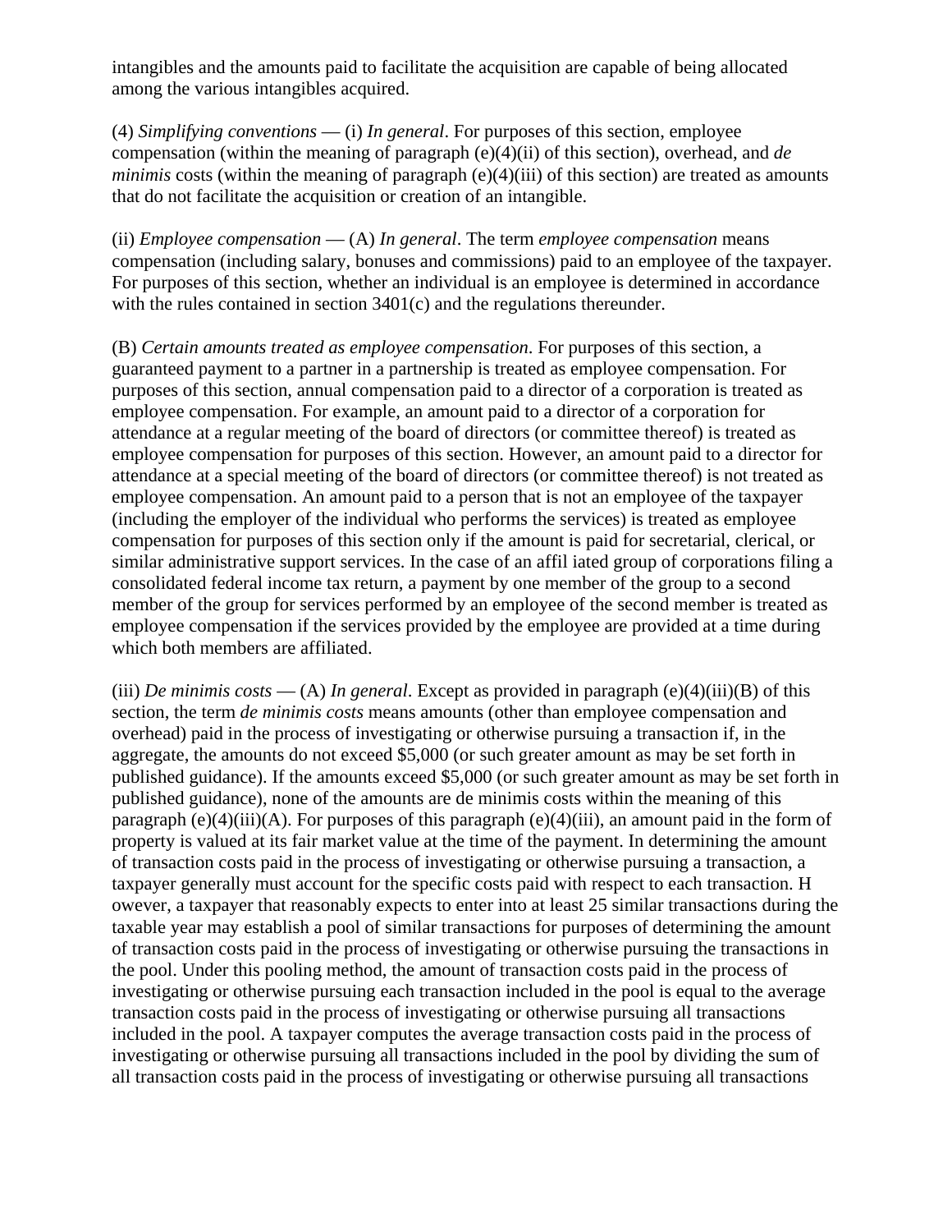intangibles and the amounts paid to facilitate the acquisition are capable of being allocated among the various intangibles acquired.

(4) *Simplifying conventions* — (i) *In general*. For purposes of this section, employee compensation (within the meaning of paragraph (e)(4)(ii) of this section), overhead, and *de minimis* costs (within the meaning of paragraph (e)(4)(iii) of this section) are treated as amounts that do not facilitate the acquisition or creation of an intangible.

(ii) *Employee compensation* — (A) *In general*. The term *employee compensation* means compensation (including salary, bonuses and commissions) paid to an employee of the taxpayer. For purposes of this section, whether an individual is an employee is determined in accordance with the rules contained in section 3401(c) and the regulations thereunder.

(B) *Certain amounts treated as employee compensation*. For purposes of this section, a guaranteed payment to a partner in a partnership is treated as employee compensation. For purposes of this section, annual compensation paid to a director of a corporation is treated as employee compensation. For example, an amount paid to a director of a corporation for attendance at a regular meeting of the board of directors (or committee thereof) is treated as employee compensation for purposes of this section. However, an amount paid to a director for attendance at a special meeting of the board of directors (or committee thereof) is not treated as employee compensation. An amount paid to a person that is not an employee of the taxpayer (including the employer of the individual who performs the services) is treated as employee compensation for purposes of this section only if the amount is paid for secretarial, clerical, or similar administrative support services. In the case of an affil iated group of corporations filing a consolidated federal income tax return, a payment by one member of the group to a second member of the group for services performed by an employee of the second member is treated as employee compensation if the services provided by the employee are provided at a time during which both members are affiliated.

(iii) *De minimis costs* — (A) *In general*. Except as provided in paragraph (e)(4)(iii)(B) of this section, the term *de minimis costs* means amounts (other than employee compensation and overhead) paid in the process of investigating or otherwise pursuing a transaction if, in the aggregate, the amounts do not exceed $5,000 (or such greater amount as may be set forth in published guidance). If the amounts exceed $5,000 (or such greater amount as may be set forth in published guidance), none of the amounts are de minimis costs within the meaning of this paragraph (e)(4)(iii)(A). For purposes of this paragraph (e)(4)(iii), an amount paid in the form of property is valued at its fair market value at the time of the payment. In determining the amount of transaction costs paid in the process of investigating or otherwise pursuing a transaction, a taxpayer generally must account for the specific costs paid with respect to each transaction. H owever, a taxpayer that reasonably expects to enter into at least 25 similar transactions during the taxable year may establish a pool of similar transactions for purposes of determining the amount of transaction costs paid in the process of investigating or otherwise pursuing the transactions in the pool. Under this pooling method, the amount of transaction costs paid in the process of investigating or otherwise pursuing each transaction included in the pool is equal to the average transaction costs paid in the process of investigating or otherwise pursuing all transactions included in the pool. A taxpayer computes the average transaction costs paid in the process of investigating or otherwise pursuing all transactions included in the pool by dividing the sum of all transaction costs paid in the process of investigating or otherwise pursuing all transactions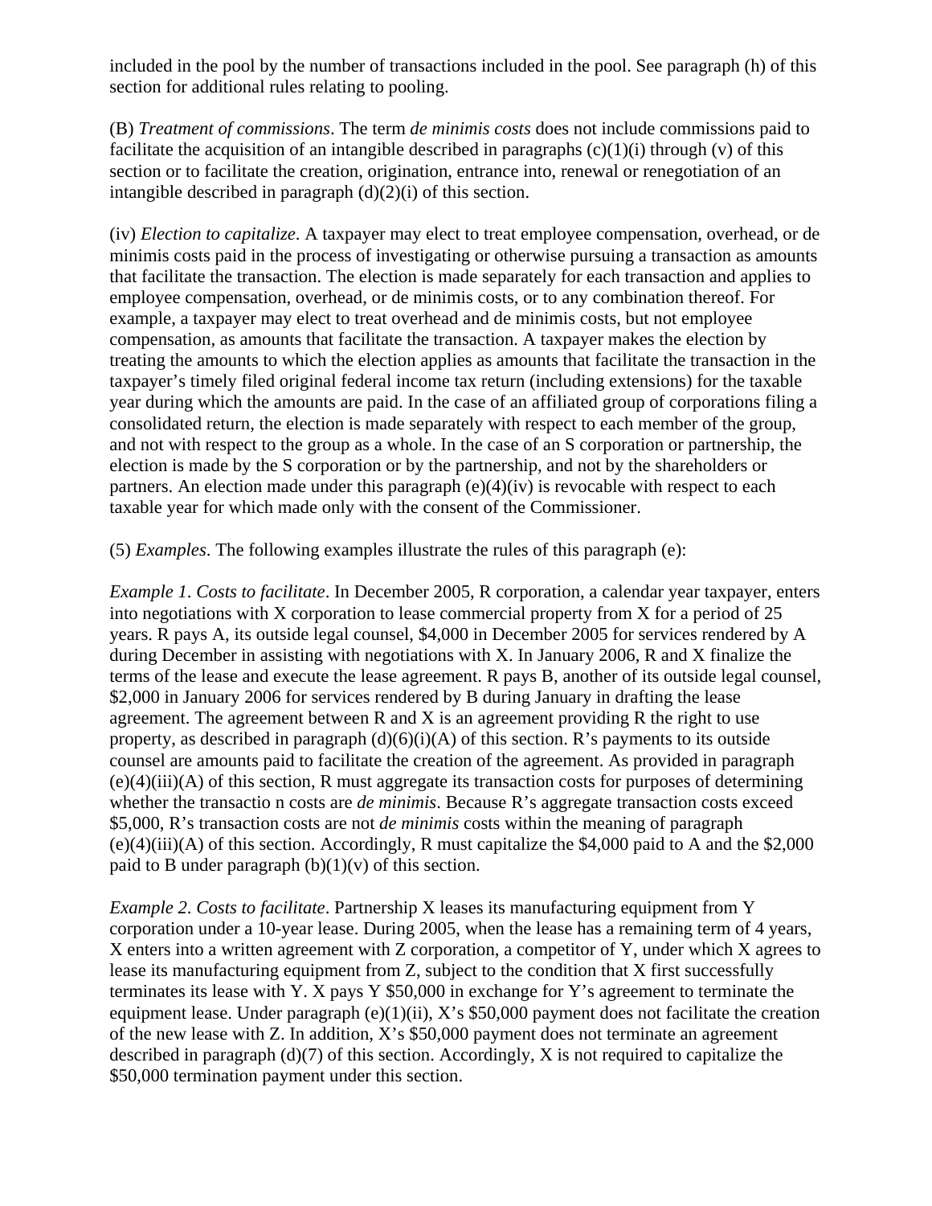included in the pool by the number of transactions included in the pool. See paragraph (h) of this section for additional rules relating to pooling.

(B) *Treatment of commissions*. The term *de minimis costs* does not include commissions paid to facilitate the acquisition of an intangible described in paragraphs (c)(1)(i) through (v) of this section or to facilitate the creation, origination, entrance into, renewal or renegotiation of an intangible described in paragraph (d)(2)(i) of this section.

(iv) *Election to capitalize*. A taxpayer may elect to treat employee compensation, overhead, or de minimis costs paid in the process of investigating or otherwise pursuing a transaction as amounts that facilitate the transaction. The election is made separately for each transaction and applies to employee compensation, overhead, or de minimis costs, or to any combination thereof. For example, a taxpayer may elect to treat overhead and de minimis costs, but not employee compensation, as amounts that facilitate the transaction. A taxpayer makes the election by treating the amounts to which the election applies as amounts that facilitate the transaction in the taxpayer's timely filed original federal income tax return (including extensions) for the taxable year during which the amounts are paid. In the case of an affiliated group of corporations filing a consolidated return, the election is made separately with respect to each member of the group, and not with respect to the group as a whole. In the case of an S corporation or partnership, the election is made by the S corporation or by the partnership, and not by the shareholders or partners. An election made under this paragraph (e)(4)(iv) is revocable with respect to each taxable year for which made only with the consent of the Commissioner.

(5) *Examples*. The following examples illustrate the rules of this paragraph (e):

*Example 1*. *Costs to facilitate*. In December 2005, R corporation, a calendar year taxpayer, enters into negotiations with X corporation to lease commercial property from X for a period of 25 years. R pays A, its outside legal counsel, $4,000 in December 2005 for services rendered by A during December in assisting with negotiations with X. In January 2006, R and X finalize the terms of the lease and execute the lease agreement. R pays B, another of its outside legal counsel, $2,000 in January 2006 for services rendered by B during January in drafting the lease agreement. The agreement between R and X is an agreement providing R the right to use property, as described in paragraph (d)(6)(i)(A) of this section. R's payments to its outside counsel are amounts paid to facilitate the creation of the agreement. As provided in paragraph (e)(4)(iii)(A) of this section, R must aggregate its transaction costs for purposes of determining whether the transactio n costs are *de minimis*. Because R's aggregate transaction costs exceed $5,000, R's transaction costs are not *de minimis* costs within the meaning of paragraph (e)(4)(iii)(A) of this section. Accordingly, R must capitalize the $4,000 paid to A and the $2,000 paid to B under paragraph (b)(1)(v) of this section.

*Example 2*. *Costs to facilitate*. Partnership X leases its manufacturing equipment from Y corporation under a 10-year lease. During 2005, when the lease has a remaining term of 4 years, X enters into a written agreement with Z corporation, a competitor of Y, under which X agrees to lease its manufacturing equipment from Z, subject to the condition that X first successfully terminates its lease with Y. X pays Y $50,000 in exchange for Y's agreement to terminate the equipment lease. Under paragraph (e)(1)(ii), X's $50,000 payment does not facilitate the creation of the new lease with Z. In addition, X's $50,000 payment does not terminate an agreement described in paragraph (d)(7) of this section. Accordingly, X is not required to capitalize the $50,000 termination payment under this section.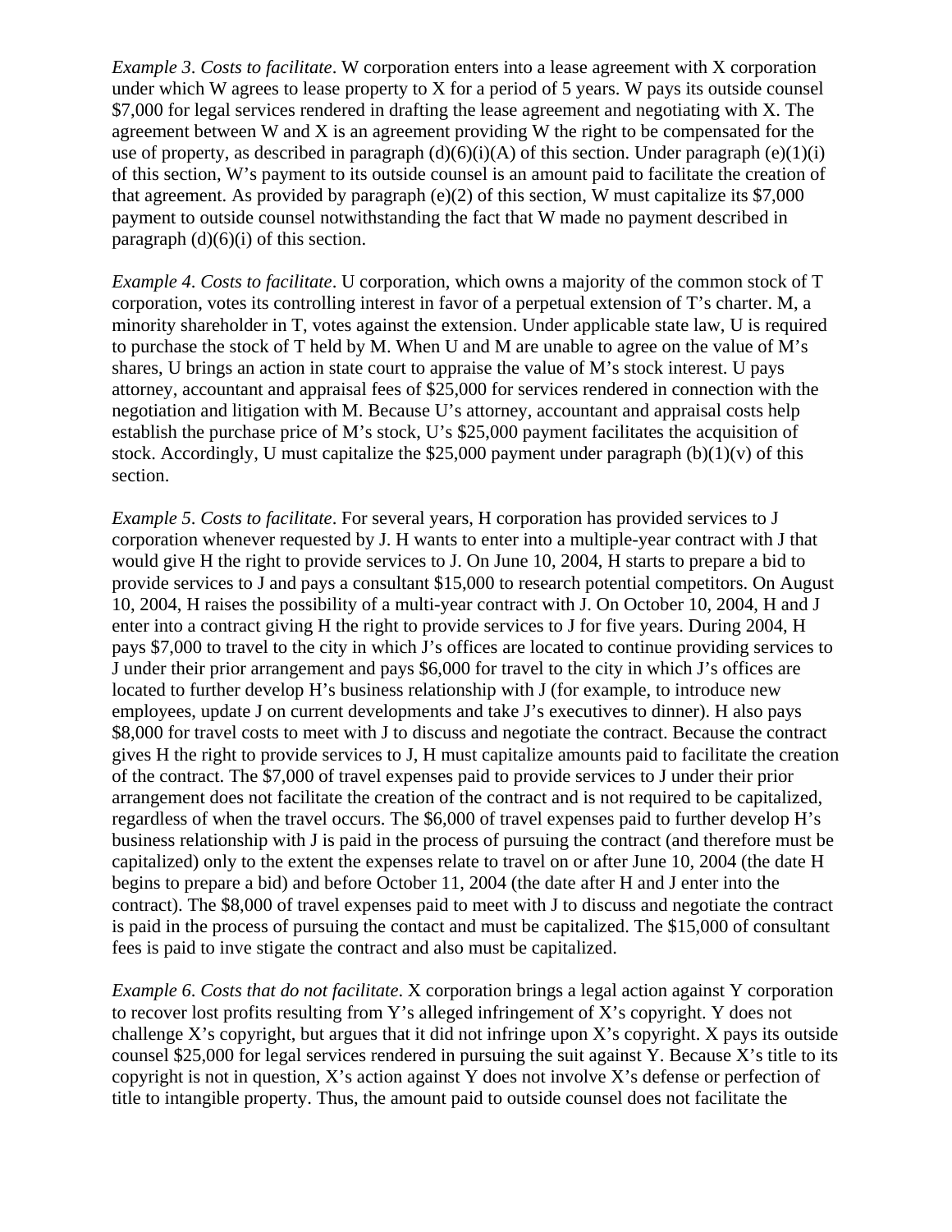*Example 3*. *Costs to facilitate*. W corporation enters into a lease agreement with X corporation under which W agrees to lease property to X for a period of 5 years. W pays its outside counsel $7,000 for legal services rendered in drafting the lease agreement and negotiating with X. The agreement between W and X is an agreement providing W the right to be compensated for the use of property, as described in paragraph (d)(6)(i)(A) of this section. Under paragraph (e)(1)(i) of this section, W's payment to its outside counsel is an amount paid to facilitate the creation of that agreement. As provided by paragraph (e)(2) of this section, W must capitalize its $7,000 payment to outside counsel notwithstanding the fact that W made no payment described in paragraph (d)(6)(i) of this section.

*Example 4*. *Costs to facilitate*. U corporation, which owns a majority of the common stock of T corporation, votes its controlling interest in favor of a perpetual extension of T's charter. M, a minority shareholder in T, votes against the extension. Under applicable state law, U is required to purchase the stock of T held by M. When U and M are unable to agree on the value of M's shares, U brings an action in state court to appraise the value of M's stock interest. U pays attorney, accountant and appraisal fees of $25,000 for services rendered in connection with the negotiation and litigation with M. Because U's attorney, accountant and appraisal costs help establish the purchase price of M's stock, U's $25,000 payment facilitates the acquisition of stock. Accordingly, U must capitalize the $25,000 payment under paragraph (b)(1)(v) of this section.

*Example 5*. *Costs to facilitate*. For several years, H corporation has provided services to J corporation whenever requested by J. H wants to enter into a multiple-year contract with J that would give H the right to provide services to J. On June 10, 2004, H starts to prepare a bid to provide services to J and pays a consultant $15,000 to research potential competitors. On August 10, 2004, H raises the possibility of a multi-year contract with J. On October 10, 2004, H and J enter into a contract giving H the right to provide services to J for five years. During 2004, H pays $7,000 to travel to the city in which J's offices are located to continue providing services to J under their prior arrangement and pays $6,000 for travel to the city in which J's offices are located to further develop H's business relationship with J (for example, to introduce new employees, update J on current developments and take J's executives to dinner). H also pays $8,000 for travel costs to meet with J to discuss and negotiate the contract. Because the contract gives H the right to provide services to J, H must capitalize amounts paid to facilitate the creation of the contract. The $7,000 of travel expenses paid to provide services to J under their prior arrangement does not facilitate the creation of the contract and is not required to be capitalized, regardless of when the travel occurs. The $6,000 of travel expenses paid to further develop H's business relationship with J is paid in the process of pursuing the contract (and therefore must be capitalized) only to the extent the expenses relate to travel on or after June 10, 2004 (the date H begins to prepare a bid) and before October 11, 2004 (the date after H and J enter into the contract). The $8,000 of travel expenses paid to meet with J to discuss and negotiate the contract is paid in the process of pursuing the contact and must be capitalized. The $15,000 of consultant fees is paid to inve stigate the contract and also must be capitalized.

*Example 6*. *Costs that do not facilitate*. X corporation brings a legal action against Y corporation to recover lost profits resulting from Y's alleged infringement of X's copyright. Y does not challenge X's copyright, but argues that it did not infringe upon X's copyright. X pays its outside counsel $25,000 for legal services rendered in pursuing the suit against Y. Because X's title to its copyright is not in question, X's action against Y does not involve X's defense or perfection of title to intangible property. Thus, the amount paid to outside counsel does not facilitate the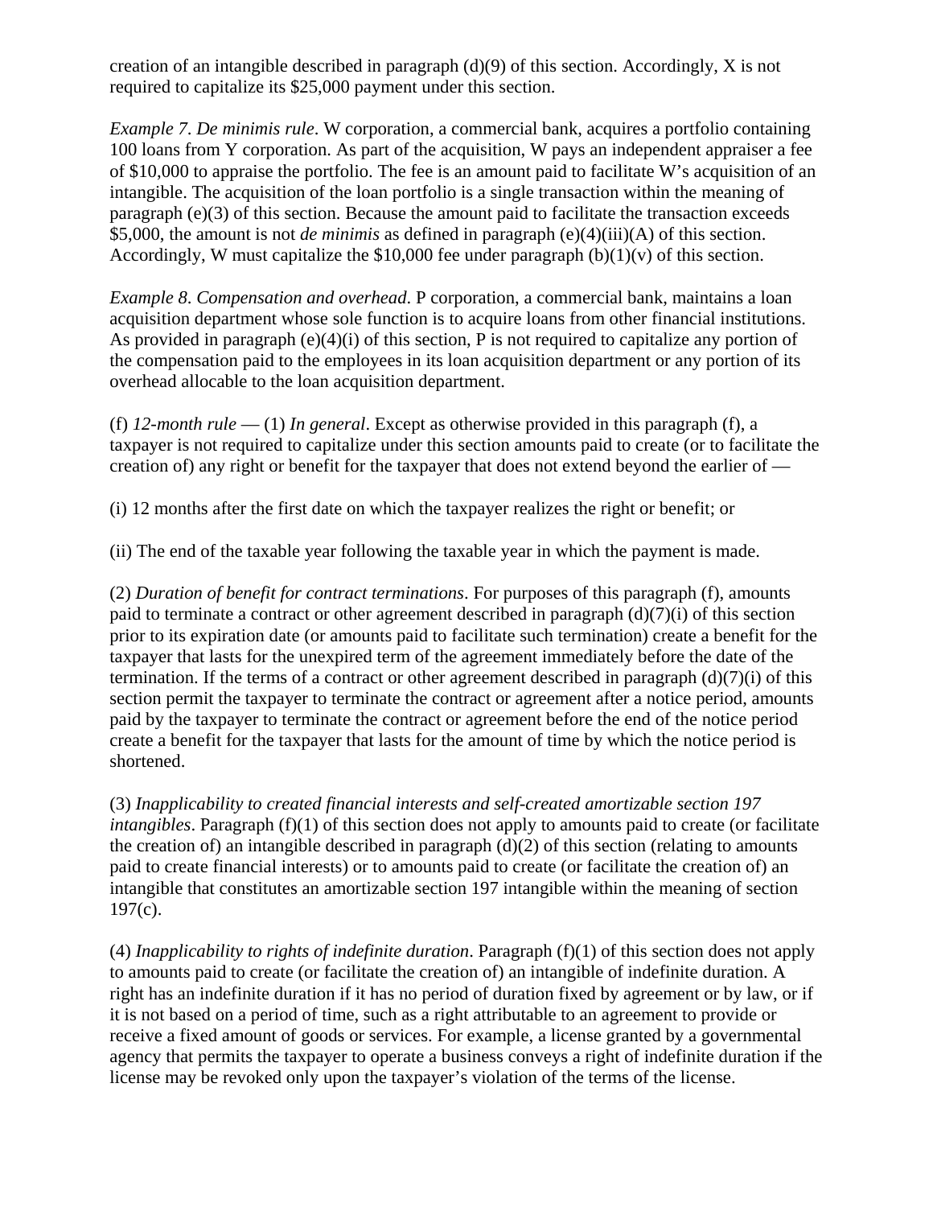creation of an intangible described in paragraph (d)(9) of this section. Accordingly, X is not required to capitalize its $25,000 payment under this section.

*Example 7*. *De minimis rule*. W corporation, a commercial bank, acquires a portfolio containing 100 loans from Y corporation. As part of the acquisition, W pays an independent appraiser a fee of $10,000 to appraise the portfolio. The fee is an amount paid to facilitate W's acquisition of an intangible. The acquisition of the loan portfolio is a single transaction within the meaning of paragraph (e)(3) of this section. Because the amount paid to facilitate the transaction exceeds $5,000, the amount is not *de minimis* as defined in paragraph (e)(4)(iii)(A) of this section. Accordingly, W must capitalize the $10,000 fee under paragraph (b)(1)(v) of this section.

*Example 8*. *Compensation and overhead*. P corporation, a commercial bank, maintains a loan acquisition department whose sole function is to acquire loans from other financial institutions. As provided in paragraph (e)(4)(i) of this section, P is not required to capitalize any portion of the compensation paid to the employees in its loan acquisition department or any portion of its overhead allocable to the loan acquisition department.

(f) *12-month rule* — (1) *In general*. Except as otherwise provided in this paragraph (f), a taxpayer is not required to capitalize under this section amounts paid to create (or to facilitate the creation of) any right or benefit for the taxpayer that does not extend beyond the earlier of —

(i) 12 months after the first date on which the taxpayer realizes the right or benefit; or

(ii) The end of the taxable year following the taxable year in which the payment is made.

(2) *Duration of benefit for contract terminations*. For purposes of this paragraph (f), amounts paid to terminate a contract or other agreement described in paragraph (d)(7)(i) of this section prior to its expiration date (or amounts paid to facilitate such termination) create a benefit for the taxpayer that lasts for the unexpired term of the agreement immediately before the date of the termination. If the terms of a contract or other agreement described in paragraph (d)(7)(i) of this section permit the taxpayer to terminate the contract or agreement after a notice period, amounts paid by the taxpayer to terminate the contract or agreement before the end of the notice period create a benefit for the taxpayer that lasts for the amount of time by which the notice period is shortened.

(3) *Inapplicability to created financial interests and self-created amortizable section 197 intangibles*. Paragraph (f)(1) of this section does not apply to amounts paid to create (or facilitate the creation of) an intangible described in paragraph (d)(2) of this section (relating to amounts paid to create financial interests) or to amounts paid to create (or facilitate the creation of) an intangible that constitutes an amortizable section 197 intangible within the meaning of section 197(c).

(4) *Inapplicability to rights of indefinite duration*. Paragraph (f)(1) of this section does not apply to amounts paid to create (or facilitate the creation of) an intangible of indefinite duration. A right has an indefinite duration if it has no period of duration fixed by agreement or by law, or if it is not based on a period of time, such as a right attributable to an agreement to provide or receive a fixed amount of goods or services. For example, a license granted by a governmental agency that permits the taxpayer to operate a business conveys a right of indefinite duration if the license may be revoked only upon the taxpayer's violation of the terms of the license.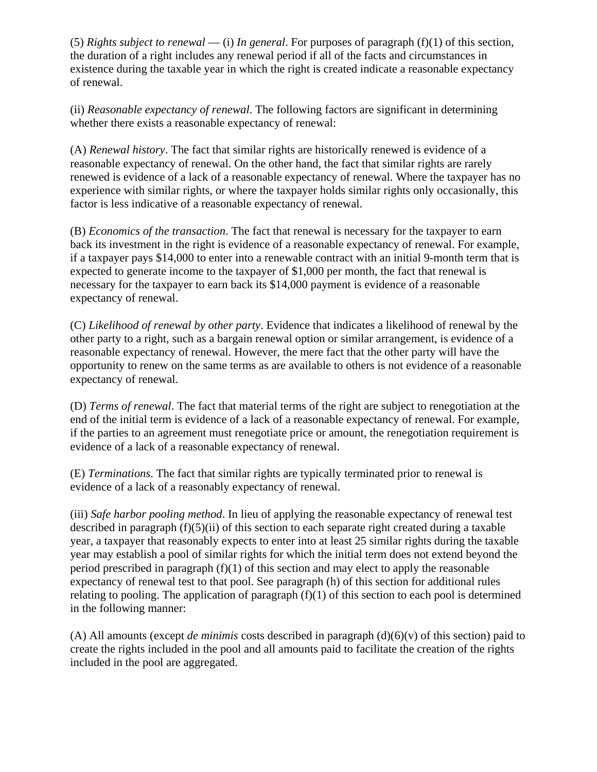(5) *Rights subject to renewal* — (i) *In general*. For purposes of paragraph (f)(1) of this section, the duration of a right includes any renewal period if all of the facts and circumstances in existence during the taxable year in which the right is created indicate a reasonable expectancy of renewal.

(ii) *Reasonable expectancy of renewal*. The following factors are significant in determining whether there exists a reasonable expectancy of renewal:

(A) *Renewal history*. The fact that similar rights are historically renewed is evidence of a reasonable expectancy of renewal. On the other hand, the fact that similar rights are rarely renewed is evidence of a lack of a reasonable expectancy of renewal. Where the taxpayer has no experience with similar rights, or where the taxpayer holds similar rights only occasionally, this factor is less indicative of a reasonable expectancy of renewal.

(B) *Economics of the transaction*. The fact that renewal is necessary for the taxpayer to earn back its investment in the right is evidence of a reasonable expectancy of renewal. For example, if a taxpayer pays $14,000 to enter into a renewable contract with an initial 9-month term that is expected to generate income to the taxpayer of $1,000 per month, the fact that renewal is necessary for the taxpayer to earn back its $14,000 payment is evidence of a reasonable expectancy of renewal.

(C) *Likelihood of renewal by other party*. Evidence that indicates a likelihood of renewal by the other party to a right, such as a bargain renewal option or similar arrangement, is evidence of a reasonable expectancy of renewal. However, the mere fact that the other party will have the opportunity to renew on the same terms as are available to others is not evidence of a reasonable expectancy of renewal.

(D) *Terms of renewal*. The fact that material terms of the right are subject to renegotiation at the end of the initial term is evidence of a lack of a reasonable expectancy of renewal. For example, if the parties to an agreement must renegotiate price or amount, the renegotiation requirement is evidence of a lack of a reasonable expectancy of renewal.

(E) *Terminations*. The fact that similar rights are typically terminated prior to renewal is evidence of a lack of a reasonably expectancy of renewal.

(iii) *Safe harbor pooling method*. In lieu of applying the reasonable expectancy of renewal test described in paragraph (f)(5)(ii) of this section to each separate right created during a taxable year, a taxpayer that reasonably expects to enter into at least 25 similar rights during the taxable year may establish a pool of similar rights for which the initial term does not extend beyond the period prescribed in paragraph (f)(1) of this section and may elect to apply the reasonable expectancy of renewal test to that pool. See paragraph (h) of this section for additional rules relating to pooling. The application of paragraph (f)(1) of this section to each pool is determined in the following manner:

(A) All amounts (except *de minimis* costs described in paragraph (d)(6)(v) of this section) paid to create the rights included in the pool and all amounts paid to facilitate the creation of the rights included in the pool are aggregated.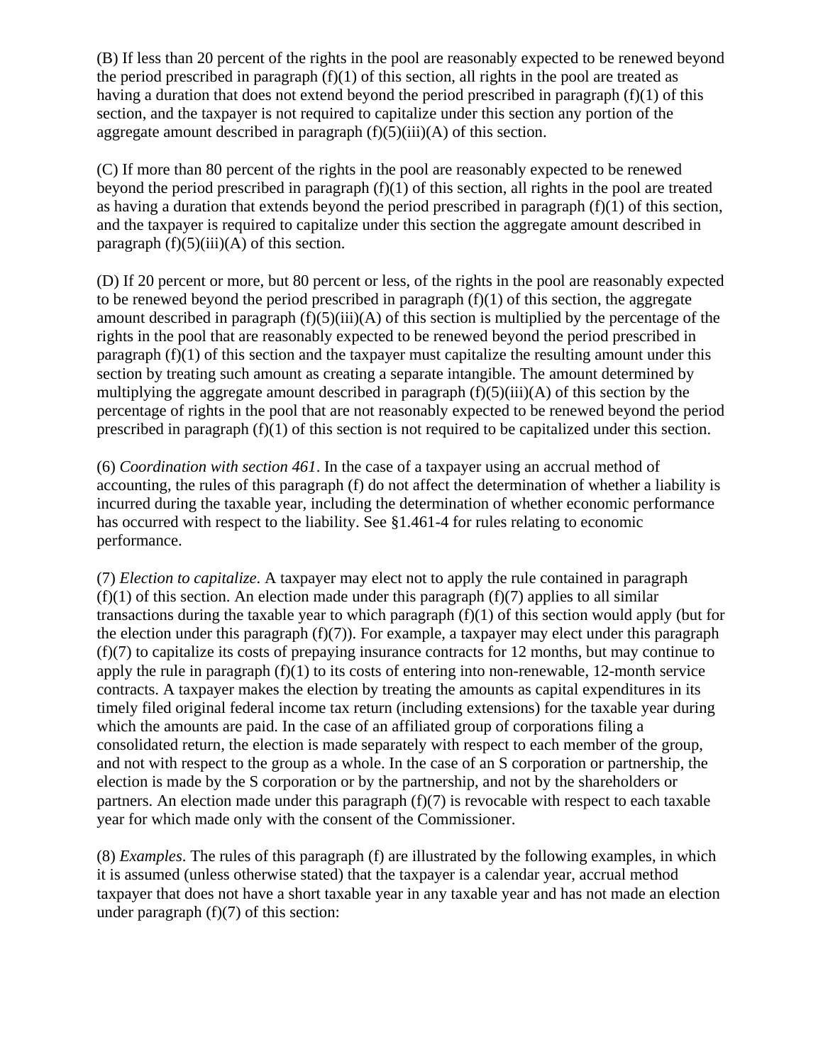(B) If less than 20 percent of the rights in the pool are reasonably expected to be renewed beyond the period prescribed in paragraph (f)(1) of this section, all rights in the pool are treated as having a duration that does not extend beyond the period prescribed in paragraph (f)(1) of this section, and the taxpayer is not required to capitalize under this section any portion of the aggregate amount described in paragraph (f)(5)(iii)(A) of this section.

(C) If more than 80 percent of the rights in the pool are reasonably expected to be renewed beyond the period prescribed in paragraph (f)(1) of this section, all rights in the pool are treated as having a duration that extends beyond the period prescribed in paragraph (f)(1) of this section, and the taxpayer is required to capitalize under this section the aggregate amount described in paragraph (f)(5)(iii)(A) of this section.

(D) If 20 percent or more, but 80 percent or less, of the rights in the pool are reasonably expected to be renewed beyond the period prescribed in paragraph (f)(1) of this section, the aggregate amount described in paragraph (f)(5)(iii)(A) of this section is multiplied by the percentage of the rights in the pool that are reasonably expected to be renewed beyond the period prescribed in paragraph (f)(1) of this section and the taxpayer must capitalize the resulting amount under this section by treating such amount as creating a separate intangible. The amount determined by multiplying the aggregate amount described in paragraph (f)(5)(iii)(A) of this section by the percentage of rights in the pool that are not reasonably expected to be renewed beyond the period prescribed in paragraph (f)(1) of this section is not required to be capitalized under this section.

(6) *Coordination with section 461*. In the case of a taxpayer using an accrual method of accounting, the rules of this paragraph (f) do not affect the determination of whether a liability is incurred during the taxable year, including the determination of whether economic performance has occurred with respect to the liability. See §1.461-4 for rules relating to economic performance.

(7) *Election to capitalize*. A taxpayer may elect not to apply the rule contained in paragraph (f)(1) of this section. An election made under this paragraph (f)(7) applies to all similar transactions during the taxable year to which paragraph (f)(1) of this section would apply (but for the election under this paragraph (f)(7)). For example, a taxpayer may elect under this paragraph (f)(7) to capitalize its costs of prepaying insurance contracts for 12 months, but may continue to apply the rule in paragraph (f)(1) to its costs of entering into non-renewable, 12-month service contracts. A taxpayer makes the election by treating the amounts as capital expenditures in its timely filed original federal income tax return (including extensions) for the taxable year during which the amounts are paid. In the case of an affiliated group of corporations filing a consolidated return, the election is made separately with respect to each member of the group, and not with respect to the group as a whole. In the case of an S corporation or partnership, the election is made by the S corporation or by the partnership, and not by the shareholders or partners. An election made under this paragraph (f)(7) is revocable with respect to each taxable year for which made only with the consent of the Commissioner.

(8) *Examples*. The rules of this paragraph (f) are illustrated by the following examples, in which it is assumed (unless otherwise stated) that the taxpayer is a calendar year, accrual method taxpayer that does not have a short taxable year in any taxable year and has not made an election under paragraph (f)(7) of this section: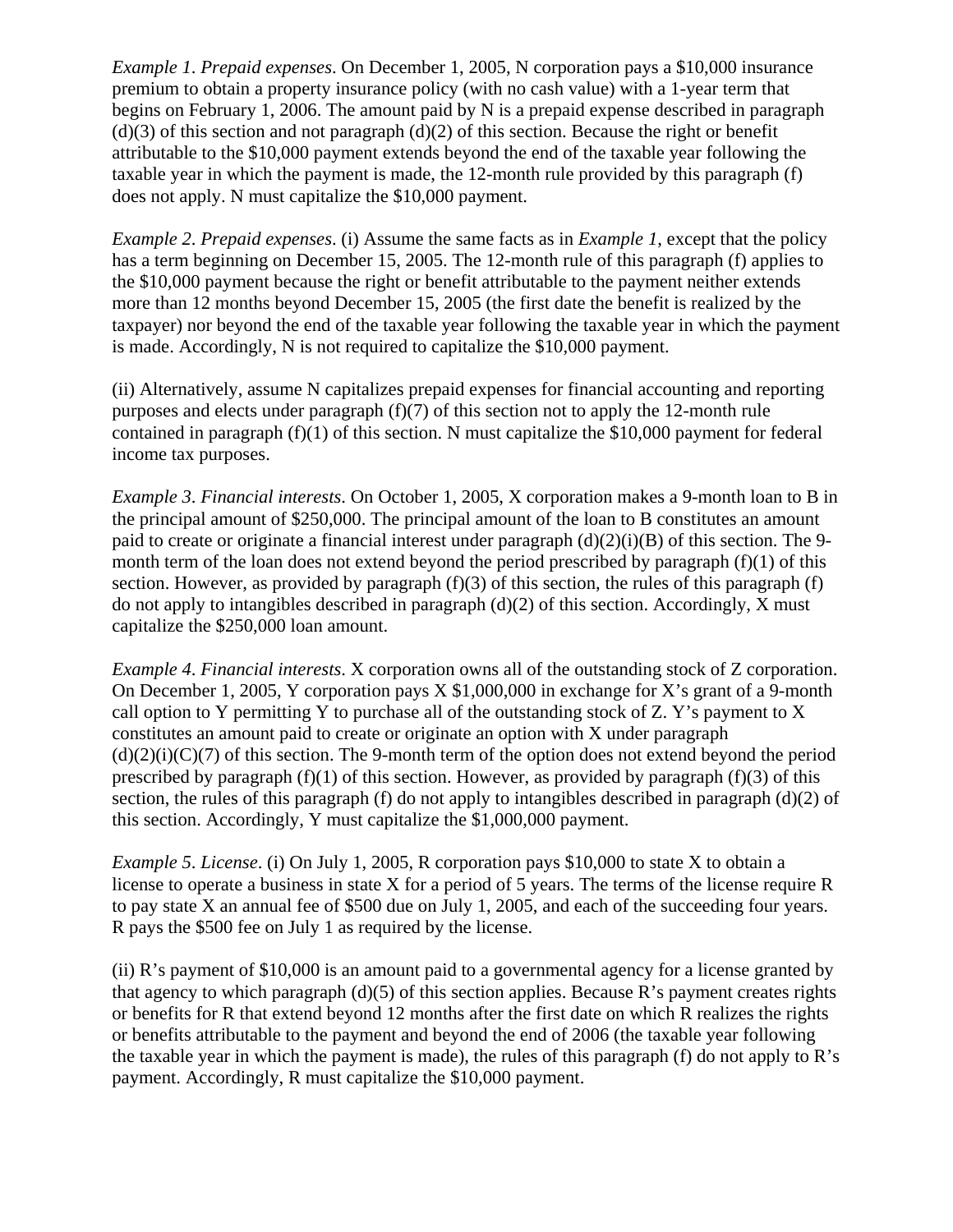*Example 1*. *Prepaid expenses*. On December 1, 2005, N corporation pays a $10,000 insurance premium to obtain a property insurance policy (with no cash value) with a 1-year term that begins on February 1, 2006. The amount paid by N is a prepaid expense described in paragraph (d)(3) of this section and not paragraph (d)(2) of this section. Because the right or benefit attributable to the $10,000 payment extends beyond the end of the taxable year following the taxable year in which the payment is made, the 12-month rule provided by this paragraph (f) does not apply. N must capitalize the $10,000 payment.

*Example 2*. *Prepaid expenses*. (i) Assume the same facts as in *Example 1*, except that the policy has a term beginning on December 15, 2005. The 12-month rule of this paragraph (f) applies to the $10,000 payment because the right or benefit attributable to the payment neither extends more than 12 months beyond December 15, 2005 (the first date the benefit is realized by the taxpayer) nor beyond the end of the taxable year following the taxable year in which the payment is made. Accordingly, N is not required to capitalize the $10,000 payment.

(ii) Alternatively, assume N capitalizes prepaid expenses for financial accounting and reporting purposes and elects under paragraph (f)(7) of this section not to apply the 12-month rule contained in paragraph (f)(1) of this section. N must capitalize the $10,000 payment for federal income tax purposes.

*Example 3*. *Financial interests*. On October 1, 2005, X corporation makes a 9-month loan to B in the principal amount of $250,000. The principal amount of the loan to B constitutes an amount paid to create or originate a financial interest under paragraph (d)(2)(i)(B) of this section. The 9-month term of the loan does not extend beyond the period prescribed by paragraph (f)(1) of this section. However, as provided by paragraph (f)(3) of this section, the rules of this paragraph (f) do not apply to intangibles described in paragraph (d)(2) of this section. Accordingly, X must capitalize the $250,000 loan amount.

*Example 4*. *Financial interests*. X corporation owns all of the outstanding stock of Z corporation. On December 1, 2005, Y corporation pays X $1,000,000 in exchange for X's grant of a 9-month call option to Y permitting Y to purchase all of the outstanding stock of Z. Y's payment to X constitutes an amount paid to create or originate an option with X under paragraph (d)(2)(i)(C)(7) of this section. The 9-month term of the option does not extend beyond the period prescribed by paragraph (f)(1) of this section. However, as provided by paragraph (f)(3) of this section, the rules of this paragraph (f) do not apply to intangibles described in paragraph (d)(2) of this section. Accordingly, Y must capitalize the $1,000,000 payment.

*Example 5*. *License*. (i) On July 1, 2005, R corporation pays $10,000 to state X to obtain a license to operate a business in state X for a period of 5 years. The terms of the license require R to pay state X an annual fee of $500 due on July 1, 2005, and each of the succeeding four years. R pays the $500 fee on July 1 as required by the license.

(ii) R's payment of $10,000 is an amount paid to a governmental agency for a license granted by that agency to which paragraph (d)(5) of this section applies. Because R's payment creates rights or benefits for R that extend beyond 12 months after the first date on which R realizes the rights or benefits attributable to the payment and beyond the end of 2006 (the taxable year following the taxable year in which the payment is made), the rules of this paragraph (f) do not apply to R's payment. Accordingly, R must capitalize the $10,000 payment.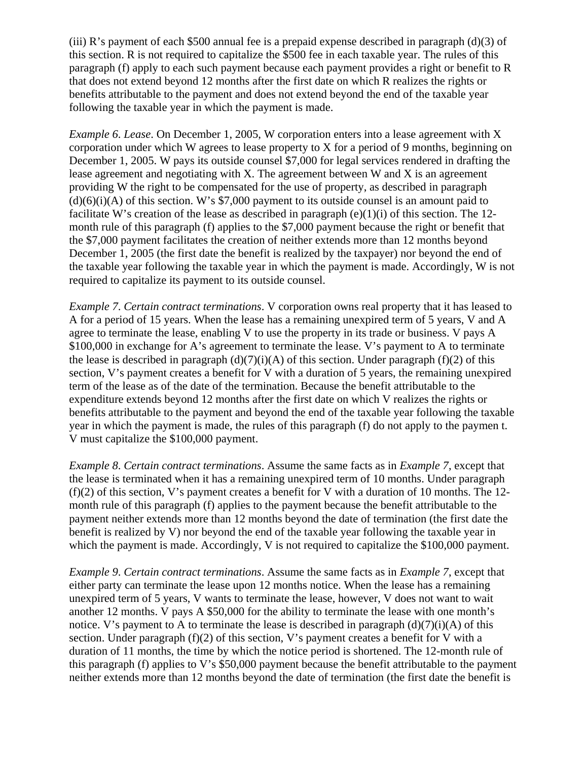(iii) R's payment of each \$500 annual fee is a prepaid expense described in paragraph (d)(3) of this section. R is not required to capitalize the \$500 fee in each taxable year. The rules of this paragraph (f) apply to each such payment because each payment provides a right or benefit to R that does not extend beyond 12 months after the first date on which R realizes the rights or benefits attributable to the payment and does not extend beyond the end of the taxable year following the taxable year in which the payment is made.

*Example 6*. *Lease*. On December 1, 2005, W corporation enters into a lease agreement with X corporation under which W agrees to lease property to X for a period of 9 months, beginning on December 1, 2005. W pays its outside counsel \$7,000 for legal services rendered in drafting the lease agreement and negotiating with X. The agreement between W and X is an agreement providing W the right to be compensated for the use of property, as described in paragraph (d)(6)(i)(A) of this section. W's \$7,000 payment to its outside counsel is an amount paid to facilitate W's creation of the lease as described in paragraph (e)(1)(i) of this section. The 12-month rule of this paragraph (f) applies to the \$7,000 payment because the right or benefit that the \$7,000 payment facilitates the creation of neither extends more than 12 months beyond December 1, 2005 (the first date the benefit is realized by the taxpayer) nor beyond the end of the taxable year following the taxable year in which the payment is made. Accordingly, W is not required to capitalize its payment to its outside counsel.

*Example 7*. *Certain contract terminations*. V corporation owns real property that it has leased to A for a period of 15 years. When the lease has a remaining unexpired term of 5 years, V and A agree to terminate the lease, enabling V to use the property in its trade or business. V pays A \$100,000 in exchange for A's agreement to terminate the lease. V's payment to A to terminate the lease is described in paragraph (d)(7)(i)(A) of this section. Under paragraph (f)(2) of this section, V's payment creates a benefit for V with a duration of 5 years, the remaining unexpired term of the lease as of the date of the termination. Because the benefit attributable to the expenditure extends beyond 12 months after the first date on which V realizes the rights or benefits attributable to the payment and beyond the end of the taxable year following the taxable year in which the payment is made, the rules of this paragraph (f) do not apply to the paymen t. V must capitalize the \$100,000 payment.

*Example 8*. *Certain contract terminations*. Assume the same facts as in *Example 7*, except that the lease is terminated when it has a remaining unexpired term of 10 months. Under paragraph (f)(2) of this section, V's payment creates a benefit for V with a duration of 10 months. The 12-month rule of this paragraph (f) applies to the payment because the benefit attributable to the payment neither extends more than 12 months beyond the date of termination (the first date the benefit is realized by V) nor beyond the end of the taxable year following the taxable year in which the payment is made. Accordingly, V is not required to capitalize the \$100,000 payment.

*Example 9*. *Certain contract terminations*. Assume the same facts as in *Example 7*, except that either party can terminate the lease upon 12 months notice. When the lease has a remaining unexpired term of 5 years, V wants to terminate the lease, however, V does not want to wait another 12 months. V pays A \$50,000 for the ability to terminate the lease with one month's notice. V's payment to A to terminate the lease is described in paragraph (d)(7)(i)(A) of this section. Under paragraph (f)(2) of this section, V's payment creates a benefit for V with a duration of 11 months, the time by which the notice period is shortened. The 12-month rule of this paragraph (f) applies to V's \$50,000 payment because the benefit attributable to the payment neither extends more than 12 months beyond the date of termination (the first date the benefit is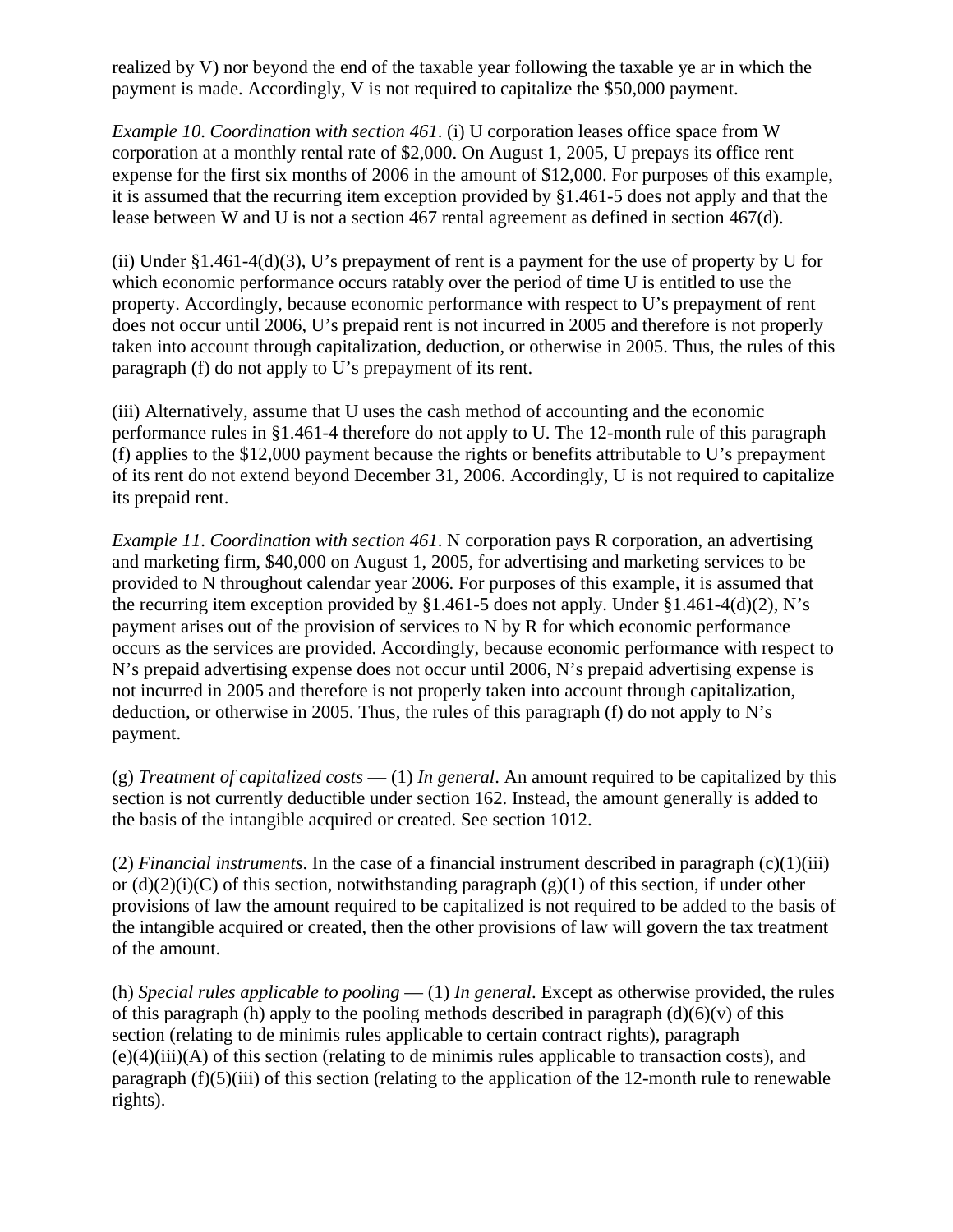realized by V) nor beyond the end of the taxable year following the taxable ye ar in which the payment is made. Accordingly, V is not required to capitalize the $50,000 payment.

*Example 10*. *Coordination with section 461*. (i) U corporation leases office space from W corporation at a monthly rental rate of $2,000. On August 1, 2005, U prepays its office rent expense for the first six months of 2006 in the amount of $12,000. For purposes of this example, it is assumed that the recurring item exception provided by §1.461-5 does not apply and that the lease between W and U is not a section 467 rental agreement as defined in section 467(d).

(ii) Under §1.461-4(d)(3), U's prepayment of rent is a payment for the use of property by U for which economic performance occurs ratably over the period of time U is entitled to use the property. Accordingly, because economic performance with respect to U's prepayment of rent does not occur until 2006, U's prepaid rent is not incurred in 2005 and therefore is not properly taken into account through capitalization, deduction, or otherwise in 2005. Thus, the rules of this paragraph (f) do not apply to U's prepayment of its rent.

(iii) Alternatively, assume that U uses the cash method of accounting and the economic performance rules in §1.461-4 therefore do not apply to U. The 12-month rule of this paragraph (f) applies to the $12,000 payment because the rights or benefits attributable to U's prepayment of its rent do not extend beyond December 31, 2006. Accordingly, U is not required to capitalize its prepaid rent.

*Example 11*. *Coordination with section 461*. N corporation pays R corporation, an advertising and marketing firm, $40,000 on August 1, 2005, for advertising and marketing services to be provided to N throughout calendar year 2006. For purposes of this example, it is assumed that the recurring item exception provided by §1.461-5 does not apply. Under §1.461-4(d)(2), N's payment arises out of the provision of services to N by R for which economic performance occurs as the services are provided. Accordingly, because economic performance with respect to N's prepaid advertising expense does not occur until 2006, N's prepaid advertising expense is not incurred in 2005 and therefore is not properly taken into account through capitalization, deduction, or otherwise in 2005. Thus, the rules of this paragraph (f) do not apply to N's payment.

(g) *Treatment of capitalized costs* — (1) *In general*. An amount required to be capitalized by this section is not currently deductible under section 162. Instead, the amount generally is added to the basis of the intangible acquired or created. See section 1012.

(2) *Financial instruments*. In the case of a financial instrument described in paragraph (c)(1)(iii) or (d)(2)(i)(C) of this section, notwithstanding paragraph (g)(1) of this section, if under other provisions of law the amount required to be capitalized is not required to be added to the basis of the intangible acquired or created, then the other provisions of law will govern the tax treatment of the amount.

(h) *Special rules applicable to pooling* — (1) *In general*. Except as otherwise provided, the rules of this paragraph (h) apply to the pooling methods described in paragraph (d)(6)(v) of this section (relating to de minimis rules applicable to certain contract rights), paragraph (e)(4)(iii)(A) of this section (relating to de minimis rules applicable to transaction costs), and paragraph (f)(5)(iii) of this section (relating to the application of the 12-month rule to renewable rights).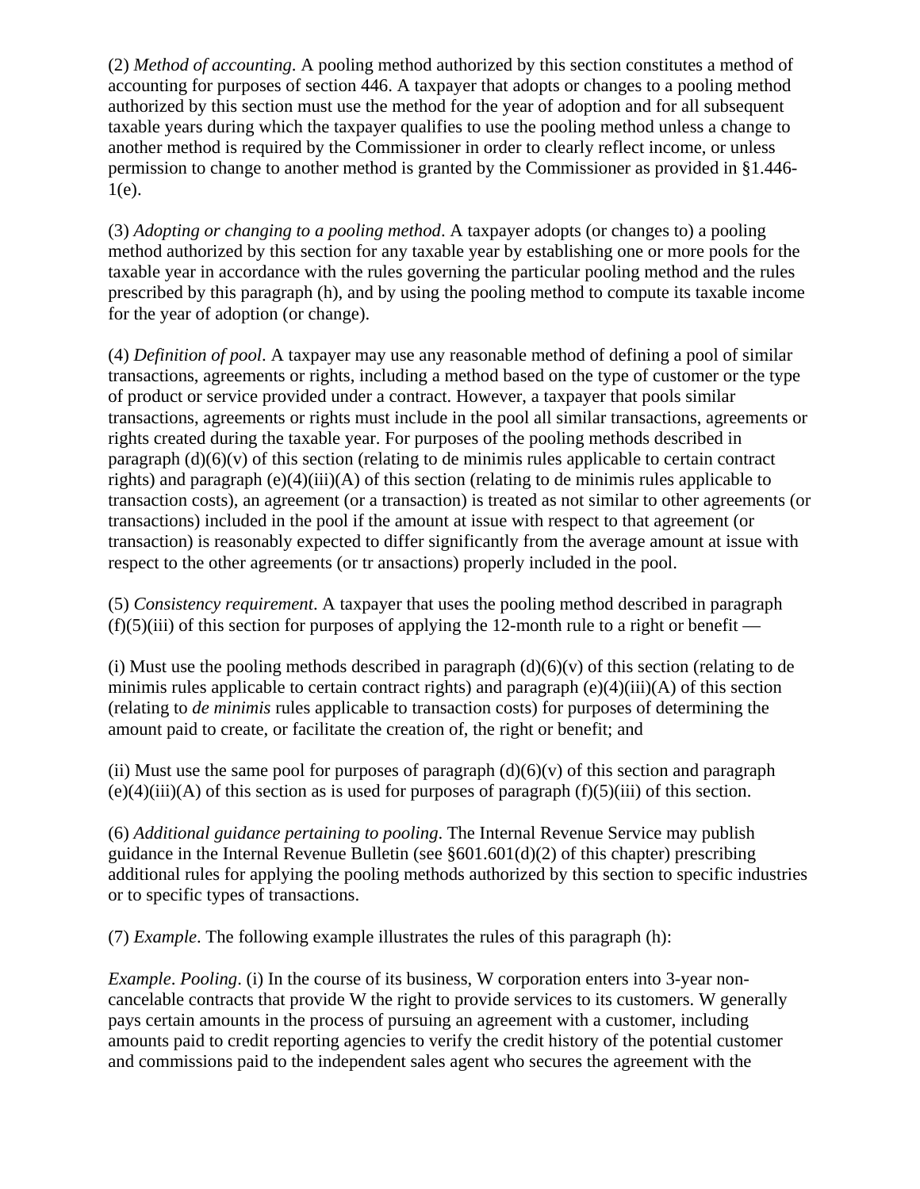(2) *Method of accounting*. A pooling method authorized by this section constitutes a method of accounting for purposes of section 446. A taxpayer that adopts or changes to a pooling method authorized by this section must use the method for the year of adoption and for all subsequent taxable years during which the taxpayer qualifies to use the pooling method unless a change to another method is required by the Commissioner in order to clearly reflect income, or unless permission to change to another method is granted by the Commissioner as provided in §1.446-1(e).

(3) *Adopting or changing to a pooling method*. A taxpayer adopts (or changes to) a pooling method authorized by this section for any taxable year by establishing one or more pools for the taxable year in accordance with the rules governing the particular pooling method and the rules prescribed by this paragraph (h), and by using the pooling method to compute its taxable income for the year of adoption (or change).

(4) *Definition of pool*. A taxpayer may use any reasonable method of defining a pool of similar transactions, agreements or rights, including a method based on the type of customer or the type of product or service provided under a contract. However, a taxpayer that pools similar transactions, agreements or rights must include in the pool all similar transactions, agreements or rights created during the taxable year. For purposes of the pooling methods described in paragraph (d)(6)(v) of this section (relating to de minimis rules applicable to certain contract rights) and paragraph (e)(4)(iii)(A) of this section (relating to de minimis rules applicable to transaction costs), an agreement (or a transaction) is treated as not similar to other agreements (or transactions) included in the pool if the amount at issue with respect to that agreement (or transaction) is reasonably expected to differ significantly from the average amount at issue with respect to the other agreements (or tr ansactions) properly included in the pool.

(5) *Consistency requirement*. A taxpayer that uses the pooling method described in paragraph (f)(5)(iii) of this section for purposes of applying the 12-month rule to a right or benefit —

(i) Must use the pooling methods described in paragraph (d)(6)(v) of this section (relating to de minimis rules applicable to certain contract rights) and paragraph (e)(4)(iii)(A) of this section (relating to *de minimis* rules applicable to transaction costs) for purposes of determining the amount paid to create, or facilitate the creation of, the right or benefit; and

(ii) Must use the same pool for purposes of paragraph (d)(6)(v) of this section and paragraph (e)(4)(iii)(A) of this section as is used for purposes of paragraph (f)(5)(iii) of this section.

(6) *Additional guidance pertaining to pooling*. The Internal Revenue Service may publish guidance in the Internal Revenue Bulletin (see §601.601(d)(2) of this chapter) prescribing additional rules for applying the pooling methods authorized by this section to specific industries or to specific types of transactions.

(7) *Example*. The following example illustrates the rules of this paragraph (h):

*Example*. *Pooling*. (i) In the course of its business, W corporation enters into 3-year non-cancelable contracts that provide W the right to provide services to its customers. W generally pays certain amounts in the process of pursuing an agreement with a customer, including amounts paid to credit reporting agencies to verify the credit history of the potential customer and commissions paid to the independent sales agent who secures the agreement with the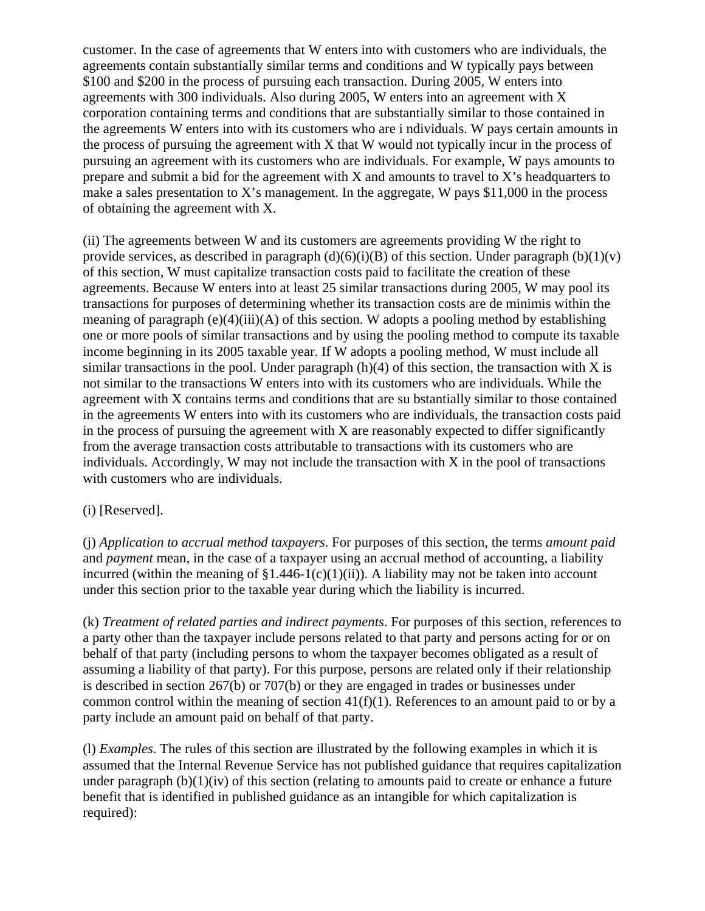customer. In the case of agreements that W enters into with customers who are individuals, the agreements contain substantially similar terms and conditions and W typically pays between $100 and $200 in the process of pursuing each transaction. During 2005, W enters into agreements with 300 individuals. Also during 2005, W enters into an agreement with X corporation containing terms and conditions that are substantially similar to those contained in the agreements W enters into with its customers who are i ndividuals. W pays certain amounts in the process of pursuing the agreement with X that W would not typically incur in the process of pursuing an agreement with its customers who are individuals. For example, W pays amounts to prepare and submit a bid for the agreement with X and amounts to travel to X's headquarters to make a sales presentation to X's management. In the aggregate, W pays $11,000 in the process of obtaining the agreement with X.

(ii) The agreements between W and its customers are agreements providing W the right to provide services, as described in paragraph (d)(6)(i)(B) of this section. Under paragraph (b)(1)(v) of this section, W must capitalize transaction costs paid to facilitate the creation of these agreements. Because W enters into at least 25 similar transactions during 2005, W may pool its transactions for purposes of determining whether its transaction costs are de minimis within the meaning of paragraph (e)(4)(iii)(A) of this section. W adopts a pooling method by establishing one or more pools of similar transactions and by using the pooling method to compute its taxable income beginning in its 2005 taxable year. If W adopts a pooling method, W must include all similar transactions in the pool. Under paragraph (h)(4) of this section, the transaction with X is not similar to the transactions W enters into with its customers who are individuals. While the agreement with X contains terms and conditions that are su bstantially similar to those contained in the agreements W enters into with its customers who are individuals, the transaction costs paid in the process of pursuing the agreement with X are reasonably expected to differ significantly from the average transaction costs attributable to transactions with its customers who are individuals. Accordingly, W may not include the transaction with X in the pool of transactions with customers who are individuals.

(i) [Reserved].

(j) *Application to accrual method taxpayers*. For purposes of this section, the terms *amount paid* and *payment* mean, in the case of a taxpayer using an accrual method of accounting, a liability incurred (within the meaning of §1.446-1(c)(1)(ii)). A liability may not be taken into account under this section prior to the taxable year during which the liability is incurred.

(k) *Treatment of related parties and indirect payments*. For purposes of this section, references to a party other than the taxpayer include persons related to that party and persons acting for or on behalf of that party (including persons to whom the taxpayer becomes obligated as a result of assuming a liability of that party). For this purpose, persons are related only if their relationship is described in section 267(b) or 707(b) or they are engaged in trades or businesses under common control within the meaning of section 41(f)(1). References to an amount paid to or by a party include an amount paid on behalf of that party.

(l) *Examples*. The rules of this section are illustrated by the following examples in which it is assumed that the Internal Revenue Service has not published guidance that requires capitalization under paragraph (b)(1)(iv) of this section (relating to amounts paid to create or enhance a future benefit that is identified in published guidance as an intangible for which capitalization is required):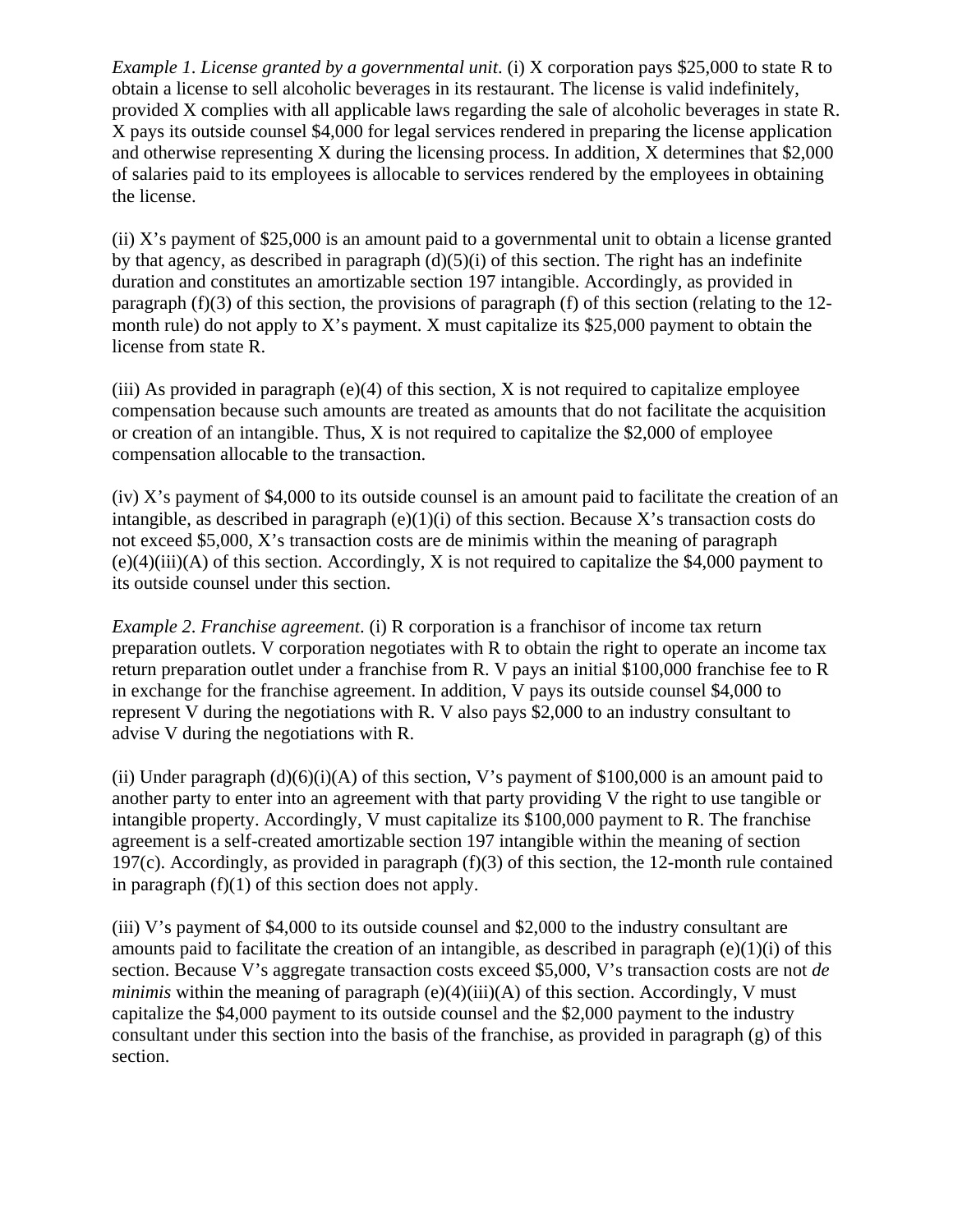*Example 1. License granted by a governmental unit*. (i) X corporation pays $25,000 to state R to obtain a license to sell alcoholic beverages in its restaurant. The license is valid indefinitely, provided X complies with all applicable laws regarding the sale of alcoholic beverages in state R. X pays its outside counsel $4,000 for legal services rendered in preparing the license application and otherwise representing X during the licensing process. In addition, X determines that $2,000 of salaries paid to its employees is allocable to services rendered by the employees in obtaining the license.

(ii) X's payment of $25,000 is an amount paid to a governmental unit to obtain a license granted by that agency, as described in paragraph (d)(5)(i) of this section. The right has an indefinite duration and constitutes an amortizable section 197 intangible. Accordingly, as provided in paragraph (f)(3) of this section, the provisions of paragraph (f) of this section (relating to the 12-month rule) do not apply to X's payment. X must capitalize its $25,000 payment to obtain the license from state R.

(iii) As provided in paragraph (e)(4) of this section, X is not required to capitalize employee compensation because such amounts are treated as amounts that do not facilitate the acquisition or creation of an intangible. Thus, X is not required to capitalize the $2,000 of employee compensation allocable to the transaction.

(iv) X's payment of $4,000 to its outside counsel is an amount paid to facilitate the creation of an intangible, as described in paragraph (e)(1)(i) of this section. Because X's transaction costs do not exceed $5,000, X's transaction costs are de minimis within the meaning of paragraph (e)(4)(iii)(A) of this section. Accordingly, X is not required to capitalize the $4,000 payment to its outside counsel under this section.

*Example 2. Franchise agreement*. (i) R corporation is a franchisor of income tax return preparation outlets. V corporation negotiates with R to obtain the right to operate an income tax return preparation outlet under a franchise from R. V pays an initial $100,000 franchise fee to R in exchange for the franchise agreement. In addition, V pays its outside counsel $4,000 to represent V during the negotiations with R. V also pays $2,000 to an industry consultant to advise V during the negotiations with R.

(ii) Under paragraph (d)(6)(i)(A) of this section, V's payment of $100,000 is an amount paid to another party to enter into an agreement with that party providing V the right to use tangible or intangible property. Accordingly, V must capitalize its $100,000 payment to R. The franchise agreement is a self-created amortizable section 197 intangible within the meaning of section 197(c). Accordingly, as provided in paragraph (f)(3) of this section, the 12-month rule contained in paragraph (f)(1) of this section does not apply.

(iii) V's payment of $4,000 to its outside counsel and $2,000 to the industry consultant are amounts paid to facilitate the creation of an intangible, as described in paragraph (e)(1)(i) of this section. Because V's aggregate transaction costs exceed $5,000, V's transaction costs are not *de minimis* within the meaning of paragraph (e)(4)(iii)(A) of this section. Accordingly, V must capitalize the $4,000 payment to its outside counsel and the $2,000 payment to the industry consultant under this section into the basis of the franchise, as provided in paragraph (g) of this section.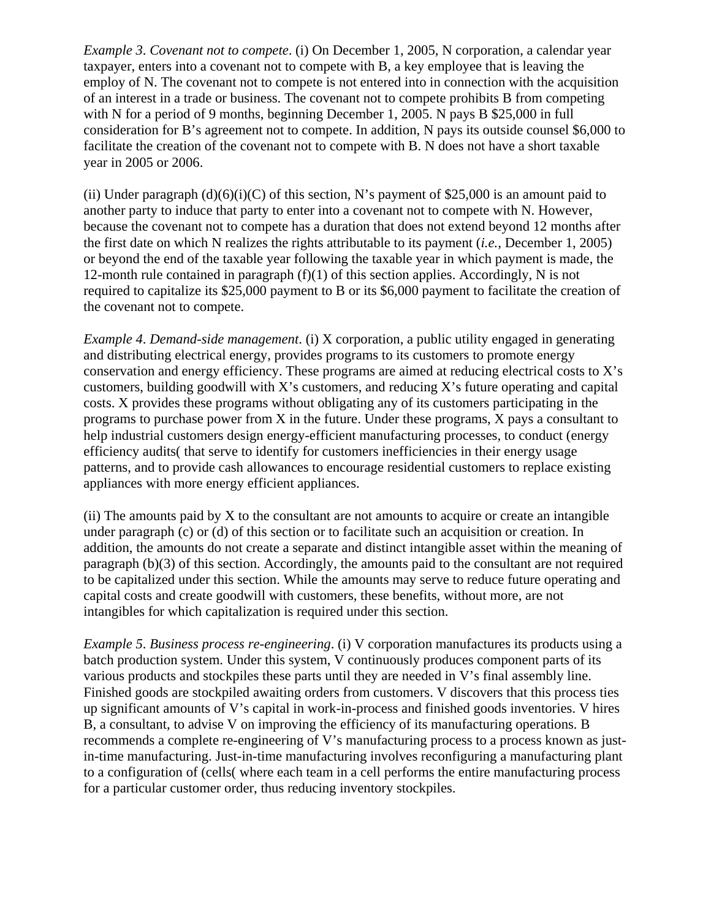*Example 3*. *Covenant not to compete*. (i) On December 1, 2005, N corporation, a calendar year taxpayer, enters into a covenant not to compete with B, a key employee that is leaving the employ of N. The covenant not to compete is not entered into in connection with the acquisition of an interest in a trade or business. The covenant not to compete prohibits B from competing with N for a period of 9 months, beginning December 1, 2005. N pays B $25,000 in full consideration for B's agreement not to compete. In addition, N pays its outside counsel $6,000 to facilitate the creation of the covenant not to compete with B. N does not have a short taxable year in 2005 or 2006.

(ii) Under paragraph (d)(6)(i)(C) of this section, N's payment of $25,000 is an amount paid to another party to induce that party to enter into a covenant not to compete with N. However, because the covenant not to compete has a duration that does not extend beyond 12 months after the first date on which N realizes the rights attributable to its payment (*i.e.*, December 1, 2005) or beyond the end of the taxable year following the taxable year in which payment is made, the 12-month rule contained in paragraph (f)(1) of this section applies. Accordingly, N is not required to capitalize its $25,000 payment to B or its $6,000 payment to facilitate the creation of the covenant not to compete.

*Example 4*. *Demand-side management*. (i) X corporation, a public utility engaged in generating and distributing electrical energy, provides programs to its customers to promote energy conservation and energy efficiency. These programs are aimed at reducing electrical costs to X's customers, building goodwill with X's customers, and reducing X's future operating and capital costs. X provides these programs without obligating any of its customers participating in the programs to purchase power from X in the future. Under these programs, X pays a consultant to help industrial customers design energy-efficient manufacturing processes, to conduct (energy efficiency audits( that serve to identify for customers inefficiencies in their energy usage patterns, and to provide cash allowances to encourage residential customers to replace existing appliances with more energy efficient appliances.

(ii) The amounts paid by X to the consultant are not amounts to acquire or create an intangible under paragraph (c) or (d) of this section or to facilitate such an acquisition or creation. In addition, the amounts do not create a separate and distinct intangible asset within the meaning of paragraph (b)(3) of this section. Accordingly, the amounts paid to the consultant are not required to be capitalized under this section. While the amounts may serve to reduce future operating and capital costs and create goodwill with customers, these benefits, without more, are not intangibles for which capitalization is required under this section.

*Example 5*. *Business process re-engineering*. (i) V corporation manufactures its products using a batch production system. Under this system, V continuously produces component parts of its various products and stockpiles these parts until they are needed in V's final assembly line. Finished goods are stockpiled awaiting orders from customers. V discovers that this process ties up significant amounts of V's capital in work-in-process and finished goods inventories. V hires B, a consultant, to advise V on improving the efficiency of its manufacturing operations. B recommends a complete re-engineering of V's manufacturing process to a process known as just-in-time manufacturing. Just-in-time manufacturing involves reconfiguring a manufacturing plant to a configuration of (cells( where each team in a cell performs the entire manufacturing process for a particular customer order, thus reducing inventory stockpiles.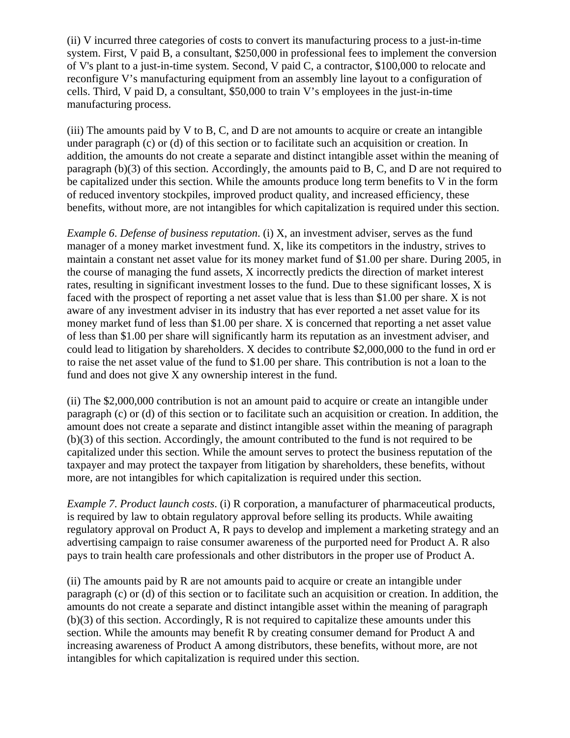(ii) V incurred three categories of costs to convert its manufacturing process to a just-in-time system. First, V paid B, a consultant, $250,000 in professional fees to implement the conversion of V's plant to a just-in-time system. Second, V paid C, a contractor, $100,000 to relocate and reconfigure V's manufacturing equipment from an assembly line layout to a configuration of cells. Third, V paid D, a consultant, $50,000 to train V's employees in the just-in-time manufacturing process.

(iii) The amounts paid by V to B, C, and D are not amounts to acquire or create an intangible under paragraph (c) or (d) of this section or to facilitate such an acquisition or creation. In addition, the amounts do not create a separate and distinct intangible asset within the meaning of paragraph (b)(3) of this section. Accordingly, the amounts paid to B, C, and D are not required to be capitalized under this section. While the amounts produce long term benefits to V in the form of reduced inventory stockpiles, improved product quality, and increased efficiency, these benefits, without more, are not intangibles for which capitalization is required under this section.

*Example 6*. *Defense of business reputation*. (i) X, an investment adviser, serves as the fund manager of a money market investment fund. X, like its competitors in the industry, strives to maintain a constant net asset value for its money market fund of $1.00 per share. During 2005, in the course of managing the fund assets, X incorrectly predicts the direction of market interest rates, resulting in significant investment losses to the fund. Due to these significant losses, X is faced with the prospect of reporting a net asset value that is less than $1.00 per share. X is not aware of any investment adviser in its industry that has ever reported a net asset value for its money market fund of less than $1.00 per share. X is concerned that reporting a net asset value of less than $1.00 per share will significantly harm its reputation as an investment adviser, and could lead to litigation by shareholders. X decides to contribute $2,000,000 to the fund in ord er to raise the net asset value of the fund to $1.00 per share. This contribution is not a loan to the fund and does not give X any ownership interest in the fund.

(ii) The $2,000,000 contribution is not an amount paid to acquire or create an intangible under paragraph (c) or (d) of this section or to facilitate such an acquisition or creation. In addition, the amount does not create a separate and distinct intangible asset within the meaning of paragraph (b)(3) of this section. Accordingly, the amount contributed to the fund is not required to be capitalized under this section. While the amount serves to protect the business reputation of the taxpayer and may protect the taxpayer from litigation by shareholders, these benefits, without more, are not intangibles for which capitalization is required under this section.

*Example 7*. *Product launch costs*. (i) R corporation, a manufacturer of pharmaceutical products, is required by law to obtain regulatory approval before selling its products. While awaiting regulatory approval on Product A, R pays to develop and implement a marketing strategy and an advertising campaign to raise consumer awareness of the purported need for Product A. R also pays to train health care professionals and other distributors in the proper use of Product A.

(ii) The amounts paid by R are not amounts paid to acquire or create an intangible under paragraph (c) or (d) of this section or to facilitate such an acquisition or creation. In addition, the amounts do not create a separate and distinct intangible asset within the meaning of paragraph (b)(3) of this section. Accordingly, R is not required to capitalize these amounts under this section. While the amounts may benefit R by creating consumer demand for Product A and increasing awareness of Product A among distributors, these benefits, without more, are not intangibles for which capitalization is required under this section.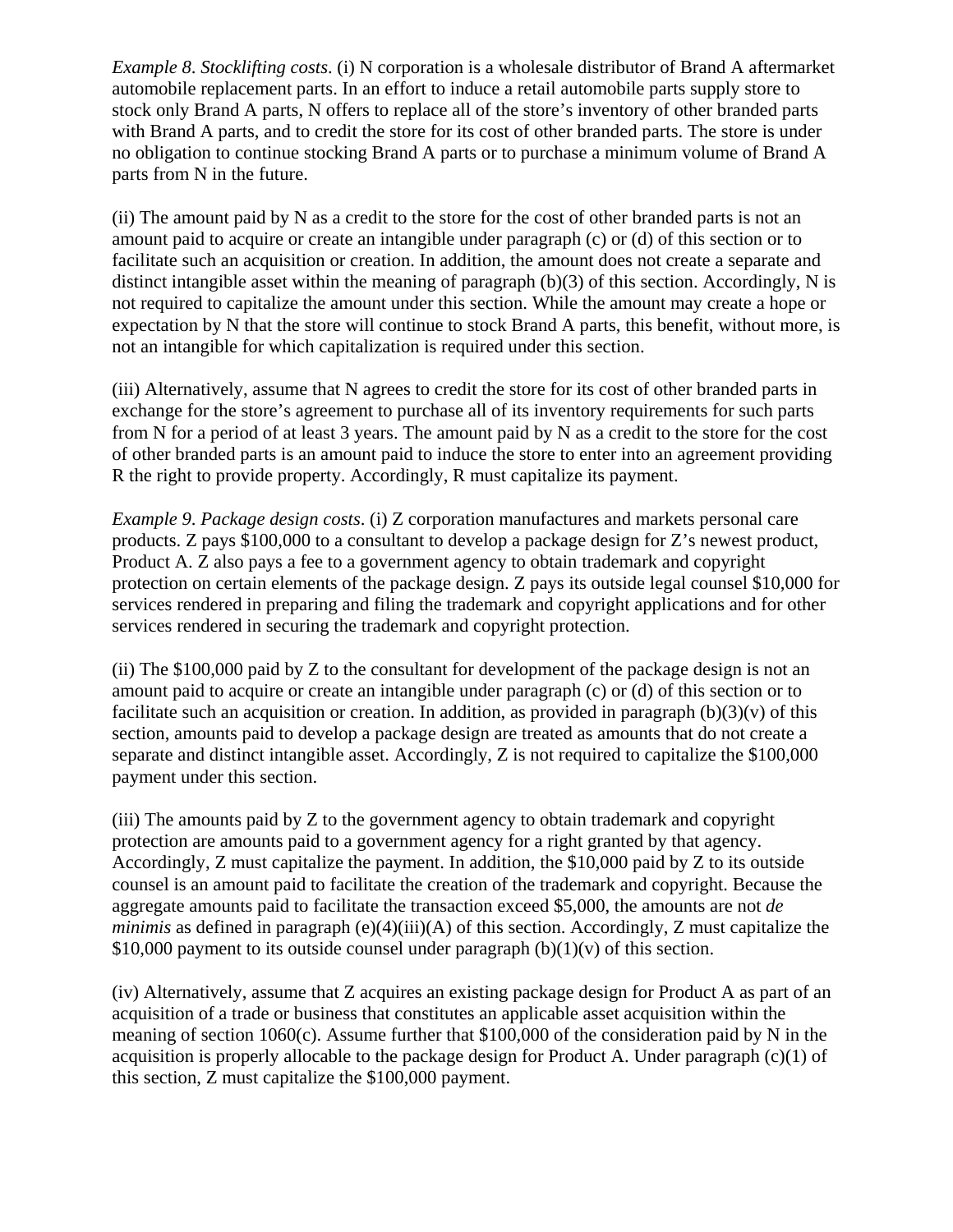*Example 8. Stocklifting costs*. (i) N corporation is a wholesale distributor of Brand A aftermarket automobile replacement parts. In an effort to induce a retail automobile parts supply store to stock only Brand A parts, N offers to replace all of the store's inventory of other branded parts with Brand A parts, and to credit the store for its cost of other branded parts. The store is under no obligation to continue stocking Brand A parts or to purchase a minimum volume of Brand A parts from N in the future.

(ii) The amount paid by N as a credit to the store for the cost of other branded parts is not an amount paid to acquire or create an intangible under paragraph (c) or (d) of this section or to facilitate such an acquisition or creation. In addition, the amount does not create a separate and distinct intangible asset within the meaning of paragraph (b)(3) of this section. Accordingly, N is not required to capitalize the amount under this section. While the amount may create a hope or expectation by N that the store will continue to stock Brand A parts, this benefit, without more, is not an intangible for which capitalization is required under this section.

(iii) Alternatively, assume that N agrees to credit the store for its cost of other branded parts in exchange for the store's agreement to purchase all of its inventory requirements for such parts from N for a period of at least 3 years. The amount paid by N as a credit to the store for the cost of other branded parts is an amount paid to induce the store to enter into an agreement providing R the right to provide property. Accordingly, R must capitalize its payment.

*Example 9. Package design costs*. (i) Z corporation manufactures and markets personal care products. Z pays $100,000 to a consultant to develop a package design for Z's newest product, Product A. Z also pays a fee to a government agency to obtain trademark and copyright protection on certain elements of the package design. Z pays its outside legal counsel $10,000 for services rendered in preparing and filing the trademark and copyright applications and for other services rendered in securing the trademark and copyright protection.

(ii) The $100,000 paid by Z to the consultant for development of the package design is not an amount paid to acquire or create an intangible under paragraph (c) or (d) of this section or to facilitate such an acquisition or creation. In addition, as provided in paragraph (b)(3)(v) of this section, amounts paid to develop a package design are treated as amounts that do not create a separate and distinct intangible asset. Accordingly, Z is not required to capitalize the $100,000 payment under this section.

(iii) The amounts paid by Z to the government agency to obtain trademark and copyright protection are amounts paid to a government agency for a right granted by that agency. Accordingly, Z must capitalize the payment. In addition, the $10,000 paid by Z to its outside counsel is an amount paid to facilitate the creation of the trademark and copyright. Because the aggregate amounts paid to facilitate the transaction exceed $5,000, the amounts are not *de minimis* as defined in paragraph (e)(4)(iii)(A) of this section. Accordingly, Z must capitalize the $10,000 payment to its outside counsel under paragraph (b)(1)(v) of this section.

(iv) Alternatively, assume that Z acquires an existing package design for Product A as part of an acquisition of a trade or business that constitutes an applicable asset acquisition within the meaning of section 1060(c). Assume further that $100,000 of the consideration paid by N in the acquisition is properly allocable to the package design for Product A. Under paragraph (c)(1) of this section, Z must capitalize the $100,000 payment.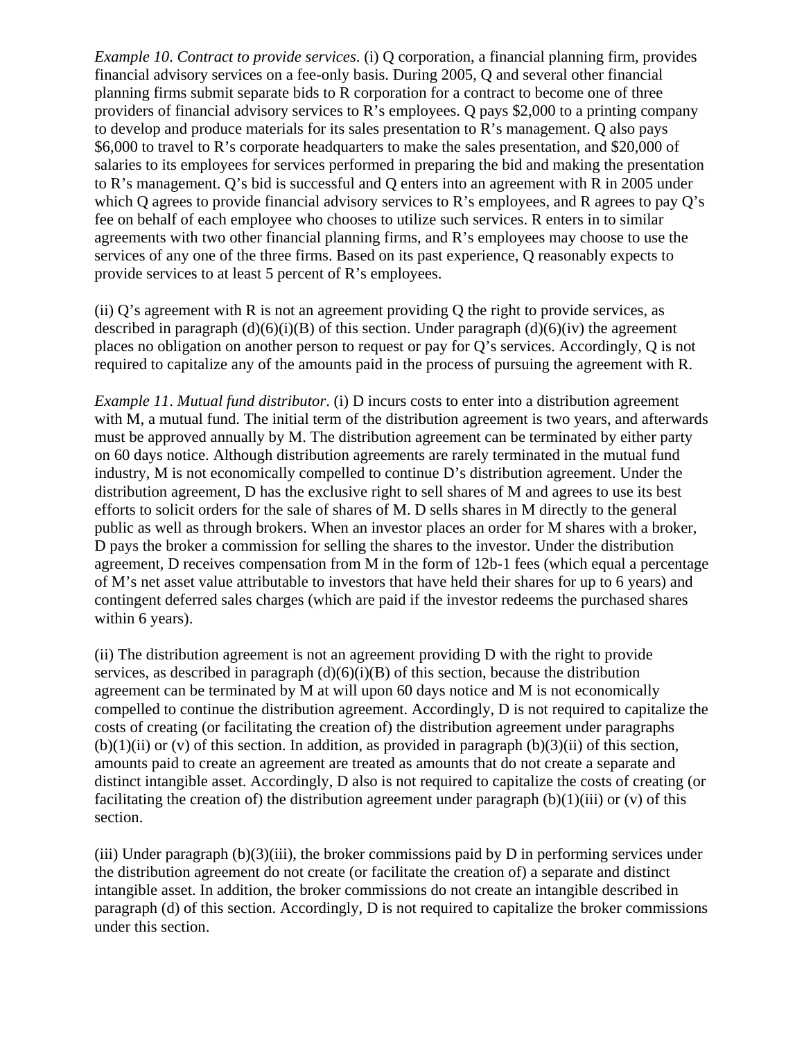*Example 10*. *Contract to provide services*. (i) Q corporation, a financial planning firm, provides financial advisory services on a fee-only basis. During 2005, Q and several other financial planning firms submit separate bids to R corporation for a contract to become one of three providers of financial advisory services to R's employees. Q pays $2,000 to a printing company to develop and produce materials for its sales presentation to R's management. Q also pays $6,000 to travel to R's corporate headquarters to make the sales presentation, and $20,000 of salaries to its employees for services performed in preparing the bid and making the presentation to R's management. Q's bid is successful and Q enters into an agreement with R in 2005 under which Q agrees to provide financial advisory services to R's employees, and R agrees to pay Q's fee on behalf of each employee who chooses to utilize such services. R enters in to similar agreements with two other financial planning firms, and R's employees may choose to use the services of any one of the three firms. Based on its past experience, Q reasonably expects to provide services to at least 5 percent of R's employees.

(ii) Q's agreement with R is not an agreement providing Q the right to provide services, as described in paragraph (d)(6)(i)(B) of this section. Under paragraph (d)(6)(iv) the agreement places no obligation on another person to request or pay for Q's services. Accordingly, Q is not required to capitalize any of the amounts paid in the process of pursuing the agreement with R.

*Example 11*. *Mutual fund distributor*. (i) D incurs costs to enter into a distribution agreement with M, a mutual fund. The initial term of the distribution agreement is two years, and afterwards must be approved annually by M. The distribution agreement can be terminated by either party on 60 days notice. Although distribution agreements are rarely terminated in the mutual fund industry, M is not economically compelled to continue D's distribution agreement. Under the distribution agreement, D has the exclusive right to sell shares of M and agrees to use its best efforts to solicit orders for the sale of shares of M. D sells shares in M directly to the general public as well as through brokers. When an investor places an order for M shares with a broker, D pays the broker a commission for selling the shares to the investor. Under the distribution agreement, D receives compensation from M in the form of 12b-1 fees (which equal a percentage of M's net asset value attributable to investors that have held their shares for up to 6 years) and contingent deferred sales charges (which are paid if the investor redeems the purchased shares within 6 years).

(ii) The distribution agreement is not an agreement providing D with the right to provide services, as described in paragraph (d)(6)(i)(B) of this section, because the distribution agreement can be terminated by M at will upon 60 days notice and M is not economically compelled to continue the distribution agreement. Accordingly, D is not required to capitalize the costs of creating (or facilitating the creation of) the distribution agreement under paragraphs (b)(1)(ii) or (v) of this section. In addition, as provided in paragraph (b)(3)(ii) of this section, amounts paid to create an agreement are treated as amounts that do not create a separate and distinct intangible asset. Accordingly, D also is not required to capitalize the costs of creating (or facilitating the creation of) the distribution agreement under paragraph (b)(1)(iii) or (v) of this section.

(iii) Under paragraph (b)(3)(iii), the broker commissions paid by D in performing services under the distribution agreement do not create (or facilitate the creation of) a separate and distinct intangible asset. In addition, the broker commissions do not create an intangible described in paragraph (d) of this section. Accordingly, D is not required to capitalize the broker commissions under this section.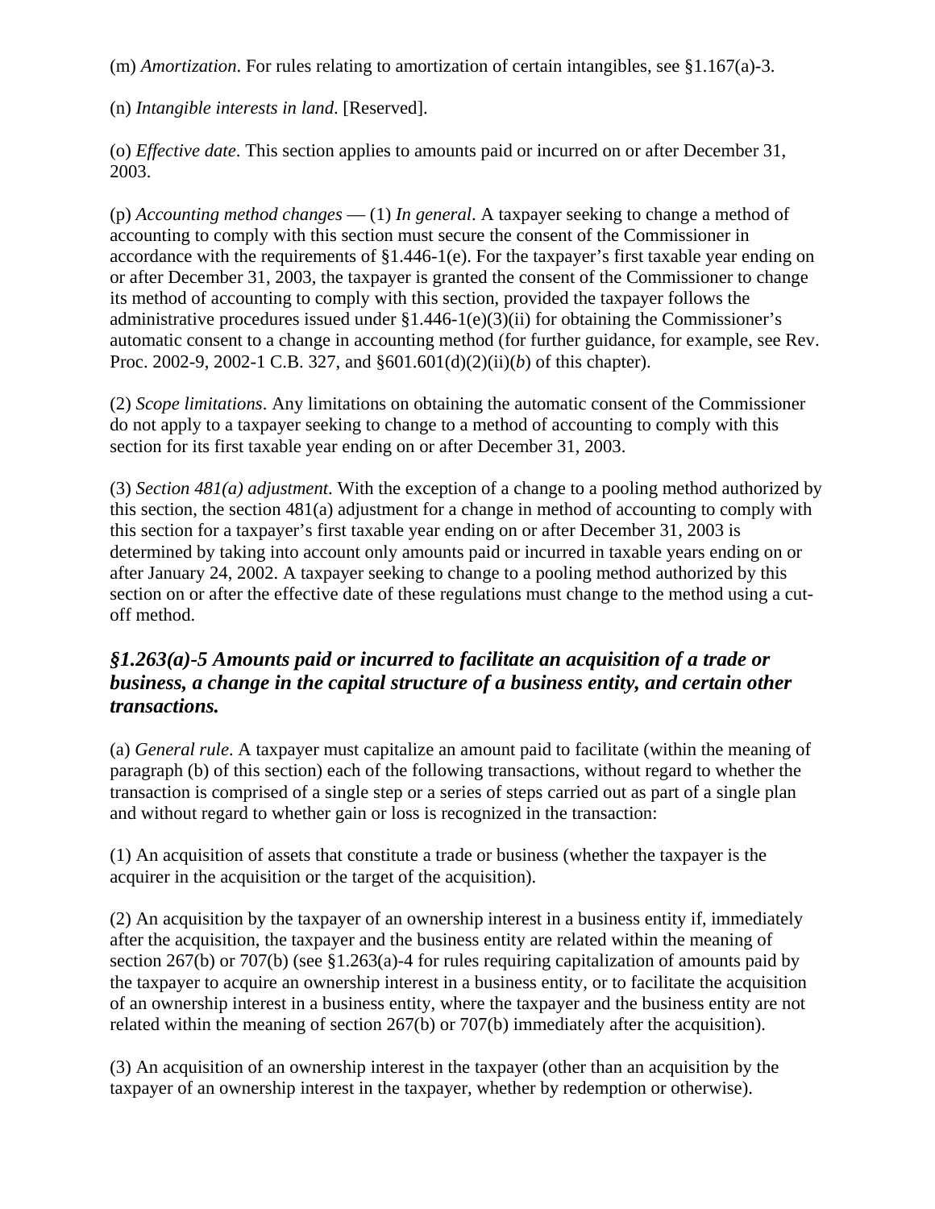(m) *Amortization*. For rules relating to amortization of certain intangibles, see §1.167(a)-3.

(n) *Intangible interests in land*. [Reserved].

(o) *Effective date*. This section applies to amounts paid or incurred on or after December 31, 2003.

(p) *Accounting method changes* — (1) *In general*. A taxpayer seeking to change a method of accounting to comply with this section must secure the consent of the Commissioner in accordance with the requirements of §1.446-1(e). For the taxpayer's first taxable year ending on or after December 31, 2003, the taxpayer is granted the consent of the Commissioner to change its method of accounting to comply with this section, provided the taxpayer follows the administrative procedures issued under §1.446-1(e)(3)(ii) for obtaining the Commissioner's automatic consent to a change in accounting method (for further guidance, for example, see Rev. Proc. 2002-9, 2002-1 C.B. 327, and §601.601(d)(2)(ii)(*b*) of this chapter).

(2) *Scope limitations*. Any limitations on obtaining the automatic consent of the Commissioner do not apply to a taxpayer seeking to change to a method of accounting to comply with this section for its first taxable year ending on or after December 31, 2003.

(3) *Section 481(a) adjustment*. With the exception of a change to a pooling method authorized by this section, the section 481(a) adjustment for a change in method of accounting to comply with this section for a taxpayer's first taxable year ending on or after December 31, 2003 is determined by taking into account only amounts paid or incurred in taxable years ending on or after January 24, 2002. A taxpayer seeking to change to a pooling method authorized by this section on or after the effective date of these regulations must change to the method using a cut-off method.

### *§1.263(a)-5 Amounts paid or incurred to facilitate an acquisition of a trade or business, a change in the capital structure of a business entity, and certain other transactions.*

(a) *General rule*. A taxpayer must capitalize an amount paid to facilitate (within the meaning of paragraph (b) of this section) each of the following transactions, without regard to whether the transaction is comprised of a single step or a series of steps carried out as part of a single plan and without regard to whether gain or loss is recognized in the transaction:

(1) An acquisition of assets that constitute a trade or business (whether the taxpayer is the acquirer in the acquisition or the target of the acquisition).

(2) An acquisition by the taxpayer of an ownership interest in a business entity if, immediately after the acquisition, the taxpayer and the business entity are related within the meaning of section 267(b) or 707(b) (see §1.263(a)-4 for rules requiring capitalization of amounts paid by the taxpayer to acquire an ownership interest in a business entity, or to facilitate the acquisition of an ownership interest in a business entity, where the taxpayer and the business entity are not related within the meaning of section 267(b) or 707(b) immediately after the acquisition).

(3) An acquisition of an ownership interest in the taxpayer (other than an acquisition by the taxpayer of an ownership interest in the taxpayer, whether by redemption or otherwise).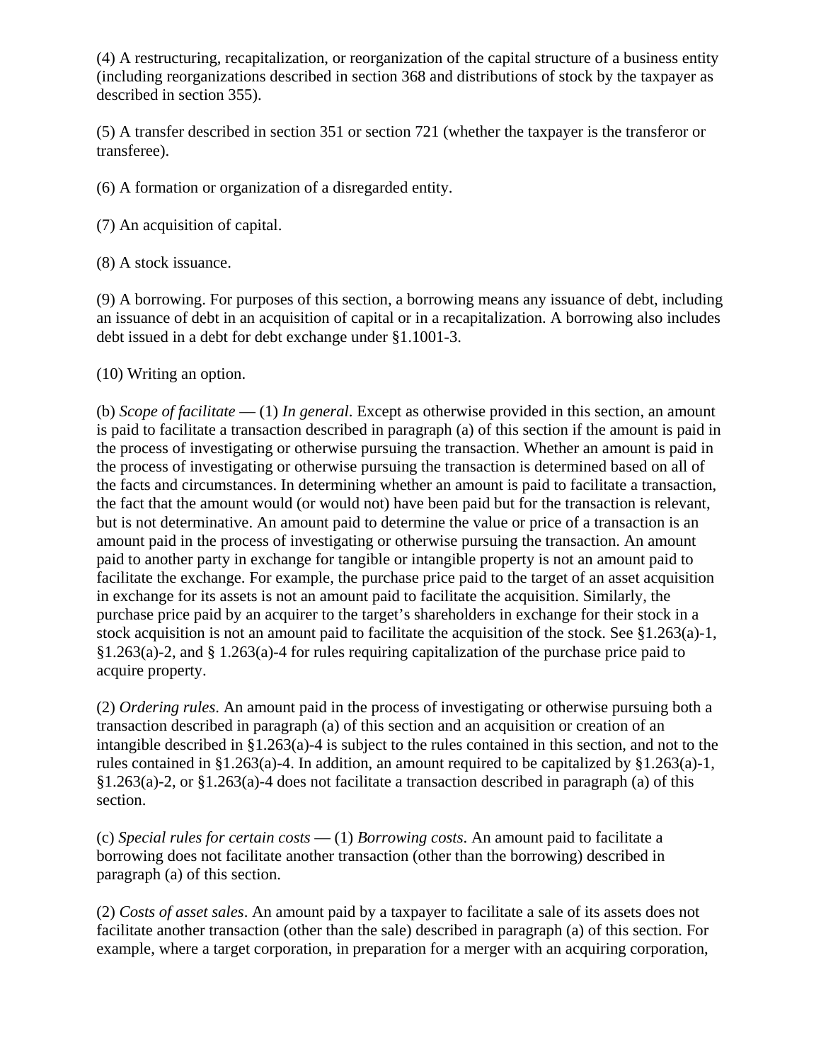(4) A restructuring, recapitalization, or reorganization of the capital structure of a business entity (including reorganizations described in section 368 and distributions of stock by the taxpayer as described in section 355).

(5) A transfer described in section 351 or section 721 (whether the taxpayer is the transferor or transferee).

(6) A formation or organization of a disregarded entity.

(7) An acquisition of capital.

(8) A stock issuance.

(9) A borrowing. For purposes of this section, a borrowing means any issuance of debt, including an issuance of debt in an acquisition of capital or in a recapitalization. A borrowing also includes debt issued in a debt for debt exchange under §1.1001-3.

(10) Writing an option.

(b) *Scope of facilitate* — (1) *In general*. Except as otherwise provided in this section, an amount is paid to facilitate a transaction described in paragraph (a) of this section if the amount is paid in the process of investigating or otherwise pursuing the transaction. Whether an amount is paid in the process of investigating or otherwise pursuing the transaction is determined based on all of the facts and circumstances. In determining whether an amount is paid to facilitate a transaction, the fact that the amount would (or would not) have been paid but for the transaction is relevant, but is not determinative. An amount paid to determine the value or price of a transaction is an amount paid in the process of investigating or otherwise pursuing the transaction. An amount paid to another party in exchange for tangible or intangible property is not an amount paid to facilitate the exchange. For example, the purchase price paid to the target of an asset acquisition in exchange for its assets is not an amount paid to facilitate the acquisition. Similarly, the purchase price paid by an acquirer to the target's shareholders in exchange for their stock in a stock acquisition is not an amount paid to facilitate the acquisition of the stock. See §1.263(a)-1, §1.263(a)-2, and § 1.263(a)-4 for rules requiring capitalization of the purchase price paid to acquire property.

(2) *Ordering rules*. An amount paid in the process of investigating or otherwise pursuing both a transaction described in paragraph (a) of this section and an acquisition or creation of an intangible described in §1.263(a)-4 is subject to the rules contained in this section, and not to the rules contained in §1.263(a)-4. In addition, an amount required to be capitalized by §1.263(a)-1, §1.263(a)-2, or §1.263(a)-4 does not facilitate a transaction described in paragraph (a) of this section.

(c) *Special rules for certain costs* — (1) *Borrowing costs*. An amount paid to facilitate a borrowing does not facilitate another transaction (other than the borrowing) described in paragraph (a) of this section.

(2) *Costs of asset sales*. An amount paid by a taxpayer to facilitate a sale of its assets does not facilitate another transaction (other than the sale) described in paragraph (a) of this section. For example, where a target corporation, in preparation for a merger with an acquiring corporation,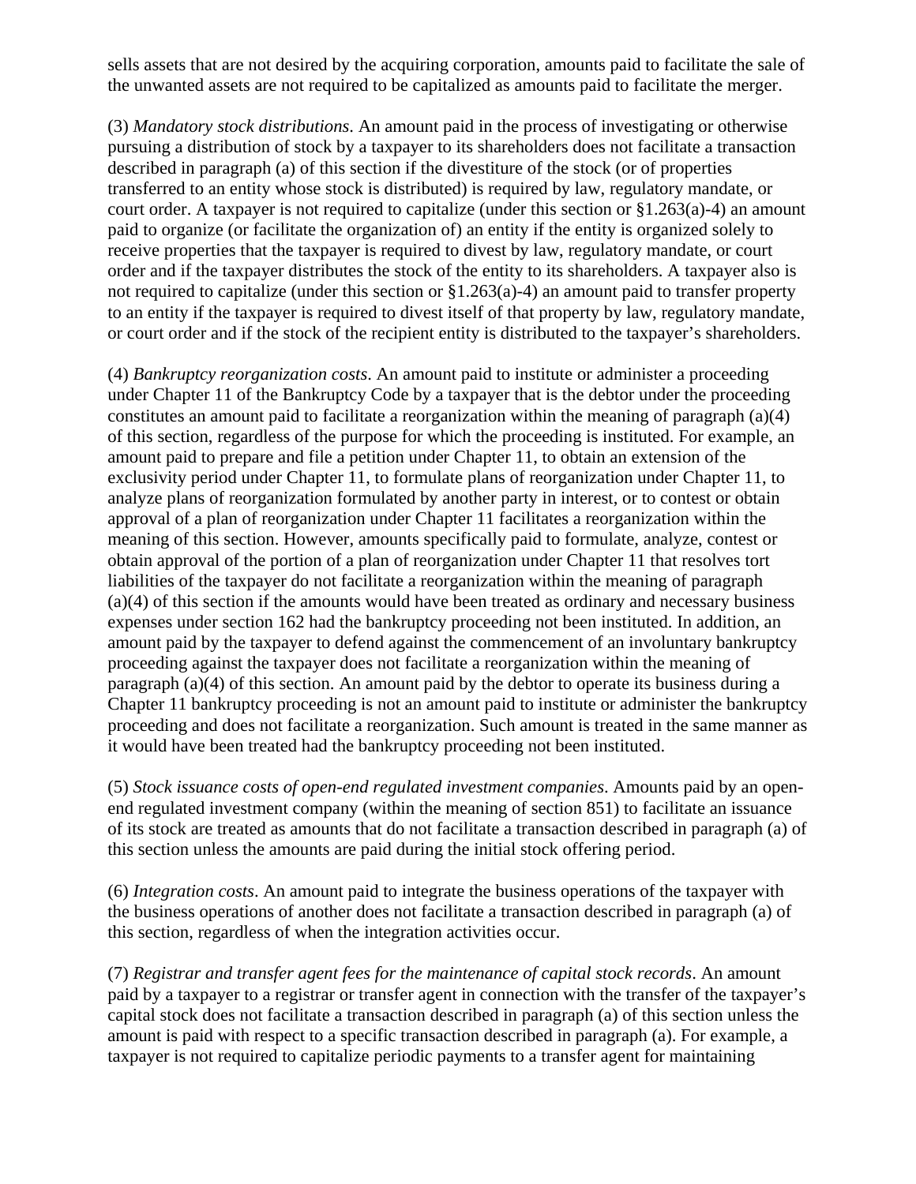sells assets that are not desired by the acquiring corporation, amounts paid to facilitate the sale of the unwanted assets are not required to be capitalized as amounts paid to facilitate the merger.

(3) *Mandatory stock distributions*. An amount paid in the process of investigating or otherwise pursuing a distribution of stock by a taxpayer to its shareholders does not facilitate a transaction described in paragraph (a) of this section if the divestiture of the stock (or of properties transferred to an entity whose stock is distributed) is required by law, regulatory mandate, or court order. A taxpayer is not required to capitalize (under this section or §1.263(a)-4) an amount paid to organize (or facilitate the organization of) an entity if the entity is organized solely to receive properties that the taxpayer is required to divest by law, regulatory mandate, or court order and if the taxpayer distributes the stock of the entity to its shareholders. A taxpayer also is not required to capitalize (under this section or §1.263(a)-4) an amount paid to transfer property to an entity if the taxpayer is required to divest itself of that property by law, regulatory mandate, or court order and if the stock of the recipient entity is distributed to the taxpayer's shareholders.

(4) *Bankruptcy reorganization costs*. An amount paid to institute or administer a proceeding under Chapter 11 of the Bankruptcy Code by a taxpayer that is the debtor under the proceeding constitutes an amount paid to facilitate a reorganization within the meaning of paragraph (a)(4) of this section, regardless of the purpose for which the proceeding is instituted. For example, an amount paid to prepare and file a petition under Chapter 11, to obtain an extension of the exclusivity period under Chapter 11, to formulate plans of reorganization under Chapter 11, to analyze plans of reorganization formulated by another party in interest, or to contest or obtain approval of a plan of reorganization under Chapter 11 facilitates a reorganization within the meaning of this section. However, amounts specifically paid to formulate, analyze, contest or obtain approval of the portion of a plan of reorganization under Chapter 11 that resolves tort liabilities of the taxpayer do not facilitate a reorganization within the meaning of paragraph (a)(4) of this section if the amounts would have been treated as ordinary and necessary business expenses under section 162 had the bankruptcy proceeding not been instituted. In addition, an amount paid by the taxpayer to defend against the commencement of an involuntary bankruptcy proceeding against the taxpayer does not facilitate a reorganization within the meaning of paragraph (a)(4) of this section. An amount paid by the debtor to operate its business during a Chapter 11 bankruptcy proceeding is not an amount paid to institute or administer the bankruptcy proceeding and does not facilitate a reorganization. Such amount is treated in the same manner as it would have been treated had the bankruptcy proceeding not been instituted.

(5) *Stock issuance costs of open-end regulated investment companies*. Amounts paid by an open-end regulated investment company (within the meaning of section 851) to facilitate an issuance of its stock are treated as amounts that do not facilitate a transaction described in paragraph (a) of this section unless the amounts are paid during the initial stock offering period.

(6) *Integration costs*. An amount paid to integrate the business operations of the taxpayer with the business operations of another does not facilitate a transaction described in paragraph (a) of this section, regardless of when the integration activities occur.

(7) *Registrar and transfer agent fees for the maintenance of capital stock records*. An amount paid by a taxpayer to a registrar or transfer agent in connection with the transfer of the taxpayer's capital stock does not facilitate a transaction described in paragraph (a) of this section unless the amount is paid with respect to a specific transaction described in paragraph (a). For example, a taxpayer is not required to capitalize periodic payments to a transfer agent for maintaining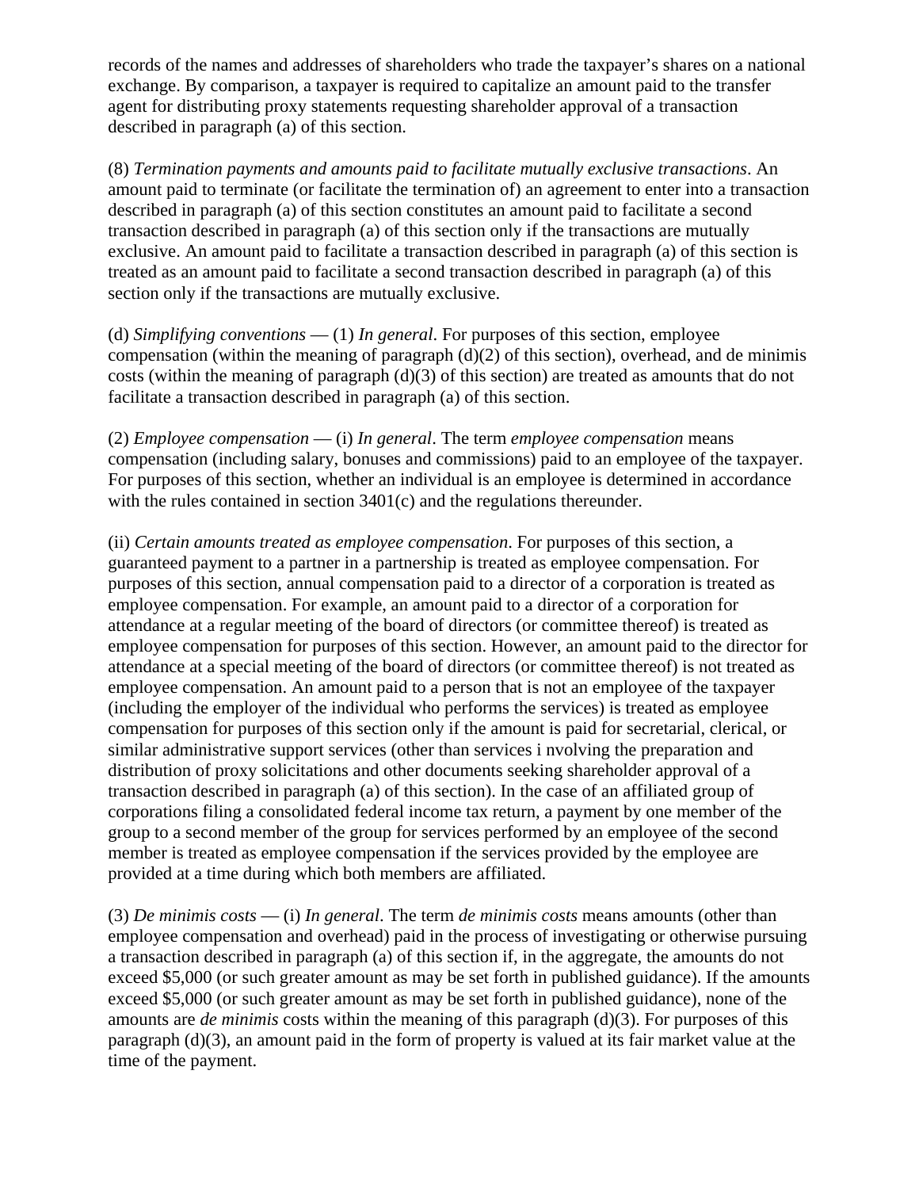records of the names and addresses of shareholders who trade the taxpayer's shares on a national exchange. By comparison, a taxpayer is required to capitalize an amount paid to the transfer agent for distributing proxy statements requesting shareholder approval of a transaction described in paragraph (a) of this section.

(8) *Termination payments and amounts paid to facilitate mutually exclusive transactions*. An amount paid to terminate (or facilitate the termination of) an agreement to enter into a transaction described in paragraph (a) of this section constitutes an amount paid to facilitate a second transaction described in paragraph (a) of this section only if the transactions are mutually exclusive. An amount paid to facilitate a transaction described in paragraph (a) of this section is treated as an amount paid to facilitate a second transaction described in paragraph (a) of this section only if the transactions are mutually exclusive.

(d) *Simplifying conventions* — (1) *In general*. For purposes of this section, employee compensation (within the meaning of paragraph (d)(2) of this section), overhead, and de minimis costs (within the meaning of paragraph (d)(3) of this section) are treated as amounts that do not facilitate a transaction described in paragraph (a) of this section.

(2) *Employee compensation* — (i) *In general*. The term *employee compensation* means compensation (including salary, bonuses and commissions) paid to an employee of the taxpayer. For purposes of this section, whether an individual is an employee is determined in accordance with the rules contained in section 3401(c) and the regulations thereunder.

(ii) *Certain amounts treated as employee compensation*. For purposes of this section, a guaranteed payment to a partner in a partnership is treated as employee compensation. For purposes of this section, annual compensation paid to a director of a corporation is treated as employee compensation. For example, an amount paid to a director of a corporation for attendance at a regular meeting of the board of directors (or committee thereof) is treated as employee compensation for purposes of this section. However, an amount paid to the director for attendance at a special meeting of the board of directors (or committee thereof) is not treated as employee compensation. An amount paid to a person that is not an employee of the taxpayer (including the employer of the individual who performs the services) is treated as employee compensation for purposes of this section only if the amount is paid for secretarial, clerical, or similar administrative support services (other than services i nvolving the preparation and distribution of proxy solicitations and other documents seeking shareholder approval of a transaction described in paragraph (a) of this section). In the case of an affiliated group of corporations filing a consolidated federal income tax return, a payment by one member of the group to a second member of the group for services performed by an employee of the second member is treated as employee compensation if the services provided by the employee are provided at a time during which both members are affiliated.

(3) *De minimis costs* — (i) *In general*. The term *de minimis costs* means amounts (other than employee compensation and overhead) paid in the process of investigating or otherwise pursuing a transaction described in paragraph (a) of this section if, in the aggregate, the amounts do not exceed $5,000 (or such greater amount as may be set forth in published guidance). If the amounts exceed $5,000 (or such greater amount as may be set forth in published guidance), none of the amounts are *de minimis* costs within the meaning of this paragraph (d)(3). For purposes of this paragraph (d)(3), an amount paid in the form of property is valued at its fair market value at the time of the payment.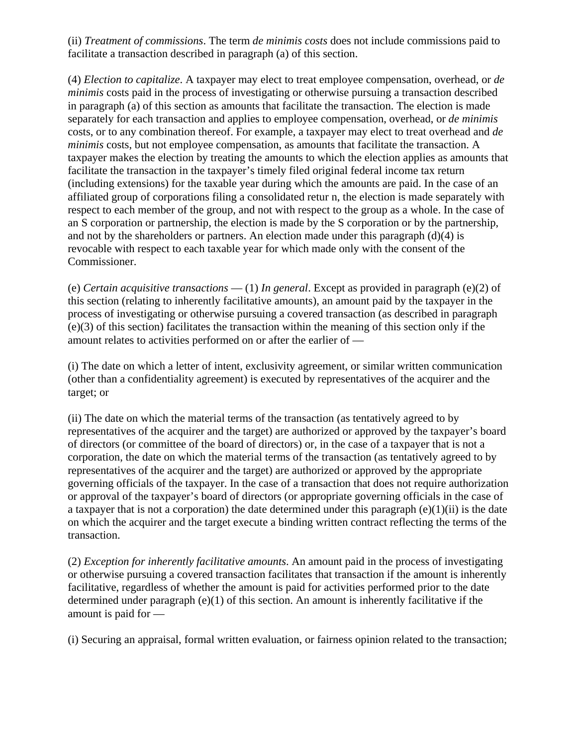(ii) *Treatment of commissions*. The term *de minimis costs* does not include commissions paid to facilitate a transaction described in paragraph (a) of this section.

(4) *Election to capitalize*. A taxpayer may elect to treat employee compensation, overhead, or *de minimis* costs paid in the process of investigating or otherwise pursuing a transaction described in paragraph (a) of this section as amounts that facilitate the transaction. The election is made separately for each transaction and applies to employee compensation, overhead, or *de minimis* costs, or to any combination thereof. For example, a taxpayer may elect to treat overhead and *de minimis* costs, but not employee compensation, as amounts that facilitate the transaction. A taxpayer makes the election by treating the amounts to which the election applies as amounts that facilitate the transaction in the taxpayer's timely filed original federal income tax return (including extensions) for the taxable year during which the amounts are paid. In the case of an affiliated group of corporations filing a consolidated retur n, the election is made separately with respect to each member of the group, and not with respect to the group as a whole. In the case of an S corporation or partnership, the election is made by the S corporation or by the partnership, and not by the shareholders or partners. An election made under this paragraph (d)(4) is revocable with respect to each taxable year for which made only with the consent of the Commissioner.

(e) *Certain acquisitive transactions* — (1) *In general*. Except as provided in paragraph (e)(2) of this section (relating to inherently facilitative amounts), an amount paid by the taxpayer in the process of investigating or otherwise pursuing a covered transaction (as described in paragraph (e)(3) of this section) facilitates the transaction within the meaning of this section only if the amount relates to activities performed on or after the earlier of —

(i) The date on which a letter of intent, exclusivity agreement, or similar written communication (other than a confidentiality agreement) is executed by representatives of the acquirer and the target; or

(ii) The date on which the material terms of the transaction (as tentatively agreed to by representatives of the acquirer and the target) are authorized or approved by the taxpayer's board of directors (or committee of the board of directors) or, in the case of a taxpayer that is not a corporation, the date on which the material terms of the transaction (as tentatively agreed to by representatives of the acquirer and the target) are authorized or approved by the appropriate governing officials of the taxpayer. In the case of a transaction that does not require authorization or approval of the taxpayer's board of directors (or appropriate governing officials in the case of a taxpayer that is not a corporation) the date determined under this paragraph (e)(1)(ii) is the date on which the acquirer and the target execute a binding written contract reflecting the terms of the transaction.

(2) *Exception for inherently facilitative amounts*. An amount paid in the process of investigating or otherwise pursuing a covered transaction facilitates that transaction if the amount is inherently facilitative, regardless of whether the amount is paid for activities performed prior to the date determined under paragraph (e)(1) of this section. An amount is inherently facilitative if the amount is paid for —

(i) Securing an appraisal, formal written evaluation, or fairness opinion related to the transaction;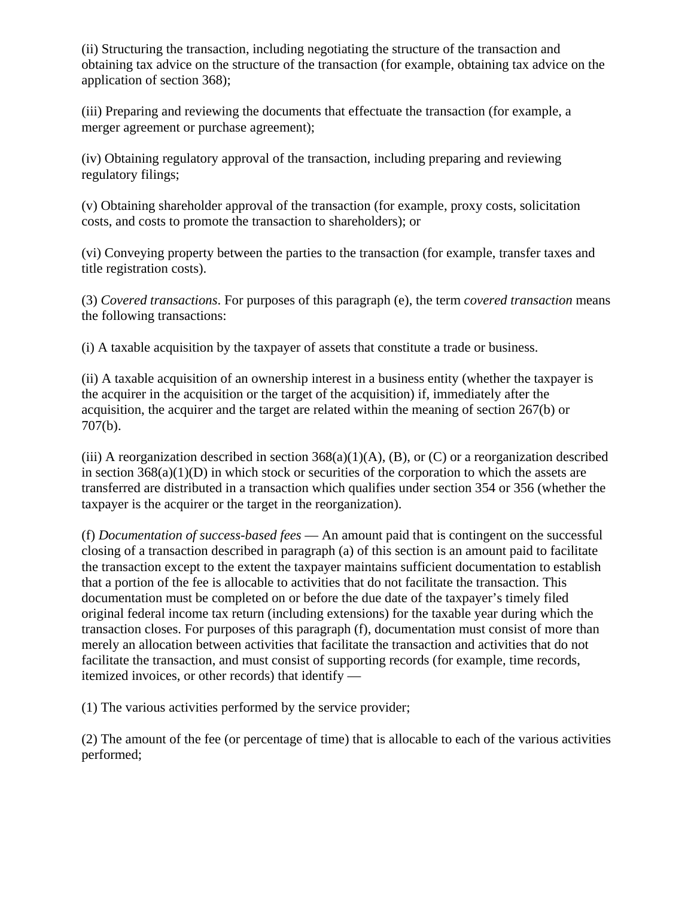(ii) Structuring the transaction, including negotiating the structure of the transaction and obtaining tax advice on the structure of the transaction (for example, obtaining tax advice on the application of section 368);

(iii) Preparing and reviewing the documents that effectuate the transaction (for example, a merger agreement or purchase agreement);

(iv) Obtaining regulatory approval of the transaction, including preparing and reviewing regulatory filings;

(v) Obtaining shareholder approval of the transaction (for example, proxy costs, solicitation costs, and costs to promote the transaction to shareholders); or

(vi) Conveying property between the parties to the transaction (for example, transfer taxes and title registration costs).

(3) *Covered transactions*. For purposes of this paragraph (e), the term *covered transaction* means the following transactions:

(i) A taxable acquisition by the taxpayer of assets that constitute a trade or business.

(ii) A taxable acquisition of an ownership interest in a business entity (whether the taxpayer is the acquirer in the acquisition or the target of the acquisition) if, immediately after the acquisition, the acquirer and the target are related within the meaning of section 267(b) or 707(b).

(iii) A reorganization described in section 368(a)(1)(A), (B), or (C) or a reorganization described in section 368(a)(1)(D) in which stock or securities of the corporation to which the assets are transferred are distributed in a transaction which qualifies under section 354 or 356 (whether the taxpayer is the acquirer or the target in the reorganization).

(f) *Documentation of success-based fees* — An amount paid that is contingent on the successful closing of a transaction described in paragraph (a) of this section is an amount paid to facilitate the transaction except to the extent the taxpayer maintains sufficient documentation to establish that a portion of the fee is allocable to activities that do not facilitate the transaction. This documentation must be completed on or before the due date of the taxpayer's timely filed original federal income tax return (including extensions) for the taxable year during which the transaction closes. For purposes of this paragraph (f), documentation must consist of more than merely an allocation between activities that facilitate the transaction and activities that do not facilitate the transaction, and must consist of supporting records (for example, time records, itemized invoices, or other records) that identify —

(1) The various activities performed by the service provider;

(2) The amount of the fee (or percentage of time) that is allocable to each of the various activities performed;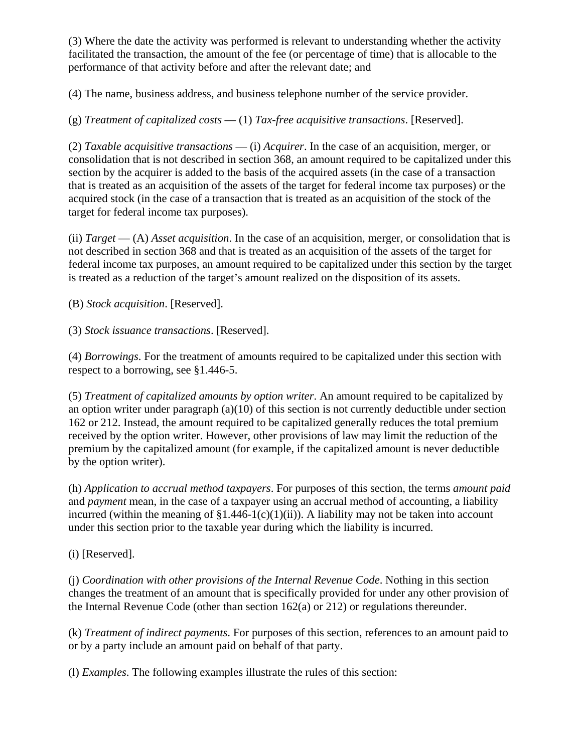(3) Where the date the activity was performed is relevant to understanding whether the activity facilitated the transaction, the amount of the fee (or percentage of time) that is allocable to the performance of that activity before and after the relevant date; and

(4) The name, business address, and business telephone number of the service provider.

(g) *Treatment of capitalized costs* — (1) *Tax-free acquisitive transactions*. [Reserved].

(2) *Taxable acquisitive transactions* — (i) *Acquirer*. In the case of an acquisition, merger, or consolidation that is not described in section 368, an amount required to be capitalized under this section by the acquirer is added to the basis of the acquired assets (in the case of a transaction that is treated as an acquisition of the assets of the target for federal income tax purposes) or the acquired stock (in the case of a transaction that is treated as an acquisition of the stock of the target for federal income tax purposes).

(ii) *Target* — (A) *Asset acquisition*. In the case of an acquisition, merger, or consolidation that is not described in section 368 and that is treated as an acquisition of the assets of the target for federal income tax purposes, an amount required to be capitalized under this section by the target is treated as a reduction of the target's amount realized on the disposition of its assets.

(B) *Stock acquisition*. [Reserved].

(3) *Stock issuance transactions*. [Reserved].

(4) *Borrowings*. For the treatment of amounts required to be capitalized under this section with respect to a borrowing, see §1.446-5.

(5) *Treatment of capitalized amounts by option writer*. An amount required to be capitalized by an option writer under paragraph (a)(10) of this section is not currently deductible under section 162 or 212. Instead, the amount required to be capitalized generally reduces the total premium received by the option writer. However, other provisions of law may limit the reduction of the premium by the capitalized amount (for example, if the capitalized amount is never deductible by the option writer).

(h) *Application to accrual method taxpayers*. For purposes of this section, the terms *amount paid* and *payment* mean, in the case of a taxpayer using an accrual method of accounting, a liability incurred (within the meaning of §1.446-1(c)(1)(ii)). A liability may not be taken into account under this section prior to the taxable year during which the liability is incurred.

(i) [Reserved].

(j) *Coordination with other provisions of the Internal Revenue Code*. Nothing in this section changes the treatment of an amount that is specifically provided for under any other provision of the Internal Revenue Code (other than section 162(a) or 212) or regulations thereunder.

(k) *Treatment of indirect payments*. For purposes of this section, references to an amount paid to or by a party include an amount paid on behalf of that party.

(l) *Examples*. The following examples illustrate the rules of this section: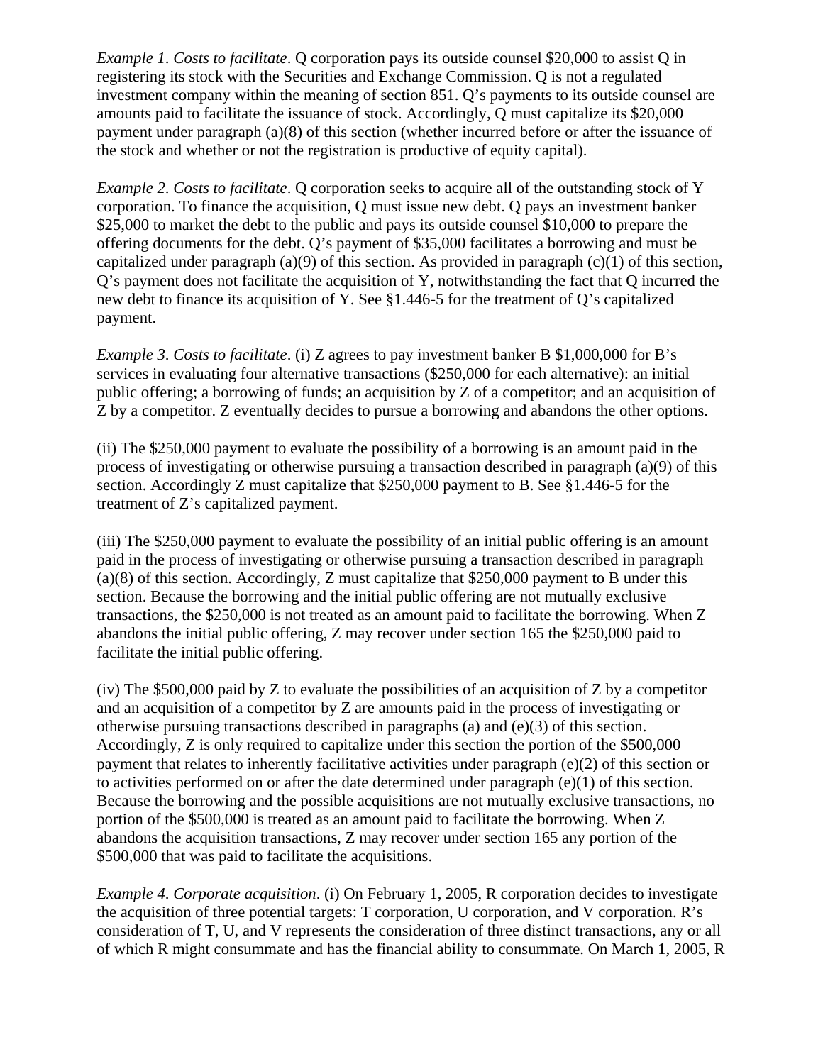*Example 1. Costs to facilitate*. Q corporation pays its outside counsel $20,000 to assist Q in registering its stock with the Securities and Exchange Commission. Q is not a regulated investment company within the meaning of section 851. Q's payments to its outside counsel are amounts paid to facilitate the issuance of stock. Accordingly, Q must capitalize its $20,000 payment under paragraph (a)(8) of this section (whether incurred before or after the issuance of the stock and whether or not the registration is productive of equity capital).

*Example 2. Costs to facilitate*. Q corporation seeks to acquire all of the outstanding stock of Y corporation. To finance the acquisition, Q must issue new debt. Q pays an investment banker $25,000 to market the debt to the public and pays its outside counsel $10,000 to prepare the offering documents for the debt. Q's payment of $35,000 facilitates a borrowing and must be capitalized under paragraph (a)(9) of this section. As provided in paragraph (c)(1) of this section, Q's payment does not facilitate the acquisition of Y, notwithstanding the fact that Q incurred the new debt to finance its acquisition of Y. See §1.446-5 for the treatment of Q's capitalized payment.

*Example 3. Costs to facilitate*. (i) Z agrees to pay investment banker B $1,000,000 for B's services in evaluating four alternative transactions ($250,000 for each alternative): an initial public offering; a borrowing of funds; an acquisition by Z of a competitor; and an acquisition of Z by a competitor. Z eventually decides to pursue a borrowing and abandons the other options.

(ii) The $250,000 payment to evaluate the possibility of a borrowing is an amount paid in the process of investigating or otherwise pursuing a transaction described in paragraph (a)(9) of this section. Accordingly Z must capitalize that $250,000 payment to B. See §1.446-5 for the treatment of Z's capitalized payment.

(iii) The $250,000 payment to evaluate the possibility of an initial public offering is an amount paid in the process of investigating or otherwise pursuing a transaction described in paragraph (a)(8) of this section. Accordingly, Z must capitalize that $250,000 payment to B under this section. Because the borrowing and the initial public offering are not mutually exclusive transactions, the $250,000 is not treated as an amount paid to facilitate the borrowing. When Z abandons the initial public offering, Z may recover under section 165 the $250,000 paid to facilitate the initial public offering.

(iv) The $500,000 paid by Z to evaluate the possibilities of an acquisition of Z by a competitor and an acquisition of a competitor by Z are amounts paid in the process of investigating or otherwise pursuing transactions described in paragraphs (a) and (e)(3) of this section. Accordingly, Z is only required to capitalize under this section the portion of the $500,000 payment that relates to inherently facilitative activities under paragraph (e)(2) of this section or to activities performed on or after the date determined under paragraph (e)(1) of this section. Because the borrowing and the possible acquisitions are not mutually exclusive transactions, no portion of the $500,000 is treated as an amount paid to facilitate the borrowing. When Z abandons the acquisition transactions, Z may recover under section 165 any portion of the $500,000 that was paid to facilitate the acquisitions.

*Example 4. Corporate acquisition*. (i) On February 1, 2005, R corporation decides to investigate the acquisition of three potential targets: T corporation, U corporation, and V corporation. R's consideration of T, U, and V represents the consideration of three distinct transactions, any or all of which R might consummate and has the financial ability to consummate. On March 1, 2005, R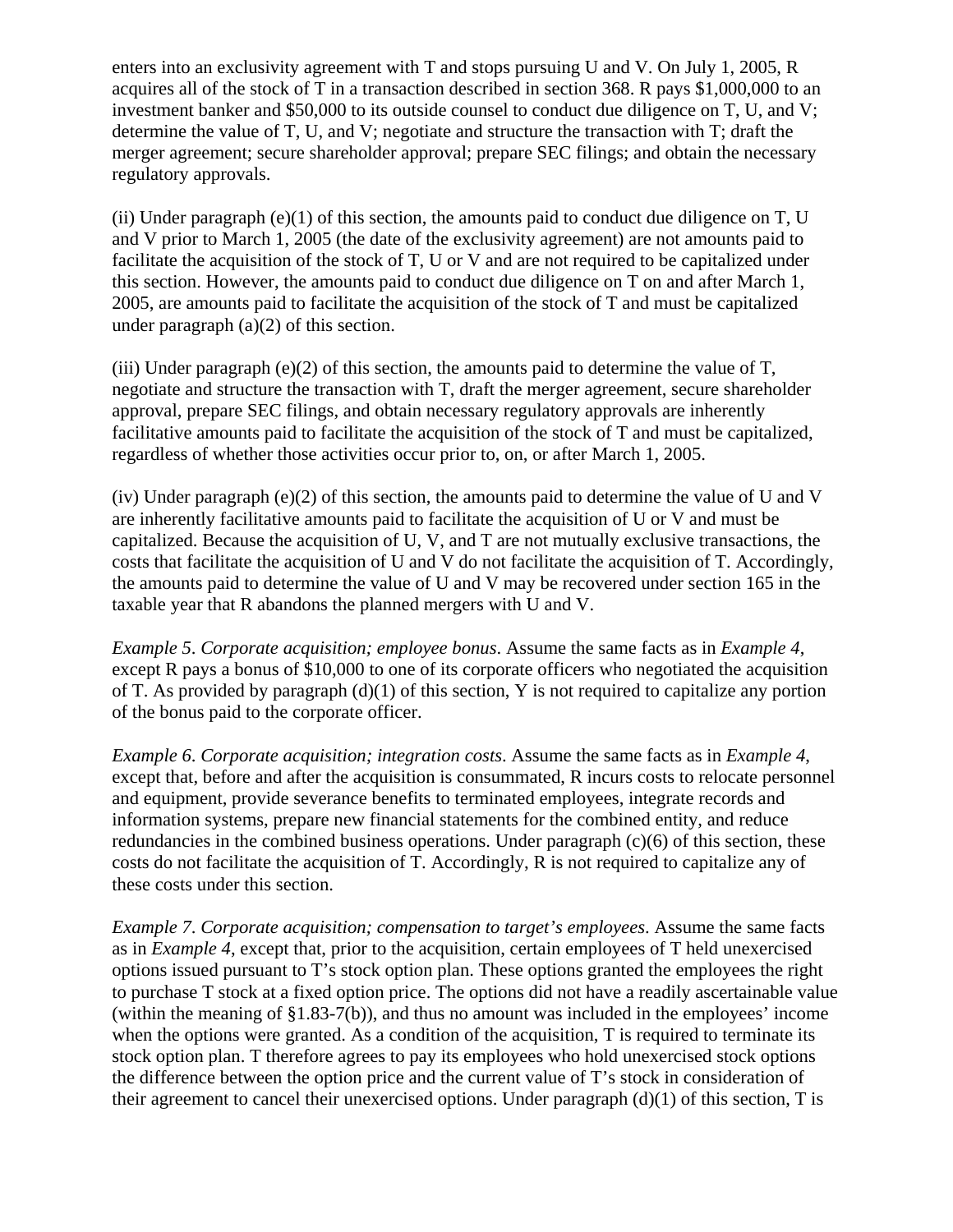enters into an exclusivity agreement with T and stops pursuing U and V. On July 1, 2005, R acquires all of the stock of T in a transaction described in section 368. R pays $1,000,000 to an investment banker and $50,000 to its outside counsel to conduct due diligence on T, U, and V; determine the value of T, U, and V; negotiate and structure the transaction with T; draft the merger agreement; secure shareholder approval; prepare SEC filings; and obtain the necessary regulatory approvals.

(ii) Under paragraph (e)(1) of this section, the amounts paid to conduct due diligence on T, U and V prior to March 1, 2005 (the date of the exclusivity agreement) are not amounts paid to facilitate the acquisition of the stock of T, U or V and are not required to be capitalized under this section. However, the amounts paid to conduct due diligence on T on and after March 1, 2005, are amounts paid to facilitate the acquisition of the stock of T and must be capitalized under paragraph (a)(2) of this section.

(iii) Under paragraph (e)(2) of this section, the amounts paid to determine the value of T, negotiate and structure the transaction with T, draft the merger agreement, secure shareholder approval, prepare SEC filings, and obtain necessary regulatory approvals are inherently facilitative amounts paid to facilitate the acquisition of the stock of T and must be capitalized, regardless of whether those activities occur prior to, on, or after March 1, 2005.

(iv) Under paragraph (e)(2) of this section, the amounts paid to determine the value of U and V are inherently facilitative amounts paid to facilitate the acquisition of U or V and must be capitalized. Because the acquisition of U, V, and T are not mutually exclusive transactions, the costs that facilitate the acquisition of U and V do not facilitate the acquisition of T. Accordingly, the amounts paid to determine the value of U and V may be recovered under section 165 in the taxable year that R abandons the planned mergers with U and V.

*Example 5*. *Corporate acquisition; employee bonus*. Assume the same facts as in *Example 4*, except R pays a bonus of $10,000 to one of its corporate officers who negotiated the acquisition of T. As provided by paragraph (d)(1) of this section, Y is not required to capitalize any portion of the bonus paid to the corporate officer.

*Example 6*. *Corporate acquisition; integration costs*. Assume the same facts as in *Example 4*, except that, before and after the acquisition is consummated, R incurs costs to relocate personnel and equipment, provide severance benefits to terminated employees, integrate records and information systems, prepare new financial statements for the combined entity, and reduce redundancies in the combined business operations. Under paragraph (c)(6) of this section, these costs do not facilitate the acquisition of T. Accordingly, R is not required to capitalize any of these costs under this section.

*Example 7*. *Corporate acquisition; compensation to target's employees*. Assume the same facts as in *Example 4*, except that, prior to the acquisition, certain employees of T held unexercised options issued pursuant to T's stock option plan. These options granted the employees the right to purchase T stock at a fixed option price. The options did not have a readily ascertainable value (within the meaning of §1.83-7(b)), and thus no amount was included in the employees' income when the options were granted. As a condition of the acquisition, T is required to terminate its stock option plan. T therefore agrees to pay its employees who hold unexercised stock options the difference between the option price and the current value of T's stock in consideration of their agreement to cancel their unexercised options. Under paragraph (d)(1) of this section, T is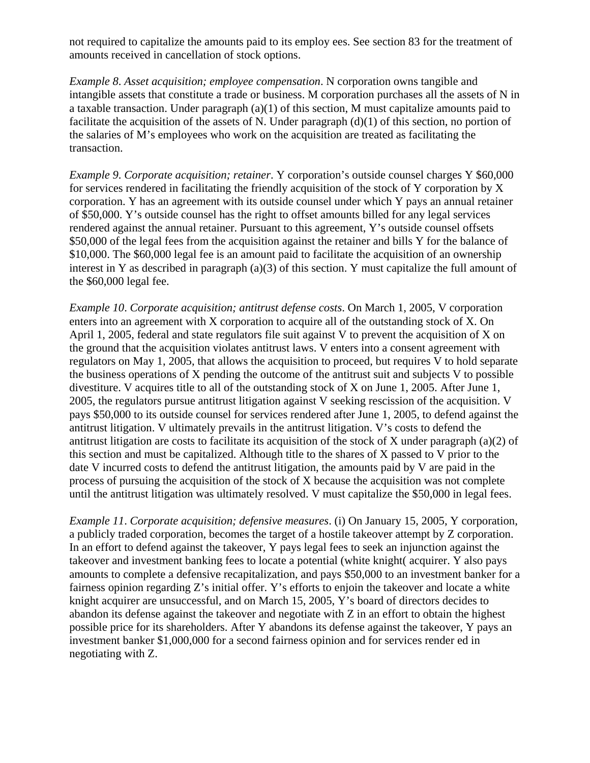not required to capitalize the amounts paid to its employ ees. See section 83 for the treatment of amounts received in cancellation of stock options.

*Example 8. Asset acquisition; employee compensation*. N corporation owns tangible and intangible assets that constitute a trade or business. M corporation purchases all the assets of N in a taxable transaction. Under paragraph (a)(1) of this section, M must capitalize amounts paid to facilitate the acquisition of the assets of N. Under paragraph (d)(1) of this section, no portion of the salaries of M's employees who work on the acquisition are treated as facilitating the transaction.

*Example 9. Corporate acquisition; retainer*. Y corporation's outside counsel charges Y $60,000 for services rendered in facilitating the friendly acquisition of the stock of Y corporation by X corporation. Y has an agreement with its outside counsel under which Y pays an annual retainer of $50,000. Y's outside counsel has the right to offset amounts billed for any legal services rendered against the annual retainer. Pursuant to this agreement, Y's outside counsel offsets $50,000 of the legal fees from the acquisition against the retainer and bills Y for the balance of $10,000. The $60,000 legal fee is an amount paid to facilitate the acquisition of an ownership interest in Y as described in paragraph (a)(3) of this section. Y must capitalize the full amount of the $60,000 legal fee.

*Example 10. Corporate acquisition; antitrust defense costs*. On March 1, 2005, V corporation enters into an agreement with X corporation to acquire all of the outstanding stock of X. On April 1, 2005, federal and state regulators file suit against V to prevent the acquisition of X on the ground that the acquisition violates antitrust laws. V enters into a consent agreement with regulators on May 1, 2005, that allows the acquisition to proceed, but requires V to hold separate the business operations of X pending the outcome of the antitrust suit and subjects V to possible divestiture. V acquires title to all of the outstanding stock of X on June 1, 2005. After June 1, 2005, the regulators pursue antitrust litigation against V seeking rescission of the acquisition. V pays $50,000 to its outside counsel for services rendered after June 1, 2005, to defend against the antitrust litigation. V ultimately prevails in the antitrust litigation. V's costs to defend the antitrust litigation are costs to facilitate its acquisition of the stock of X under paragraph (a)(2) of this section and must be capitalized. Although title to the shares of X passed to V prior to the date V incurred costs to defend the antitrust litigation, the amounts paid by V are paid in the process of pursuing the acquisition of the stock of X because the acquisition was not complete until the antitrust litigation was ultimately resolved. V must capitalize the $50,000 in legal fees.

*Example 11. Corporate acquisition; defensive measures*. (i) On January 15, 2005, Y corporation, a publicly traded corporation, becomes the target of a hostile takeover attempt by Z corporation. In an effort to defend against the takeover, Y pays legal fees to seek an injunction against the takeover and investment banking fees to locate a potential (white knight( acquirer. Y also pays amounts to complete a defensive recapitalization, and pays $50,000 to an investment banker for a fairness opinion regarding Z's initial offer. Y's efforts to enjoin the takeover and locate a white knight acquirer are unsuccessful, and on March 15, 2005, Y's board of directors decides to abandon its defense against the takeover and negotiate with Z in an effort to obtain the highest possible price for its shareholders. After Y abandons its defense against the takeover, Y pays an investment banker $1,000,000 for a second fairness opinion and for services render ed in negotiating with Z.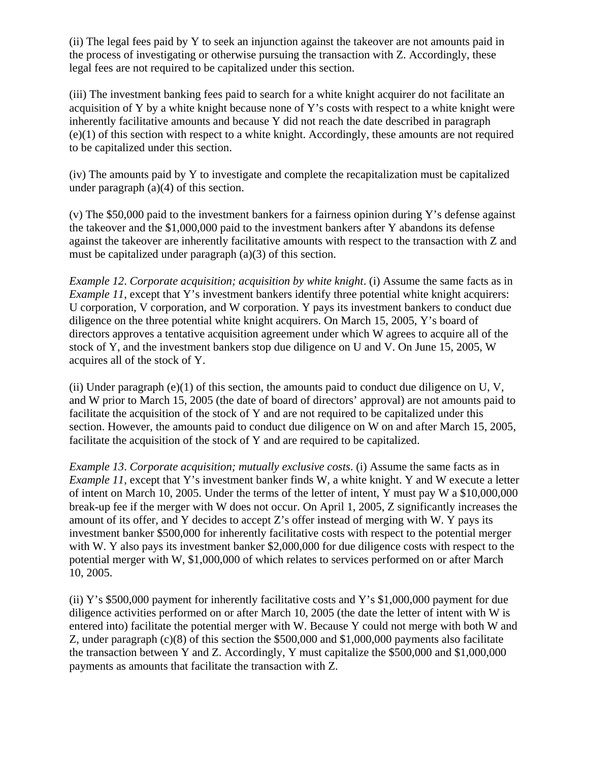(ii) The legal fees paid by Y to seek an injunction against the takeover are not amounts paid in the process of investigating or otherwise pursuing the transaction with Z. Accordingly, these legal fees are not required to be capitalized under this section.

(iii) The investment banking fees paid to search for a white knight acquirer do not facilitate an acquisition of Y by a white knight because none of Y's costs with respect to a white knight were inherently facilitative amounts and because Y did not reach the date described in paragraph (e)(1) of this section with respect to a white knight. Accordingly, these amounts are not required to be capitalized under this section.

(iv) The amounts paid by Y to investigate and complete the recapitalization must be capitalized under paragraph (a)(4) of this section.

(v) The $50,000 paid to the investment bankers for a fairness opinion during Y's defense against the takeover and the $1,000,000 paid to the investment bankers after Y abandons its defense against the takeover are inherently facilitative amounts with respect to the transaction with Z and must be capitalized under paragraph (a)(3) of this section.

*Example 12*. *Corporate acquisition; acquisition by white knight*. (i) Assume the same facts as in *Example 11*, except that Y's investment bankers identify three potential white knight acquirers: U corporation, V corporation, and W corporation. Y pays its investment bankers to conduct due diligence on the three potential white knight acquirers. On March 15, 2005, Y's board of directors approves a tentative acquisition agreement under which W agrees to acquire all of the stock of Y, and the investment bankers stop due diligence on U and V. On June 15, 2005, W acquires all of the stock of Y.

(ii) Under paragraph (e)(1) of this section, the amounts paid to conduct due diligence on U, V, and W prior to March 15, 2005 (the date of board of directors' approval) are not amounts paid to facilitate the acquisition of the stock of Y and are not required to be capitalized under this section. However, the amounts paid to conduct due diligence on W on and after March 15, 2005, facilitate the acquisition of the stock of Y and are required to be capitalized.

*Example 13*. *Corporate acquisition; mutually exclusive costs*. (i) Assume the same facts as in *Example 11*, except that Y's investment banker finds W, a white knight. Y and W execute a letter of intent on March 10, 2005. Under the terms of the letter of intent, Y must pay W a $10,000,000 break-up fee if the merger with W does not occur. On April 1, 2005, Z significantly increases the amount of its offer, and Y decides to accept Z's offer instead of merging with W. Y pays its investment banker $500,000 for inherently facilitative costs with respect to the potential merger with W. Y also pays its investment banker $2,000,000 for due diligence costs with respect to the potential merger with W, $1,000,000 of which relates to services performed on or after March 10, 2005.

(ii) Y's $500,000 payment for inherently facilitative costs and Y's $1,000,000 payment for due diligence activities performed on or after March 10, 2005 (the date the letter of intent with W is entered into) facilitate the potential merger with W. Because Y could not merge with both W and Z, under paragraph (c)(8) of this section the $500,000 and $1,000,000 payments also facilitate the transaction between Y and Z. Accordingly, Y must capitalize the $500,000 and $1,000,000 payments as amounts that facilitate the transaction with Z.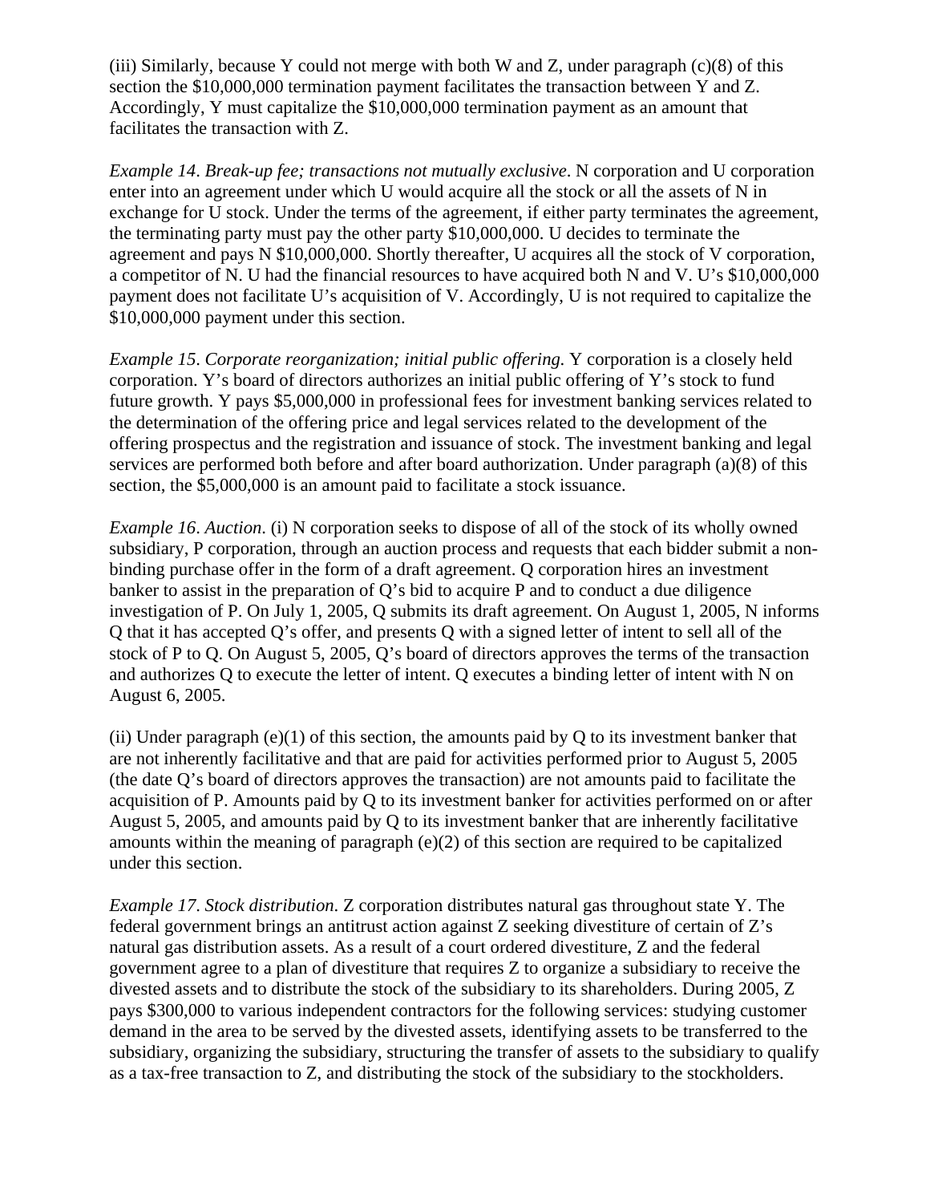(iii) Similarly, because Y could not merge with both W and Z, under paragraph (c)(8) of this section the $10,000,000 termination payment facilitates the transaction between Y and Z. Accordingly, Y must capitalize the $10,000,000 termination payment as an amount that facilitates the transaction with Z.

*Example 14*. *Break-up fee; transactions not mutually exclusive*. N corporation and U corporation enter into an agreement under which U would acquire all the stock or all the assets of N in exchange for U stock. Under the terms of the agreement, if either party terminates the agreement, the terminating party must pay the other party $10,000,000. U decides to terminate the agreement and pays N $10,000,000. Shortly thereafter, U acquires all the stock of V corporation, a competitor of N. U had the financial resources to have acquired both N and V. U's $10,000,000 payment does not facilitate U's acquisition of V. Accordingly, U is not required to capitalize the $10,000,000 payment under this section.

*Example 15*. *Corporate reorganization; initial public offering.* Y corporation is a closely held corporation. Y's board of directors authorizes an initial public offering of Y's stock to fund future growth. Y pays $5,000,000 in professional fees for investment banking services related to the determination of the offering price and legal services related to the development of the offering prospectus and the registration and issuance of stock. The investment banking and legal services are performed both before and after board authorization. Under paragraph (a)(8) of this section, the $5,000,000 is an amount paid to facilitate a stock issuance.

*Example 16*. *Auction*. (i) N corporation seeks to dispose of all of the stock of its wholly owned subsidiary, P corporation, through an auction process and requests that each bidder submit a non-binding purchase offer in the form of a draft agreement. Q corporation hires an investment banker to assist in the preparation of Q's bid to acquire P and to conduct a due diligence investigation of P. On July 1, 2005, Q submits its draft agreement. On August 1, 2005, N informs Q that it has accepted Q's offer, and presents Q with a signed letter of intent to sell all of the stock of P to Q. On August 5, 2005, Q's board of directors approves the terms of the transaction and authorizes Q to execute the letter of intent. Q executes a binding letter of intent with N on August 6, 2005.

(ii) Under paragraph (e)(1) of this section, the amounts paid by Q to its investment banker that are not inherently facilitative and that are paid for activities performed prior to August 5, 2005 (the date Q's board of directors approves the transaction) are not amounts paid to facilitate the acquisition of P. Amounts paid by Q to its investment banker for activities performed on or after August 5, 2005, and amounts paid by Q to its investment banker that are inherently facilitative amounts within the meaning of paragraph (e)(2) of this section are required to be capitalized under this section.

*Example 17*. *Stock distribution*. Z corporation distributes natural gas throughout state Y. The federal government brings an antitrust action against Z seeking divestiture of certain of Z's natural gas distribution assets. As a result of a court ordered divestiture, Z and the federal government agree to a plan of divestiture that requires Z to organize a subsidiary to receive the divested assets and to distribute the stock of the subsidiary to its shareholders. During 2005, Z pays $300,000 to various independent contractors for the following services: studying customer demand in the area to be served by the divested assets, identifying assets to be transferred to the subsidiary, organizing the subsidiary, structuring the transfer of assets to the subsidiary to qualify as a tax-free transaction to Z, and distributing the stock of the subsidiary to the stockholders.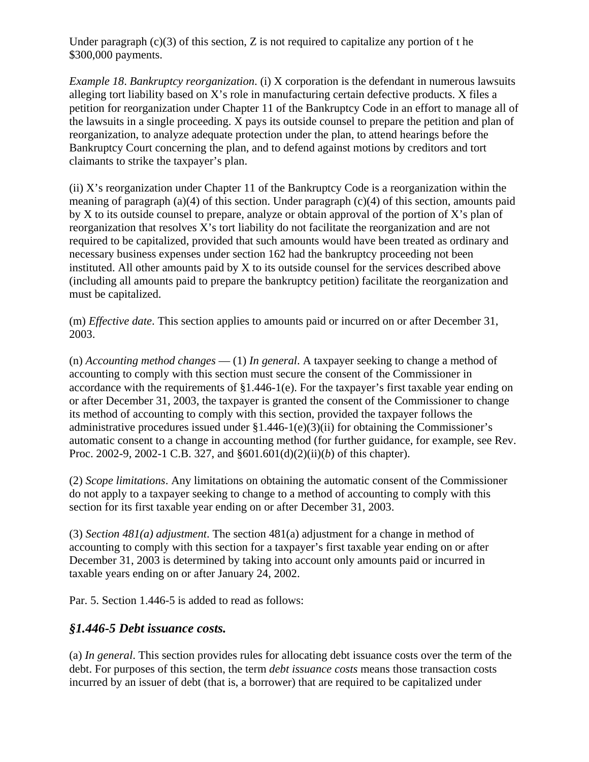Under paragraph (c)(3) of this section, Z is not required to capitalize any portion of t he $300,000 payments.

*Example 18*. *Bankruptcy reorganization*. (i) X corporation is the defendant in numerous lawsuits alleging tort liability based on X's role in manufacturing certain defective products. X files a petition for reorganization under Chapter 11 of the Bankruptcy Code in an effort to manage all of the lawsuits in a single proceeding. X pays its outside counsel to prepare the petition and plan of reorganization, to analyze adequate protection under the plan, to attend hearings before the Bankruptcy Court concerning the plan, and to defend against motions by creditors and tort claimants to strike the taxpayer's plan.

(ii) X's reorganization under Chapter 11 of the Bankruptcy Code is a reorganization within the meaning of paragraph (a)(4) of this section. Under paragraph (c)(4) of this section, amounts paid by X to its outside counsel to prepare, analyze or obtain approval of the portion of X's plan of reorganization that resolves X's tort liability do not facilitate the reorganization and are not required to be capitalized, provided that such amounts would have been treated as ordinary and necessary business expenses under section 162 had the bankruptcy proceeding not been instituted. All other amounts paid by X to its outside counsel for the services described above (including all amounts paid to prepare the bankruptcy petition) facilitate the reorganization and must be capitalized.

(m) *Effective date*. This section applies to amounts paid or incurred on or after December 31, 2003.

(n) *Accounting method changes* — (1) *In general*. A taxpayer seeking to change a method of accounting to comply with this section must secure the consent of the Commissioner in accordance with the requirements of §1.446-1(e). For the taxpayer's first taxable year ending on or after December 31, 2003, the taxpayer is granted the consent of the Commissioner to change its method of accounting to comply with this section, provided the taxpayer follows the administrative procedures issued under §1.446-1(e)(3)(ii) for obtaining the Commissioner's automatic consent to a change in accounting method (for further guidance, for example, see Rev. Proc. 2002-9, 2002-1 C.B. 327, and §601.601(d)(2)(ii)(*b*) of this chapter).

(2) *Scope limitations*. Any limitations on obtaining the automatic consent of the Commissioner do not apply to a taxpayer seeking to change to a method of accounting to comply with this section for its first taxable year ending on or after December 31, 2003.

(3) *Section 481(a) adjustment*. The section 481(a) adjustment for a change in method of accounting to comply with this section for a taxpayer's first taxable year ending on or after December 31, 2003 is determined by taking into account only amounts paid or incurred in taxable years ending on or after January 24, 2002.

Par. 5. Section 1.446-5 is added to read as follows:

### *§1.446-5 Debt issuance costs.*

(a) *In general*. This section provides rules for allocating debt issuance costs over the term of the debt. For purposes of this section, the term *debt issuance costs* means those transaction costs incurred by an issuer of debt (that is, a borrower) that are required to be capitalized under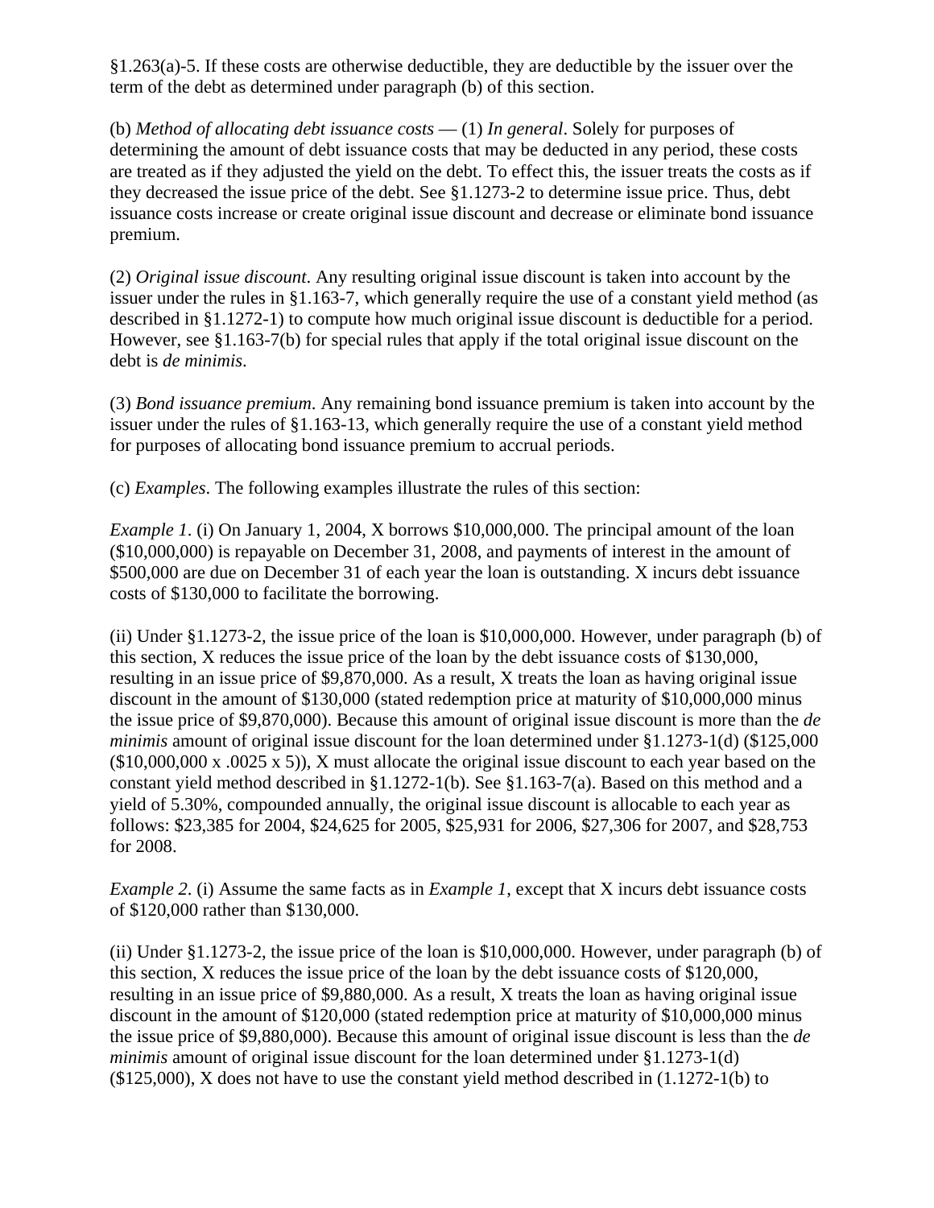§1.263(a)-5. If these costs are otherwise deductible, they are deductible by the issuer over the term of the debt as determined under paragraph (b) of this section.

(b) *Method of allocating debt issuance costs* — (1) *In general*. Solely for purposes of determining the amount of debt issuance costs that may be deducted in any period, these costs are treated as if they adjusted the yield on the debt. To effect this, the issuer treats the costs as if they decreased the issue price of the debt. See §1.1273-2 to determine issue price. Thus, debt issuance costs increase or create original issue discount and decrease or eliminate bond issuance premium.

(2) *Original issue discount*. Any resulting original issue discount is taken into account by the issuer under the rules in §1.163-7, which generally require the use of a constant yield method (as described in §1.1272-1) to compute how much original issue discount is deductible for a period. However, see §1.163-7(b) for special rules that apply if the total original issue discount on the debt is *de minimis*.

(3) *Bond issuance premium*. Any remaining bond issuance premium is taken into account by the issuer under the rules of §1.163-13, which generally require the use of a constant yield method for purposes of allocating bond issuance premium to accrual periods.

(c) *Examples*. The following examples illustrate the rules of this section:

*Example 1*. (i) On January 1, 2004, X borrows $10,000,000. The principal amount of the loan ($10,000,000) is repayable on December 31, 2008, and payments of interest in the amount of $500,000 are due on December 31 of each year the loan is outstanding. X incurs debt issuance costs of $130,000 to facilitate the borrowing.

(ii) Under §1.1273-2, the issue price of the loan is $10,000,000. However, under paragraph (b) of this section, X reduces the issue price of the loan by the debt issuance costs of $130,000, resulting in an issue price of $9,870,000. As a result, X treats the loan as having original issue discount in the amount of $130,000 (stated redemption price at maturity of $10,000,000 minus the issue price of $9,870,000). Because this amount of original issue discount is more than the *de minimis* amount of original issue discount for the loan determined under §1.1273-1(d) ($125,000 ($10,000,000 x .0025 x 5)), X must allocate the original issue discount to each year based on the constant yield method described in §1.1272-1(b). See §1.163-7(a). Based on this method and a yield of 5.30%, compounded annually, the original issue discount is allocable to each year as follows: $23,385 for 2004, $24,625 for 2005, $25,931 for 2006, $27,306 for 2007, and $28,753 for 2008.

*Example 2*. (i) Assume the same facts as in *Example 1*, except that X incurs debt issuance costs of $120,000 rather than $130,000.

(ii) Under §1.1273-2, the issue price of the loan is $10,000,000. However, under paragraph (b) of this section, X reduces the issue price of the loan by the debt issuance costs of $120,000, resulting in an issue price of $9,880,000. As a result, X treats the loan as having original issue discount in the amount of $120,000 (stated redemption price at maturity of $10,000,000 minus the issue price of $9,880,000). Because this amount of original issue discount is less than the *de minimis* amount of original issue discount for the loan determined under §1.1273-1(d) ($125,000), X does not have to use the constant yield method described in (1.1272-1(b) to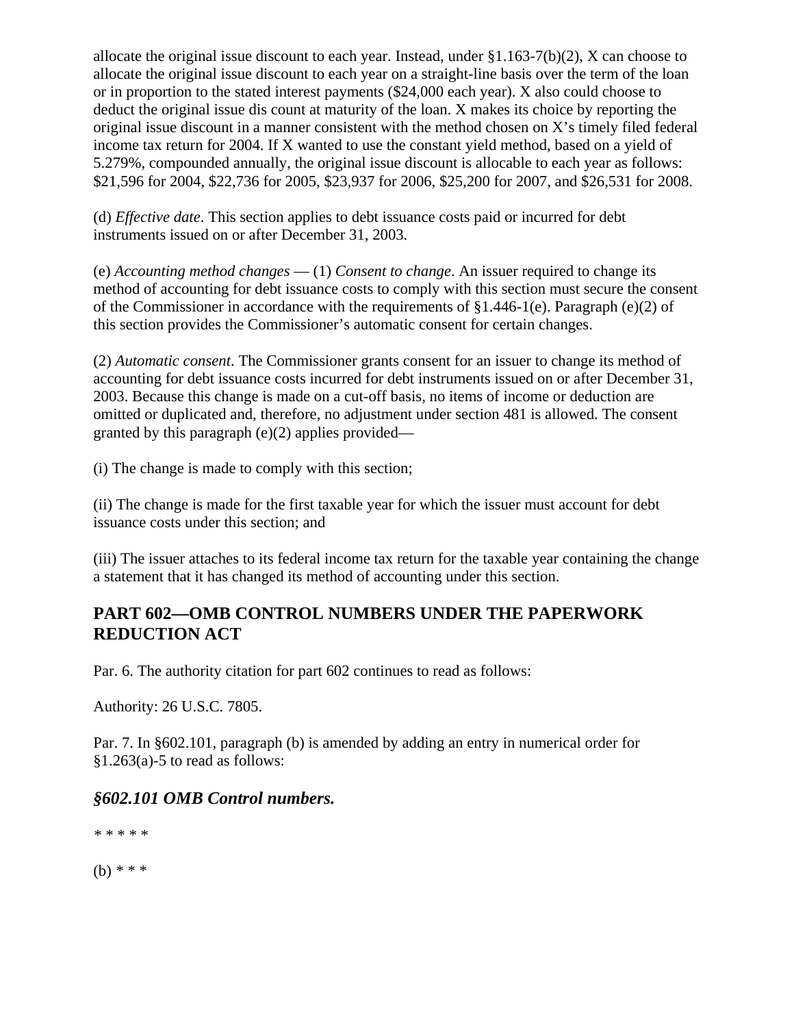allocate the original issue discount to each year. Instead, under §1.163-7(b)(2), X can choose to allocate the original issue discount to each year on a straight-line basis over the term of the loan or in proportion to the stated interest payments ($24,000 each year). X also could choose to deduct the original issue dis count at maturity of the loan. X makes its choice by reporting the original issue discount in a manner consistent with the method chosen on X's timely filed federal income tax return for 2004. If X wanted to use the constant yield method, based on a yield of 5.279%, compounded annually, the original issue discount is allocable to each year as follows: $21,596 for 2004, $22,736 for 2005, $23,937 for 2006, $25,200 for 2007, and $26,531 for 2008.

(d) *Effective date*. This section applies to debt issuance costs paid or incurred for debt instruments issued on or after December 31, 2003.

(e) *Accounting method changes* — (1) *Consent to change*. An issuer required to change its method of accounting for debt issuance costs to comply with this section must secure the consent of the Commissioner in accordance with the requirements of §1.446-1(e). Paragraph (e)(2) of this section provides the Commissioner's automatic consent for certain changes.

(2) *Automatic consent*. The Commissioner grants consent for an issuer to change its method of accounting for debt issuance costs incurred for debt instruments issued on or after December 31, 2003. Because this change is made on a cut-off basis, no items of income or deduction are omitted or duplicated and, therefore, no adjustment under section 481 is allowed. The consent granted by this paragraph (e)(2) applies provided—

(i) The change is made to comply with this section;

(ii) The change is made for the first taxable year for which the issuer must account for debt issuance costs under this section; and

(iii) The issuer attaches to its federal income tax return for the taxable year containing the change a statement that it has changed its method of accounting under this section.

## PART 602—OMB CONTROL NUMBERS UNDER THE PAPERWORK REDUCTION ACT

Par. 6. The authority citation for part 602 continues to read as follows:

Authority: 26 U.S.C. 7805.

Par. 7. In §602.101, paragraph (b) is amended by adding an entry in numerical order for §1.263(a)-5 to read as follows:

### *§602.101 OMB Control numbers.*

\* \* \* \* \*

(b) \* \* \*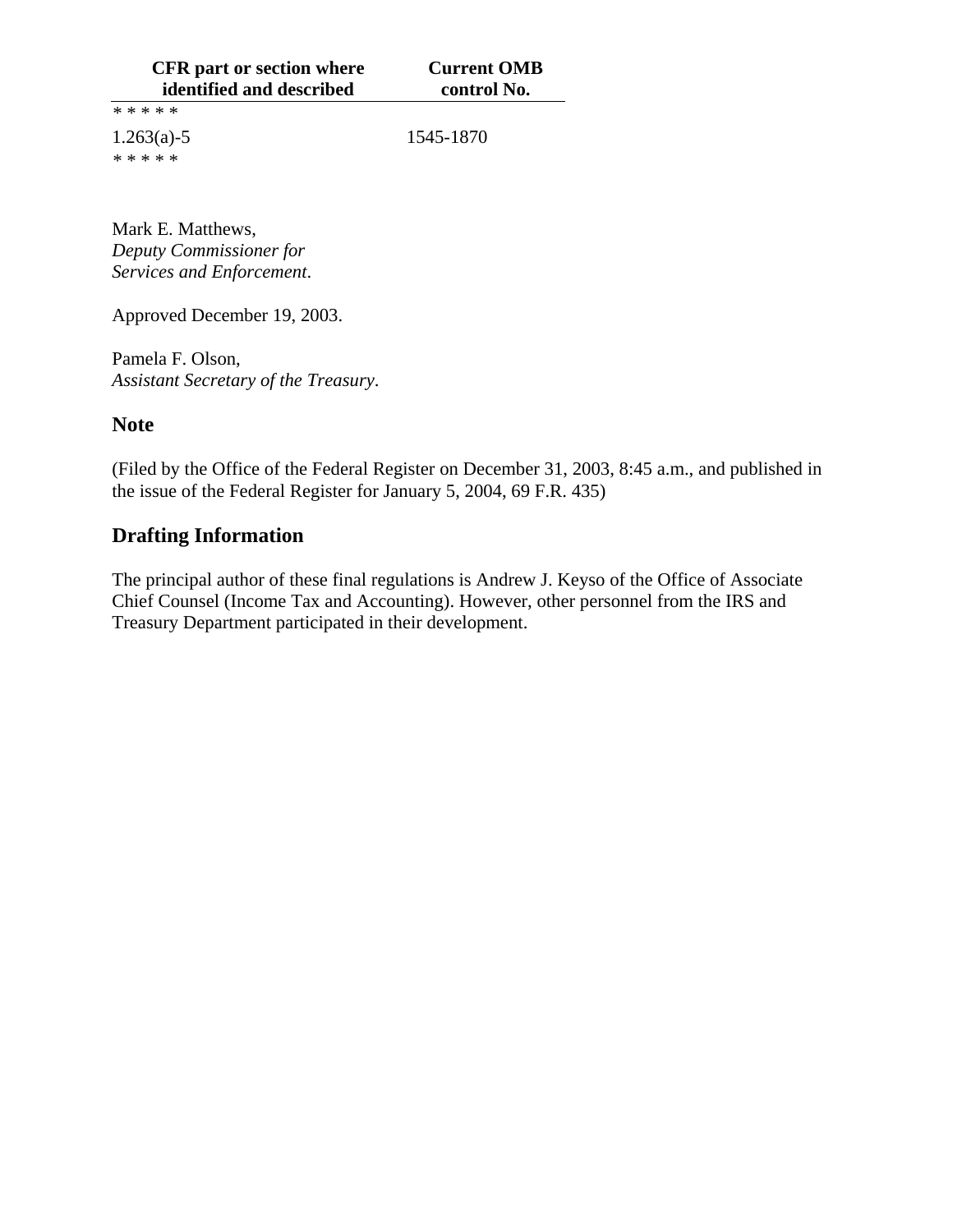| CFR part or section where identified and described | Current OMB control No. |
|---|---|
| * * * * * | |
| 1.263(a)-5 | 1545-1870 |
| * * * * * | |

Mark E. Matthews,
*Deputy Commissioner for Services and Enforcement*.

Approved December 19, 2003.

Pamela F. Olson,
*Assistant Secretary of the Treasury*.

## Note

(Filed by the Office of the Federal Register on December 31, 2003, 8:45 a.m., and published in the issue of the Federal Register for January 5, 2004, 69 F.R. 435)

## Drafting Information

The principal author of these final regulations is Andrew J. Keyso of the Office of Associate Chief Counsel (Income Tax and Accounting). However, other personnel from the IRS and Treasury Department participated in their development.